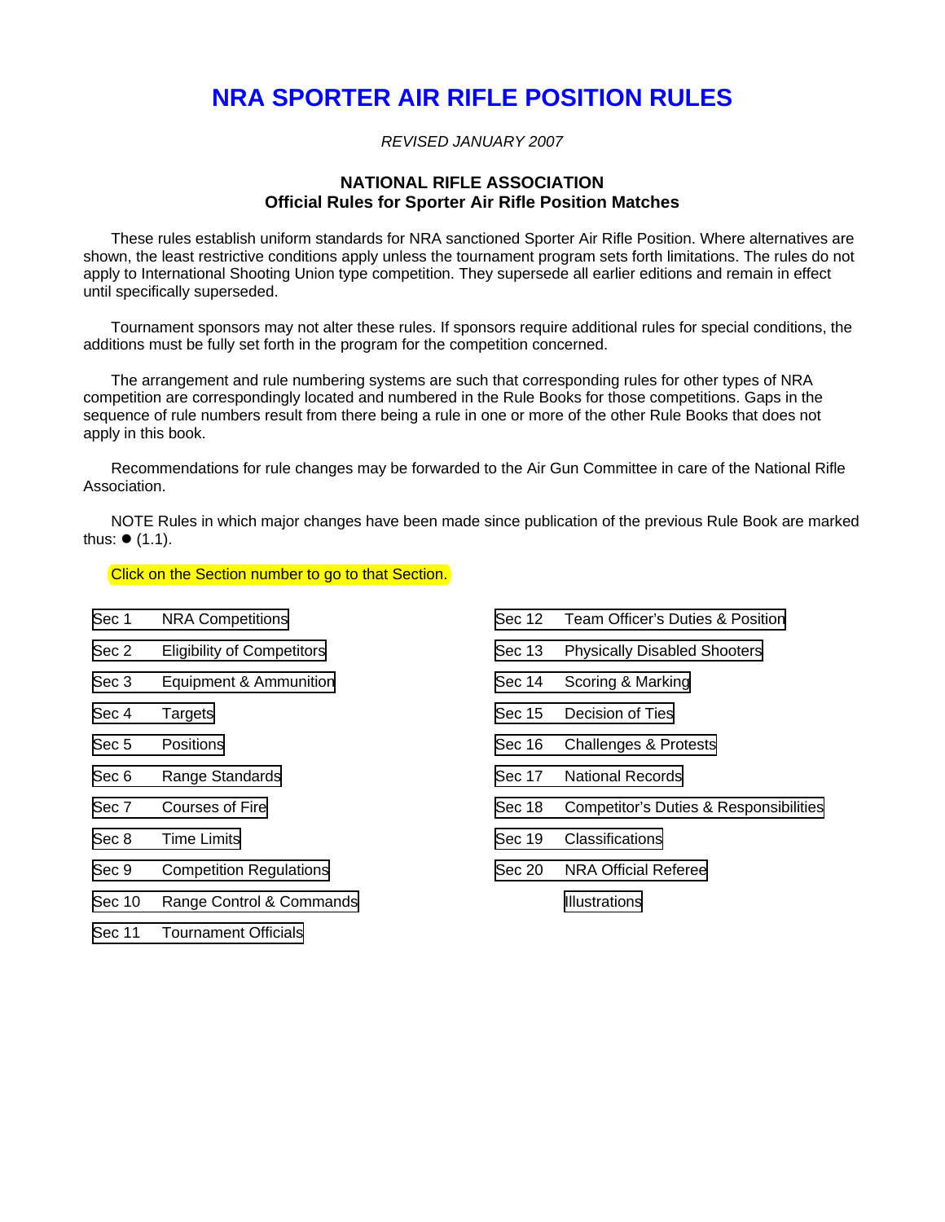# NRA SPORTER AIR RIFLE POSITION RULES

*REVISED JANUARY 2007*

**NATIONAL RIFLE ASSOCIATION**
**Official Rules for Sporter Air Rifle Position Matches**

These rules establish uniform standards for NRA sanctioned Sporter Air Rifle Position. Where alternatives are shown, the least restrictive conditions apply unless the tournament program sets forth limitations. The rules do not apply to International Shooting Union type competition. They supersede all earlier editions and remain in effect until specifically superseded.

Tournament sponsors may not alter these rules. If sponsors require additional rules for special conditions, the additions must be fully set forth in the program for the competition concerned.

The arrangement and rule numbering systems are such that corresponding rules for other types of NRA competition are correspondingly located and numbered in the Rule Books for those competitions. Gaps in the sequence of rule numbers result from there being a rule in one or more of the other Rule Books that does not apply in this book.

Recommendations for rule changes may be forwarded to the Air Gun Committee in care of the National Rifle Association.

NOTE Rules in which major changes have been made since publication of the previous Rule Book are marked thus: ● (1.1).

Click on the Section number to go to that Section.

- Sec 1 NRA Competitions
- Sec 2 Eligibility of Competitors
- Sec 3 Equipment & Ammunition
- Sec 4 Targets
- Sec 5 Positions
- Sec 6 Range Standards
- Sec 7 Courses of Fire
- Sec 8 Time Limits
- Sec 9 Competition Regulations
- Sec 10 Range Control & Commands
- Sec 11 Tournament Officials
- Sec 12 Team Officer's Duties & Position
- Sec 13 Physically Disabled Shooters
- Sec 14 Scoring & Marking
- Sec 15 Decision of Ties
- Sec 16 Challenges & Protests
- Sec 17 National Records
- Sec 18 Competitor's Duties & Responsibilities
- Sec 19 Classifications
- Sec 20 NRA Official Referee
- Illustrations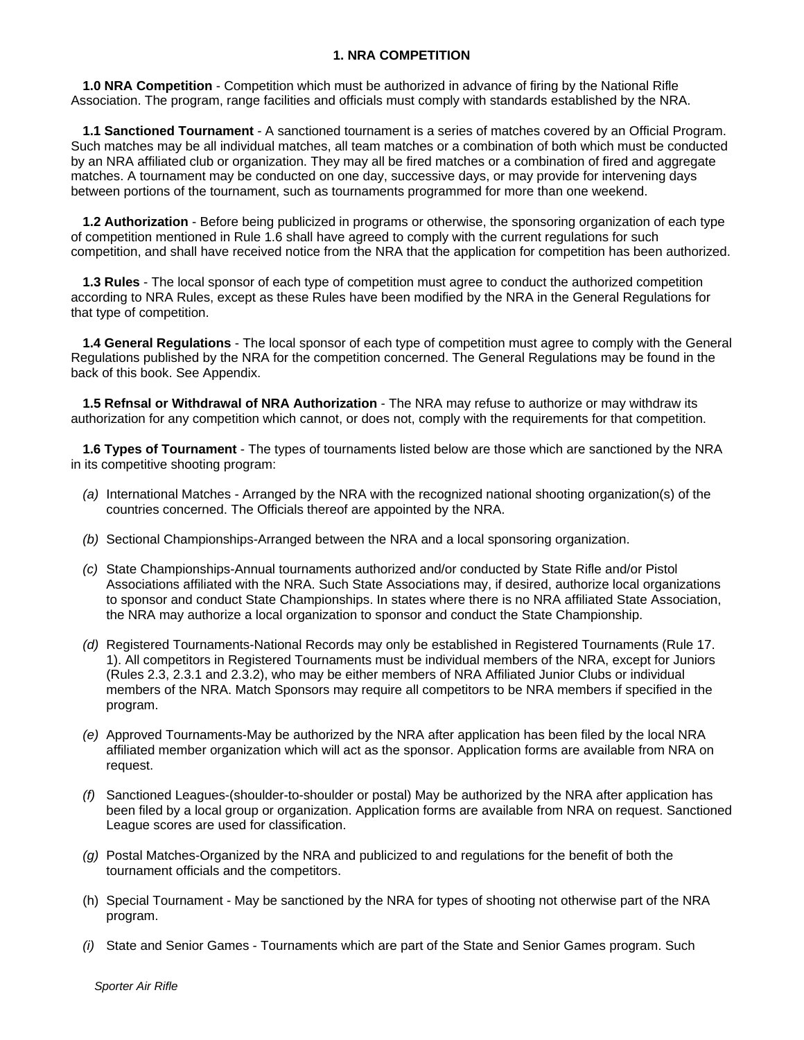# 1. NRA COMPETITION

**1.0 NRA Competition** - Competition which must be authorized in advance of firing by the National Rifle Association. The program, range facilities and officials must comply with standards established by the NRA.

**1.1 Sanctioned Tournament** - A sanctioned tournament is a series of matches covered by an Official Program. Such matches may be all individual matches, all team matches or a combination of both which must be conducted by an NRA affiliated club or organization. They may all be fired matches or a combination of fired and aggregate matches. A tournament may be conducted on one day, successive days, or may provide for intervening days between portions of the tournament, such as tournaments programmed for more than one weekend.

**1.2 Authorization** - Before being publicized in programs or otherwise, the sponsoring organization of each type of competition mentioned in Rule 1.6 shall have agreed to comply with the current regulations for such competition, and shall have received notice from the NRA that the application for competition has been authorized.

**1.3 Rules** - The local sponsor of each type of competition must agree to conduct the authorized competition according to NRA Rules, except as these Rules have been modified by the NRA in the General Regulations for that type of competition.

**1.4 General Regulations** - The local sponsor of each type of competition must agree to comply with the General Regulations published by the NRA for the competition concerned. The General Regulations may be found in the back of this book. See Appendix.

**1.5 Refnsal or Withdrawal of NRA Authorization** - The NRA may refuse to authorize or may withdraw its authorization for any competition which cannot, or does not, comply with the requirements for that competition.

**1.6 Types of Tournament** - The types of tournaments listed below are those which are sanctioned by the NRA in its competitive shooting program:

*(a)* International Matches - Arranged by the NRA with the recognized national shooting organization(s) of the countries concerned. The Officials thereof are appointed by the NRA.

*(b)* Sectional Championships-Arranged between the NRA and a local sponsoring organization.

*(c)* State Championships-Annual tournaments authorized and/or conducted by State Rifle and/or Pistol Associations affiliated with the NRA. Such State Associations may, if desired, authorize local organizations to sponsor and conduct State Championships. In states where there is no NRA affiliated State Association, the NRA may authorize a local organization to sponsor and conduct the State Championship.

*(d)* Registered Tournaments-National Records may only be established in Registered Tournaments (Rule 17. 1). All competitors in Registered Tournaments must be individual members of the NRA, except for Juniors (Rules 2.3, 2.3.1 and 2.3.2), who may be either members of NRA Affiliated Junior Clubs or individual members of the NRA. Match Sponsors may require all competitors to be NRA members if specified in the program.

*(e)* Approved Tournaments-May be authorized by the NRA after application has been filed by the local NRA affiliated member organization which will act as the sponsor. Application forms are available from NRA on request.

*(f)* Sanctioned Leagues-(shoulder-to-shoulder or postal) May be authorized by the NRA after application has been filed by a local group or organization. Application forms are available from NRA on request. Sanctioned League scores are used for classification.

*(g)* Postal Matches-Organized by the NRA and publicized to and regulations for the benefit of both the tournament officials and the competitors.

(h) Special Tournament - May be sanctioned by the NRA for types of shooting not otherwise part of the NRA program.

*(i)* State and Senior Games - Tournaments which are part of the State and Senior Games program. Such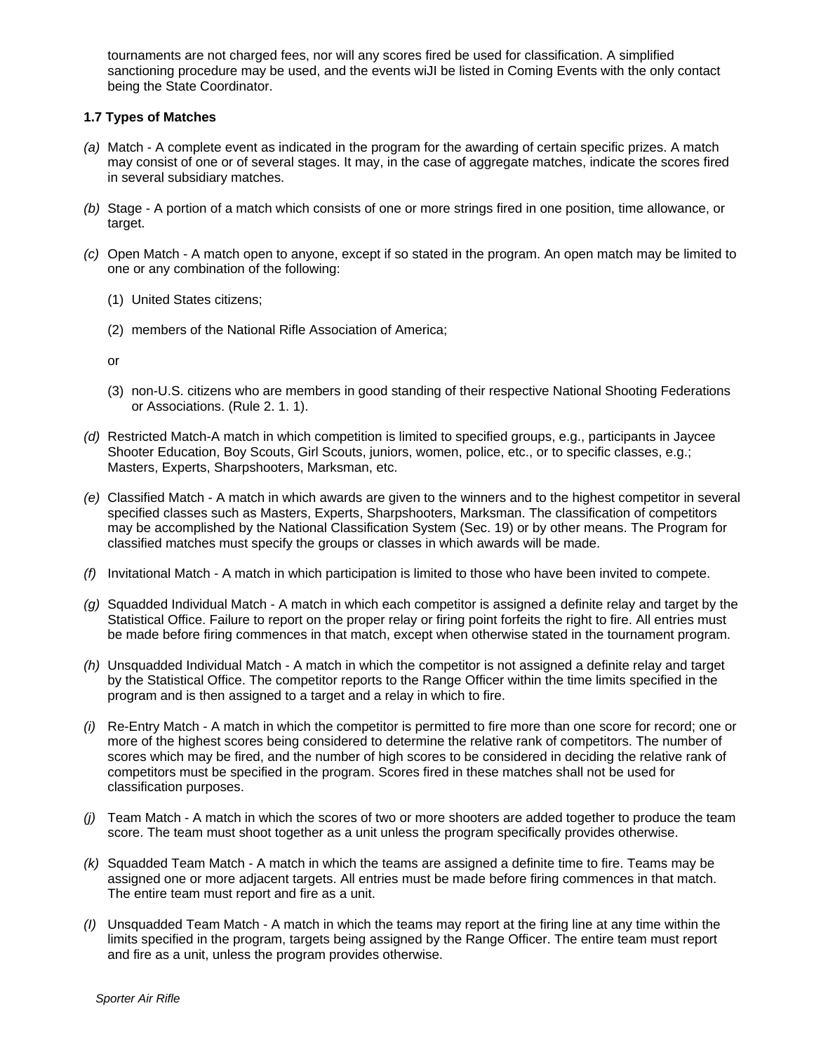tournaments are not charged fees, nor will any scores fired be used for classification. A simplified sanctioning procedure may be used, and the events wiJI be listed in Coming Events with the only contact being the State Coordinator.

### 1.7 Types of Matches

*(a)* Match - A complete event as indicated in the program for the awarding of certain specific prizes. A match may consist of one or of several stages. It may, in the case of aggregate matches, indicate the scores fired in several subsidiary matches.

*(b)* Stage - A portion of a match which consists of one or more strings fired in one position, time allowance, or target.

*(c)* Open Match - A match open to anyone, except if so stated in the program. An open match may be limited to one or any combination of the following:

(1) United States citizens;

(2) members of the National Rifle Association of America;

or

(3) non-U.S. citizens who are members in good standing of their respective National Shooting Federations or Associations. (Rule 2. 1. 1).

*(d)* Restricted Match-A match in which competition is limited to specified groups, e.g., participants in Jaycee Shooter Education, Boy Scouts, Girl Scouts, juniors, women, police, etc., or to specific classes, e.g.; Masters, Experts, Sharpshooters, Marksman, etc.

*(e)* Classified Match - A match in which awards are given to the winners and to the highest competitor in several specified classes such as Masters, Experts, Sharpshooters, Marksman. The classification of competitors may be accomplished by the National Classification System (Sec. 19) or by other means. The Program for classified matches must specify the groups or classes in which awards will be made.

*(f)* Invitational Match - A match in which participation is limited to those who have been invited to compete.

*(g)* Squadded Individual Match - A match in which each competitor is assigned a definite relay and target by the Statistical Office. Failure to report on the proper relay or firing point forfeits the right to fire. All entries must be made before firing commences in that match, except when otherwise stated in the tournament program.

*(h)* Unsquadded Individual Match - A match in which the competitor is not assigned a definite relay and target by the Statistical Office. The competitor reports to the Range Officer within the time limits specified in the program and is then assigned to a target and a relay in which to fire.

*(i)* Re-Entry Match - A match in which the competitor is permitted to fire more than one score for record; one or more of the highest scores being considered to determine the relative rank of competitors. The number of scores which may be fired, and the number of high scores to be considered in deciding the relative rank of competitors must be specified in the program. Scores fired in these matches shall not be used for classification purposes.

*(j)* Team Match - A match in which the scores of two or more shooters are added together to produce the team score. The team must shoot together as a unit unless the program specifically provides otherwise.

*(k)* Squadded Team Match - A match in which the teams are assigned a definite time to fire. Teams may be assigned one or more adjacent targets. All entries must be made before firing commences in that match. The entire team must report and fire as a unit.

*(l)* Unsquadded Team Match - A match in which the teams may report at the firing line at any time within the limits specified in the program, targets being assigned by the Range Officer. The entire team must report and fire as a unit, unless the program provides otherwise.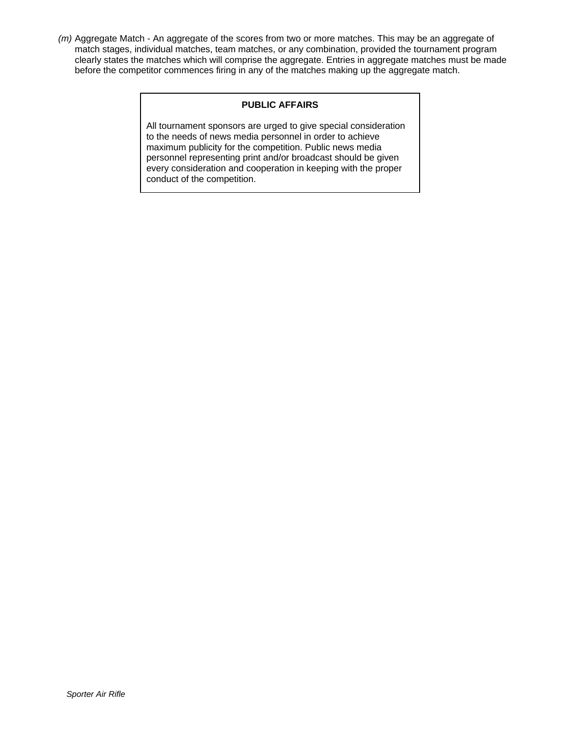*(m)* Aggregate Match - An aggregate of the scores from two or more matches. This may be an aggregate of match stages, individual matches, team matches, or any combination, provided the tournament program clearly states the matches which will comprise the aggregate. Entries in aggregate matches must be made before the competitor commences firing in any of the matches making up the aggregate match.

**PUBLIC AFFAIRS**

All tournament sponsors are urged to give special consideration to the needs of news media personnel in order to achieve maximum publicity for the competition. Public news media personnel representing print and/or broadcast should be given every consideration and cooperation in keeping with the proper conduct of the competition.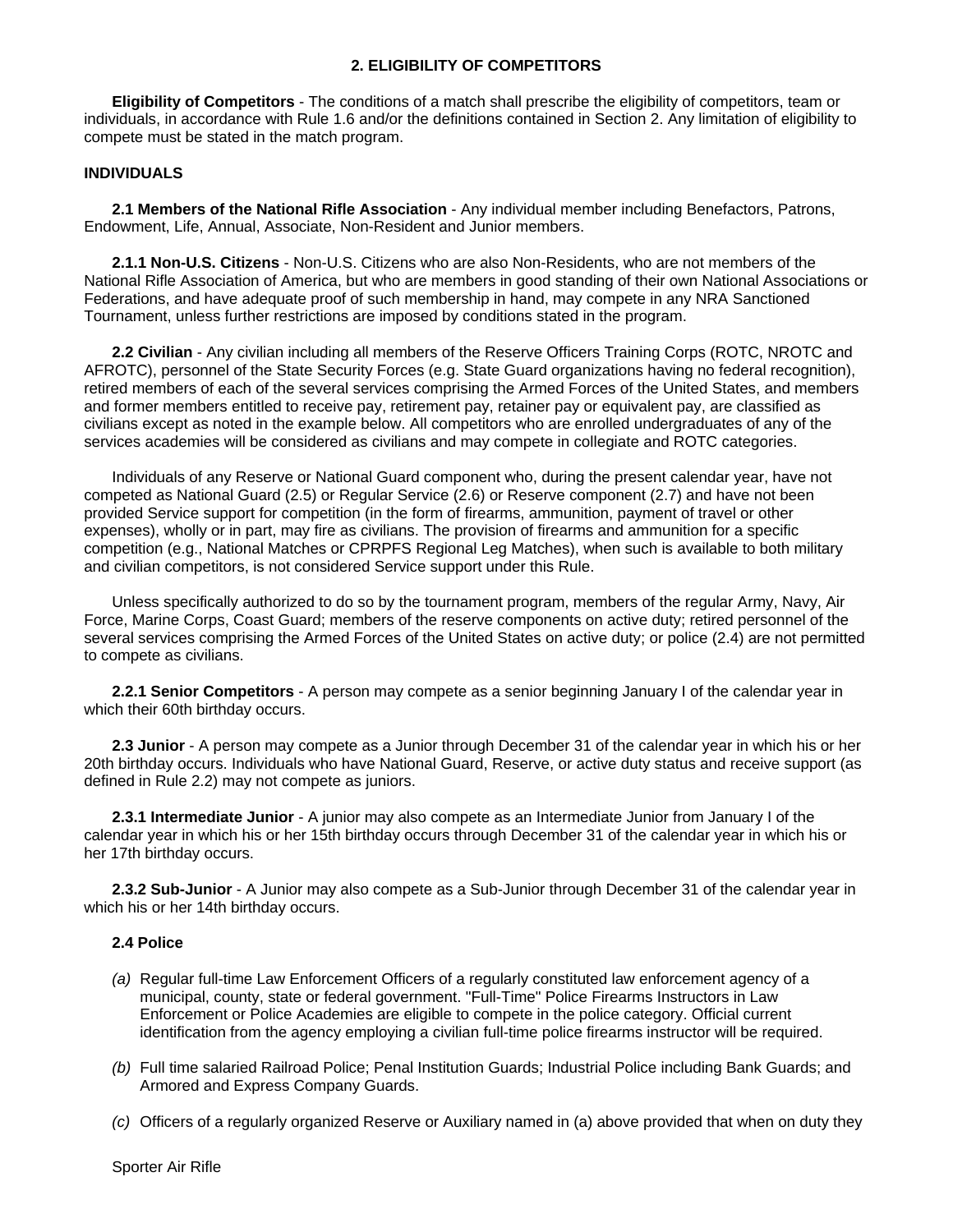## 2. ELIGIBILITY OF COMPETITORS

**Eligibility of Competitors** - The conditions of a match shall prescribe the eligibility of competitors, team or individuals, in accordance with Rule 1.6 and/or the definitions contained in Section 2. Any limitation of eligibility to compete must be stated in the match program.

### INDIVIDUALS

**2.1 Members of the National Rifle Association** - Any individual member including Benefactors, Patrons, Endowment, Life, Annual, Associate, Non-Resident and Junior members.

**2.1.1 Non-U.S. Citizens** - Non-U.S. Citizens who are also Non-Residents, who are not members of the National Rifle Association of America, but who are members in good standing of their own National Associations or Federations, and have adequate proof of such membership in hand, may compete in any NRA Sanctioned Tournament, unless further restrictions are imposed by conditions stated in the program.

**2.2 Civilian** - Any civilian including all members of the Reserve Officers Training Corps (ROTC, NROTC and AFROTC), personnel of the State Security Forces (e.g. State Guard organizations having no federal recognition), retired members of each of the several services comprising the Armed Forces of the United States, and members and former members entitled to receive pay, retirement pay, retainer pay or equivalent pay, are classified as civilians except as noted in the example below. All competitors who are enrolled undergraduates of any of the services academies will be considered as civilians and may compete in collegiate and ROTC categories.

Individuals of any Reserve or National Guard component who, during the present calendar year, have not competed as National Guard (2.5) or Regular Service (2.6) or Reserve component (2.7) and have not been provided Service support for competition (in the form of firearms, ammunition, payment of travel or other expenses), wholly or in part, may fire as civilians. The provision of firearms and ammunition for a specific competition (e.g., National Matches or CPRPFS Regional Leg Matches), when such is available to both military and civilian competitors, is not considered Service support under this Rule.

Unless specifically authorized to do so by the tournament program, members of the regular Army, Navy, Air Force, Marine Corps, Coast Guard; members of the reserve components on active duty; retired personnel of the several services comprising the Armed Forces of the United States on active duty; or police (2.4) are not permitted to compete as civilians.

**2.2.1 Senior Competitors** - A person may compete as a senior beginning January I of the calendar year in which their 60th birthday occurs.

**2.3 Junior** - A person may compete as a Junior through December 31 of the calendar year in which his or her 20th birthday occurs. Individuals who have National Guard, Reserve, or active duty status and receive support (as defined in Rule 2.2) may not compete as juniors.

**2.3.1 Intermediate Junior** - A junior may also compete as an Intermediate Junior from January I of the calendar year in which his or her 15th birthday occurs through December 31 of the calendar year in which his or her 17th birthday occurs.

**2.3.2 Sub-Junior** - A Junior may also compete as a Sub-Junior through December 31 of the calendar year in which his or her 14th birthday occurs.

**2.4 Police**

*(a)* Regular full-time Law Enforcement Officers of a regularly constituted law enforcement agency of a municipal, county, state or federal government. "Full-Time" Police Firearms Instructors in Law Enforcement or Police Academies are eligible to compete in the police category. Official current identification from the agency employing a civilian full-time police firearms instructor will be required.

*(b)* Full time salaried Railroad Police; Penal Institution Guards; Industrial Police including Bank Guards; and Armored and Express Company Guards.

*(c)* Officers of a regularly organized Reserve or Auxiliary named in (a) above provided that when on duty they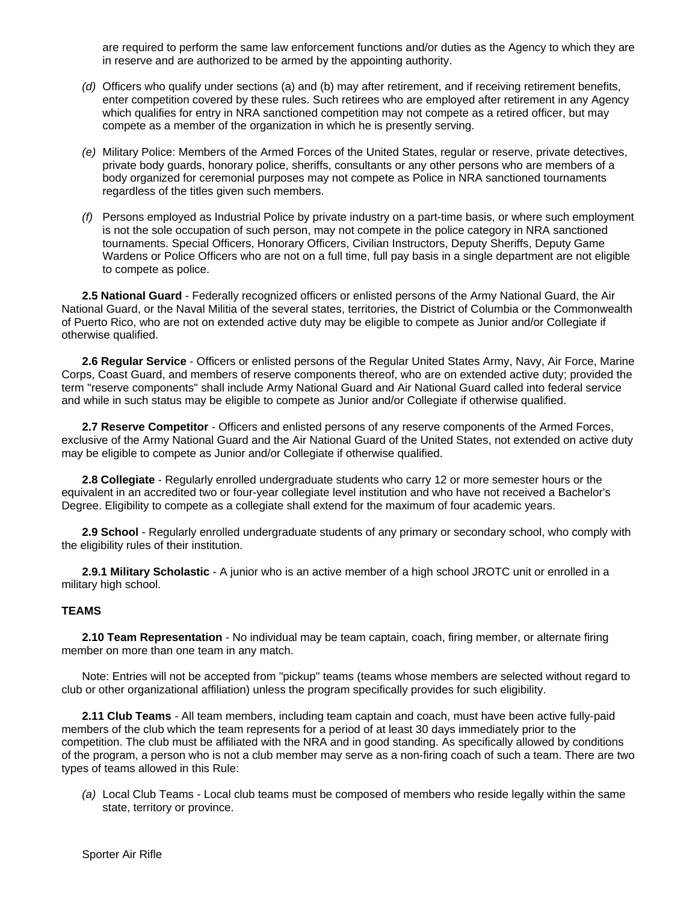are required to perform the same law enforcement functions and/or duties as the Agency to which they are in reserve and are authorized to be armed by the appointing authority.

*(d)* Officers who qualify under sections (a) and (b) may after retirement, and if receiving retirement benefits, enter competition covered by these rules. Such retirees who are employed after retirement in any Agency which qualifies for entry in NRA sanctioned competition may not compete as a retired officer, but may compete as a member of the organization in which he is presently serving.

*(e)* Military Police: Members of the Armed Forces of the United States, regular or reserve, private detectives, private body guards, honorary police, sheriffs, consultants or any other persons who are members of a body organized for ceremonial purposes may not compete as Police in NRA sanctioned tournaments regardless of the titles given such members.

*(f)* Persons employed as Industrial Police by private industry on a part-time basis, or where such employment is not the sole occupation of such person, may not compete in the police category in NRA sanctioned tournaments. Special Officers, Honorary Officers, Civilian Instructors, Deputy Sheriffs, Deputy Game Wardens or Police Officers who are not on a full time, full pay basis in a single department are not eligible to compete as police.

**2.5 National Guard** - Federally recognized officers or enlisted persons of the Army National Guard, the Air National Guard, or the Naval Militia of the several states, territories, the District of Columbia or the Commonwealth of Puerto Rico, who are not on extended active duty may be eligible to compete as Junior and/or Collegiate if otherwise qualified.

**2.6 Regular Service** - Officers or enlisted persons of the Regular United States Army, Navy, Air Force, Marine Corps, Coast Guard, and members of reserve components thereof, who are on extended active duty; provided the term "reserve components" shall include Army National Guard and Air National Guard called into federal service and while in such status may be eligible to compete as Junior and/or Collegiate if otherwise qualified.

**2.7 Reserve Competitor** - Officers and enlisted persons of any reserve components of the Armed Forces, exclusive of the Army National Guard and the Air National Guard of the United States, not extended on active duty may be eligible to compete as Junior and/or Collegiate if otherwise qualified.

**2.8 Collegiate** - Regularly enrolled undergraduate students who carry 12 or more semester hours or the equivalent in an accredited two or four-year collegiate level institution and who have not received a Bachelor's Degree. Eligibility to compete as a collegiate shall extend for the maximum of four academic years.

**2.9 School** - Regularly enrolled undergraduate students of any primary or secondary school, who comply with the eligibility rules of their institution.

**2.9.1 Military Scholastic** - A junior who is an active member of a high school JROTC unit or enrolled in a military high school.

**TEAMS**

**2.10 Team Representation** - No individual may be team captain, coach, firing member, or alternate firing member on more than one team in any match.

Note: Entries will not be accepted from "pickup" teams (teams whose members are selected without regard to club or other organizational affiliation) unless the program specifically provides for such eligibility.

**2.11 Club Teams** - All team members, including team captain and coach, must have been active fully-paid members of the club which the team represents for a period of at least 30 days immediately prior to the competition. The club must be affiliated with the NRA and in good standing. As specifically allowed by conditions of the program, a person who is not a club member may serve as a non-firing coach of such a team. There are two types of teams allowed in this Rule:

*(a)* Local Club Teams - Local club teams must be composed of members who reside legally within the same state, territory or province.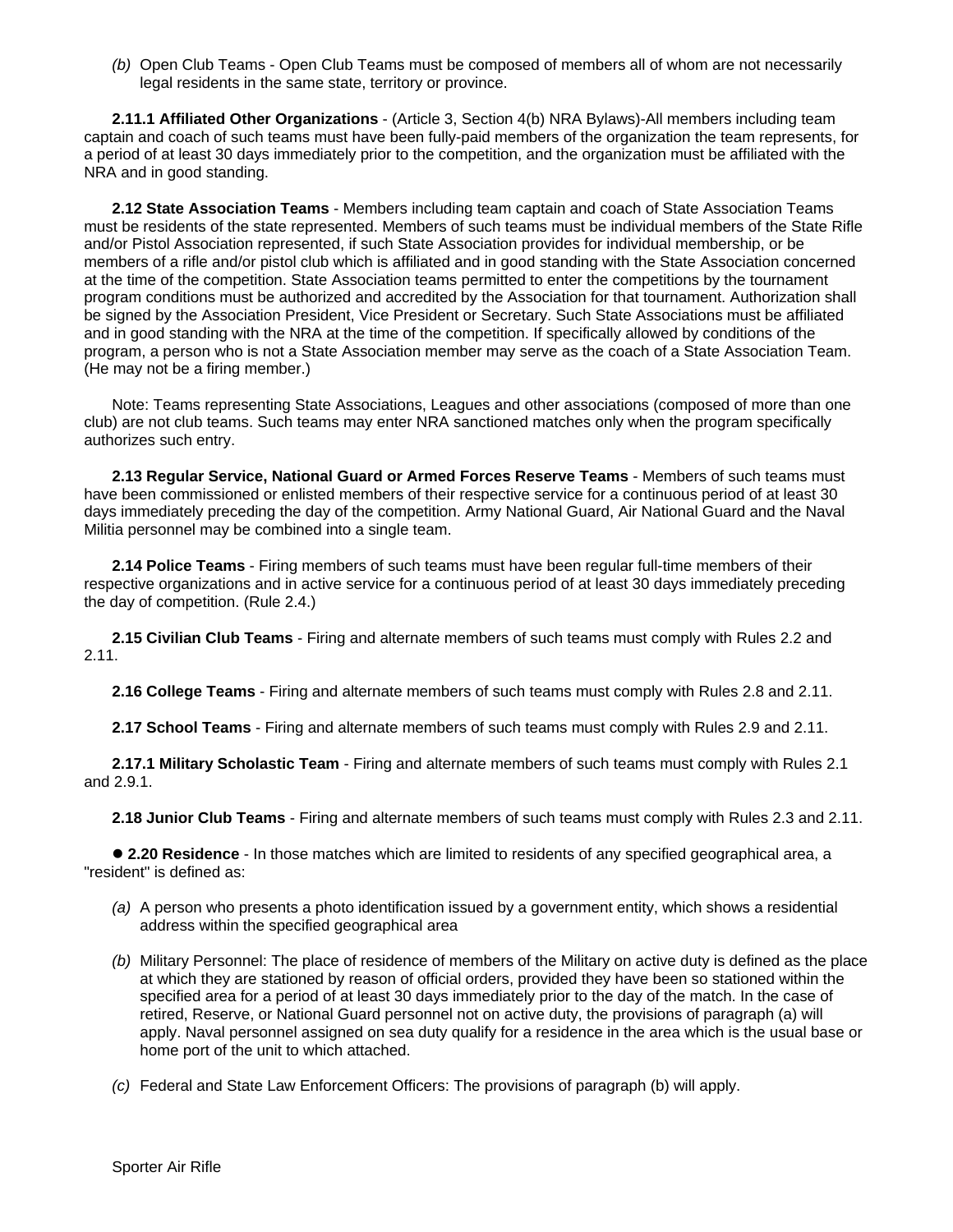*(b)* Open Club Teams - Open Club Teams must be composed of members all of whom are not necessarily legal residents in the same state, territory or province.

**2.11.1 Affiliated Other Organizations** - (Article 3, Section 4(b) NRA Bylaws)-All members including team captain and coach of such teams must have been fully-paid members of the organization the team represents, for a period of at least 30 days immediately prior to the competition, and the organization must be affiliated with the NRA and in good standing.

**2.12 State Association Teams** - Members including team captain and coach of State Association Teams must be residents of the state represented. Members of such teams must be individual members of the State Rifle and/or Pistol Association represented, if such State Association provides for individual membership, or be members of a rifle and/or pistol club which is affiliated and in good standing with the State Association concerned at the time of the competition. State Association teams permitted to enter the competitions by the tournament program conditions must be authorized and accredited by the Association for that tournament. Authorization shall be signed by the Association President, Vice President or Secretary. Such State Associations must be affiliated and in good standing with the NRA at the time of the competition. If specifically allowed by conditions of the program, a person who is not a State Association member may serve as the coach of a State Association Team. (He may not be a firing member.)

Note: Teams representing State Associations, Leagues and other associations (composed of more than one club) are not club teams. Such teams may enter NRA sanctioned matches only when the program specifically authorizes such entry.

**2.13 Regular Service, National Guard or Armed Forces Reserve Teams** - Members of such teams must have been commissioned or enlisted members of their respective service for a continuous period of at least 30 days immediately preceding the day of the competition. Army National Guard, Air National Guard and the Naval Militia personnel may be combined into a single team.

**2.14 Police Teams** - Firing members of such teams must have been regular full-time members of their respective organizations and in active service for a continuous period of at least 30 days immediately preceding the day of competition. (Rule 2.4.)

**2.15 Civilian Club Teams** - Firing and alternate members of such teams must comply with Rules 2.2 and 2.11.

**2.16 College Teams** - Firing and alternate members of such teams must comply with Rules 2.8 and 2.11.

**2.17 School Teams** - Firing and alternate members of such teams must comply with Rules 2.9 and 2.11.

**2.17.1 Military Scholastic Team** - Firing and alternate members of such teams must comply with Rules 2.1 and 2.9.1.

**2.18 Junior Club Teams** - Firing and alternate members of such teams must comply with Rules 2.3 and 2.11.

● **2.20 Residence** - In those matches which are limited to residents of any specified geographical area, a "resident" is defined as:

*(a)* A person who presents a photo identification issued by a government entity, which shows a residential address within the specified geographical area

*(b)* Military Personnel: The place of residence of members of the Military on active duty is defined as the place at which they are stationed by reason of official orders, provided they have been so stationed within the specified area for a period of at least 30 days immediately prior to the day of the match. In the case of retired, Reserve, or National Guard personnel not on active duty, the provisions of paragraph (a) will apply. Naval personnel assigned on sea duty qualify for a residence in the area which is the usual base or home port of the unit to which attached.

*(c)* Federal and State Law Enforcement Officers: The provisions of paragraph (b) will apply.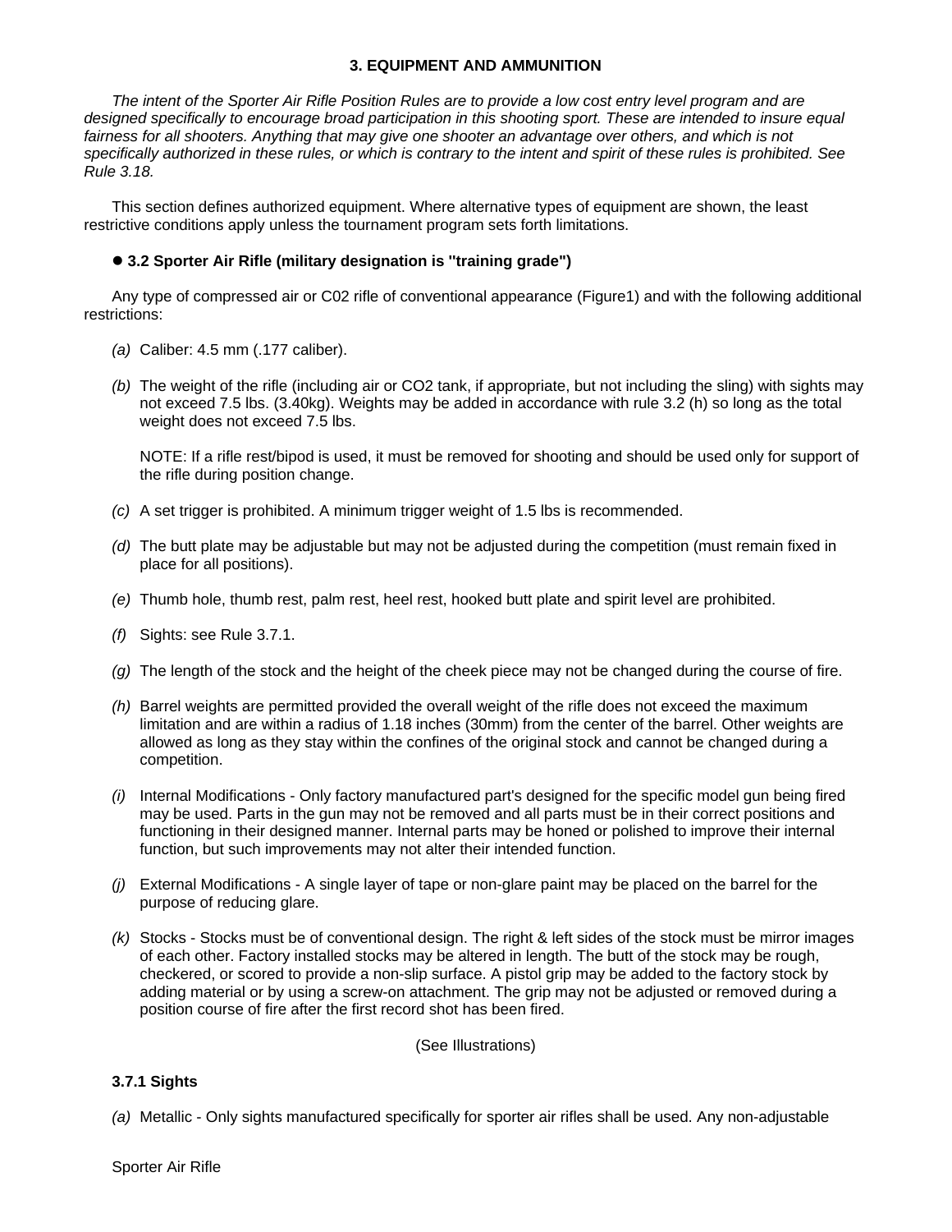## 3. EQUIPMENT AND AMMUNITION

*The intent of the Sporter Air Rifle Position Rules are to provide a low cost entry level program and are designed specifically to encourage broad participation in this shooting sport. These are intended to insure equal fairness for all shooters. Anything that may give one shooter an advantage over others, and which is not specifically authorized in these rules, or which is contrary to the intent and spirit of these rules is prohibited. See Rule 3.18.*

This section defines authorized equipment. Where alternative types of equipment are shown, the least restrictive conditions apply unless the tournament program sets forth limitations.

### ● 3.2 Sporter Air Rifle (military designation is "training grade")

Any type of compressed air or C02 rifle of conventional appearance (Figure1) and with the following additional restrictions:

*(a)* Caliber: 4.5 mm (.177 caliber).

*(b)* The weight of the rifle (including air or CO2 tank, if appropriate, but not including the sling) with sights may not exceed 7.5 lbs. (3.40kg). Weights may be added in accordance with rule 3.2 (h) so long as the total weight does not exceed 7.5 lbs.

NOTE: If a rifle rest/bipod is used, it must be removed for shooting and should be used only for support of the rifle during position change.

*(c)* A set trigger is prohibited. A minimum trigger weight of 1.5 lbs is recommended.

*(d)* The butt plate may be adjustable but may not be adjusted during the competition (must remain fixed in place for all positions).

*(e)* Thumb hole, thumb rest, palm rest, heel rest, hooked butt plate and spirit level are prohibited.

*(f)* Sights: see Rule 3.7.1.

*(g)* The length of the stock and the height of the cheek piece may not be changed during the course of fire.

*(h)* Barrel weights are permitted provided the overall weight of the rifle does not exceed the maximum limitation and are within a radius of 1.18 inches (30mm) from the center of the barrel. Other weights are allowed as long as they stay within the confines of the original stock and cannot be changed during a competition.

*(i)* Internal Modifications - Only factory manufactured part's designed for the specific model gun being fired may be used. Parts in the gun may not be removed and all parts must be in their correct positions and functioning in their designed manner. Internal parts may be honed or polished to improve their internal function, but such improvements may not alter their intended function.

*(j)* External Modifications - A single layer of tape or non-glare paint may be placed on the barrel for the purpose of reducing glare.

*(k)* Stocks - Stocks must be of conventional design. The right & left sides of the stock must be mirror images of each other. Factory installed stocks may be altered in length. The butt of the stock may be rough, checkered, or scored to provide a non-slip surface. A pistol grip may be added to the factory stock by adding material or by using a screw-on attachment. The grip may not be adjusted or removed during a position course of fire after the first record shot has been fired.

(See Illustrations)

### 3.7.1 Sights

*(a)* Metallic - Only sights manufactured specifically for sporter air rifles shall be used. Any non-adjustable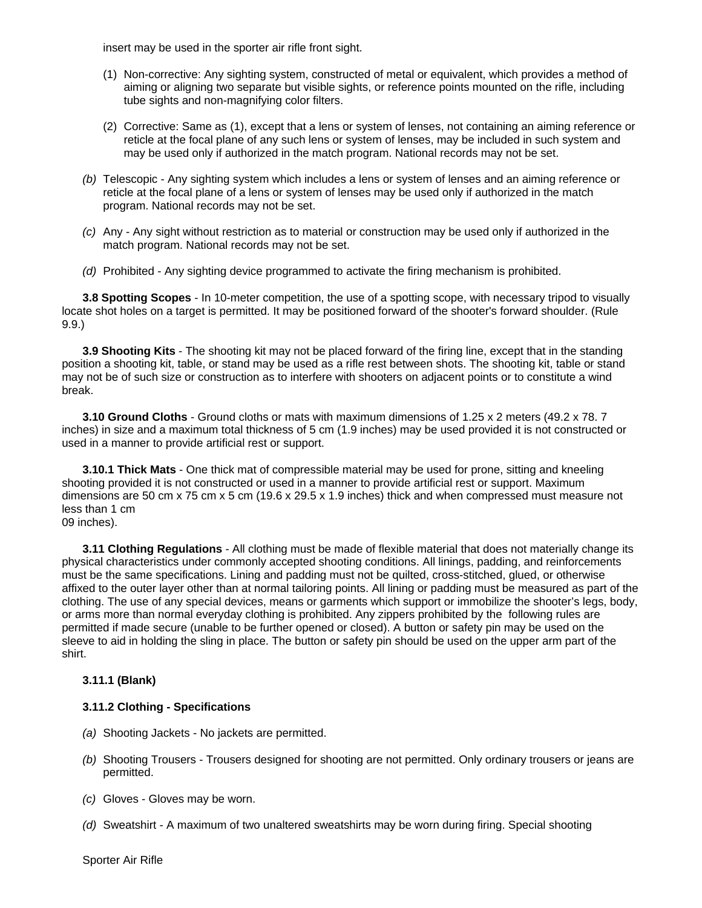insert may be used in the sporter air rifle front sight.

(1) Non-corrective: Any sighting system, constructed of metal or equivalent, which provides a method of aiming or aligning two separate but visible sights, or reference points mounted on the rifle, including tube sights and non-magnifying color filters.

(2) Corrective: Same as (1), except that a lens or system of lenses, not containing an aiming reference or reticle at the focal plane of any such lens or system of lenses, may be included in such system and may be used only if authorized in the match program. National records may not be set.

*(b)* Telescopic - Any sighting system which includes a lens or system of lenses and an aiming reference or reticle at the focal plane of a lens or system of lenses may be used only if authorized in the match program. National records may not be set.

*(c)* Any - Any sight without restriction as to material or construction may be used only if authorized in the match program. National records may not be set.

*(d)* Prohibited - Any sighting device programmed to activate the firing mechanism is prohibited.

**3.8 Spotting Scopes** - In 10-meter competition, the use of a spotting scope, with necessary tripod to visually locate shot holes on a target is permitted. It may be positioned forward of the shooter's forward shoulder. (Rule 9.9.)

**3.9 Shooting Kits** - The shooting kit may not be placed forward of the firing line, except that in the standing position a shooting kit, table, or stand may be used as a rifle rest between shots. The shooting kit, table or stand may not be of such size or construction as to interfere with shooters on adjacent points or to constitute a wind break.

**3.10 Ground Cloths** - Ground cloths or mats with maximum dimensions of 1.25 x 2 meters (49.2 x 78. 7 inches) in size and a maximum total thickness of 5 cm (1.9 inches) may be used provided it is not constructed or used in a manner to provide artificial rest or support.

**3.10.1 Thick Mats** - One thick mat of compressible material may be used for prone, sitting and kneeling shooting provided it is not constructed or used in a manner to provide artificial rest or support. Maximum dimensions are 50 cm x 75 cm x 5 cm (19.6 x 29.5 x 1.9 inches) thick and when compressed must measure not less than 1 cm
09 inches).

**3.11 Clothing Regulations** - All clothing must be made of flexible material that does not materially change its physical characteristics under commonly accepted shooting conditions. All linings, padding, and reinforcements must be the same specifications. Lining and padding must not be quilted, cross-stitched, glued, or otherwise affixed to the outer layer other than at normal tailoring points. All lining or padding must be measured as part of the clothing. The use of any special devices, means or garments which support or immobilize the shooter's legs, body, or arms more than normal everyday clothing is prohibited. Any zippers prohibited by the following rules are permitted if made secure (unable to be further opened or closed). A button or safety pin may be used on the sleeve to aid in holding the sling in place. The button or safety pin should be used on the upper arm part of the shirt.

**3.11.1 (Blank)**

**3.11.2 Clothing - Specifications**

*(a)* Shooting Jackets - No jackets are permitted.

*(b)* Shooting Trousers - Trousers designed for shooting are not permitted. Only ordinary trousers or jeans are permitted.

*(c)* Gloves - Gloves may be worn.

*(d)* Sweatshirt - A maximum of two unaltered sweatshirts may be worn during firing. Special shooting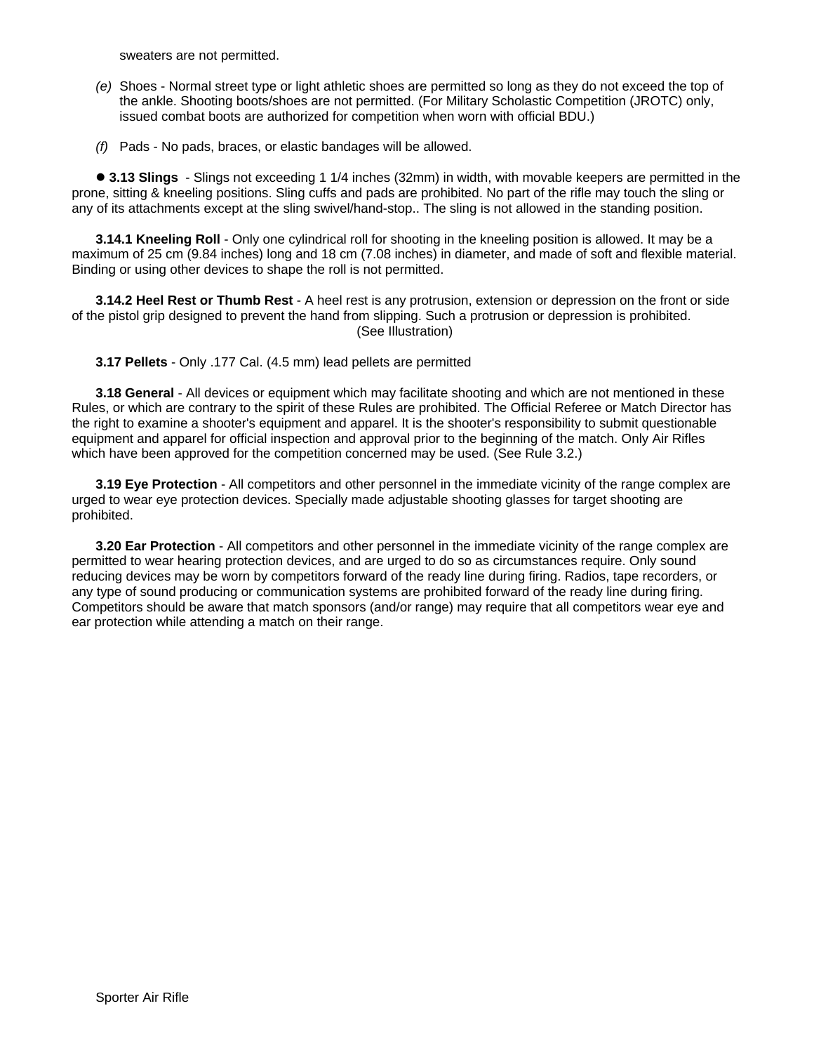sweaters are not permitted.

*(e)* Shoes - Normal street type or light athletic shoes are permitted so long as they do not exceed the top of the ankle. Shooting boots/shoes are not permitted. (For Military Scholastic Competition (JROTC) only, issued combat boots are authorized for competition when worn with official BDU.)

*(f)* Pads - No pads, braces, or elastic bandages will be allowed.

● **3.13 Slings** - Slings not exceeding 1 1/4 inches (32mm) in width, with movable keepers are permitted in the prone, sitting & kneeling positions. Sling cuffs and pads are prohibited. No part of the rifle may touch the sling or any of its attachments except at the sling swivel/hand-stop.. The sling is not allowed in the standing position.

**3.14.1 Kneeling Roll** - Only one cylindrical roll for shooting in the kneeling position is allowed. It may be a maximum of 25 cm (9.84 inches) long and 18 cm (7.08 inches) in diameter, and made of soft and flexible material. Binding or using other devices to shape the roll is not permitted.

**3.14.2 Heel Rest or Thumb Rest** - A heel rest is any protrusion, extension or depression on the front or side of the pistol grip designed to prevent the hand from slipping. Such a protrusion or depression is prohibited. (See Illustration)

**3.17 Pellets** - Only .177 Cal. (4.5 mm) lead pellets are permitted

**3.18 General** - All devices or equipment which may facilitate shooting and which are not mentioned in these Rules, or which are contrary to the spirit of these Rules are prohibited. The Official Referee or Match Director has the right to examine a shooter's equipment and apparel. It is the shooter's responsibility to submit questionable equipment and apparel for official inspection and approval prior to the beginning of the match. Only Air Rifles which have been approved for the competition concerned may be used. (See Rule 3.2.)

**3.19 Eye Protection** - All competitors and other personnel in the immediate vicinity of the range complex are urged to wear eye protection devices. Specially made adjustable shooting glasses for target shooting are prohibited.

**3.20 Ear Protection** - All competitors and other personnel in the immediate vicinity of the range complex are permitted to wear hearing protection devices, and are urged to do so as circumstances require. Only sound reducing devices may be worn by competitors forward of the ready line during firing. Radios, tape recorders, or any type of sound producing or communication systems are prohibited forward of the ready line during firing. Competitors should be aware that match sponsors (and/or range) may require that all competitors wear eye and ear protection while attending a match on their range.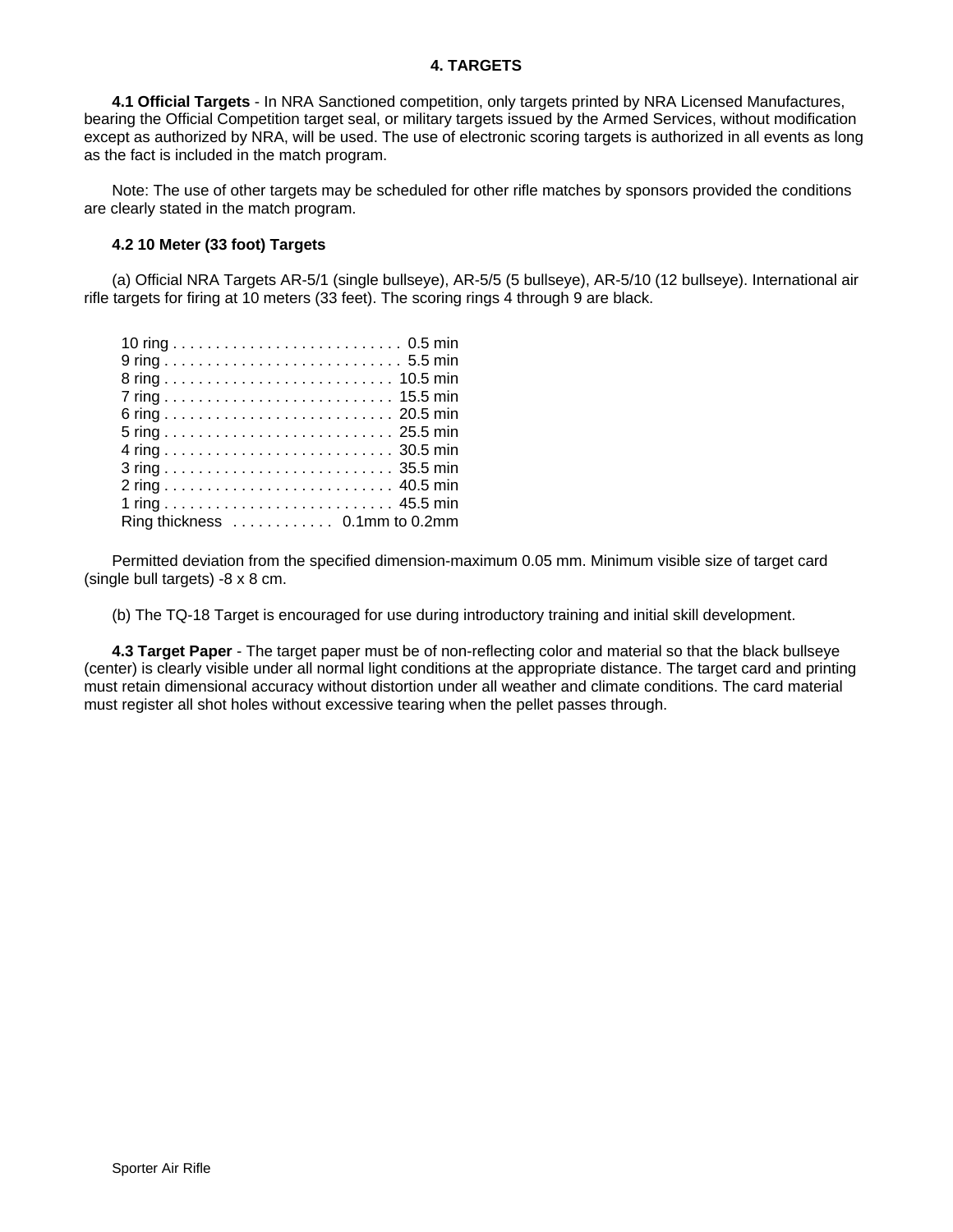## 4. TARGETS

**4.1 Official Targets** - In NRA Sanctioned competition, only targets printed by NRA Licensed Manufactures, bearing the Official Competition target seal, or military targets issued by the Armed Services, without modification except as authorized by NRA, will be used. The use of electronic scoring targets is authorized in all events as long as the fact is included in the match program.

Note: The use of other targets may be scheduled for other rifle matches by sponsors provided the conditions are clearly stated in the match program.

**4.2 10 Meter (33 foot) Targets**

(a) Official NRA Targets AR-5/1 (single bullseye), AR-5/5 (5 bullseye), AR-5/10 (12 bullseye). International air rifle targets for firing at 10 meters (33 feet). The scoring rings 4 through 9 are black.

| | |
|---|---|
| 10 ring | 0.5 min |
| 9 ring | 5.5 min |
| 8 ring | 10.5 min |
| 7 ring | 15.5 min |
| 6 ring | 20.5 min |
| 5 ring | 25.5 min |
| 4 ring | 30.5 min |
| 3 ring | 35.5 min |
| 2 ring | 40.5 min |
| 1 ring | 45.5 min |
| Ring thickness | 0.1mm to 0.2mm |

Permitted deviation from the specified dimension-maximum 0.05 mm. Minimum visible size of target card (single bull targets) -8 x 8 cm.

(b) The TQ-18 Target is encouraged for use during introductory training and initial skill development.

**4.3 Target Paper** - The target paper must be of non-reflecting color and material so that the black bullseye (center) is clearly visible under all normal light conditions at the appropriate distance. The target card and printing must retain dimensional accuracy without distortion under all weather and climate conditions. The card material must register all shot holes without excessive tearing when the pellet passes through.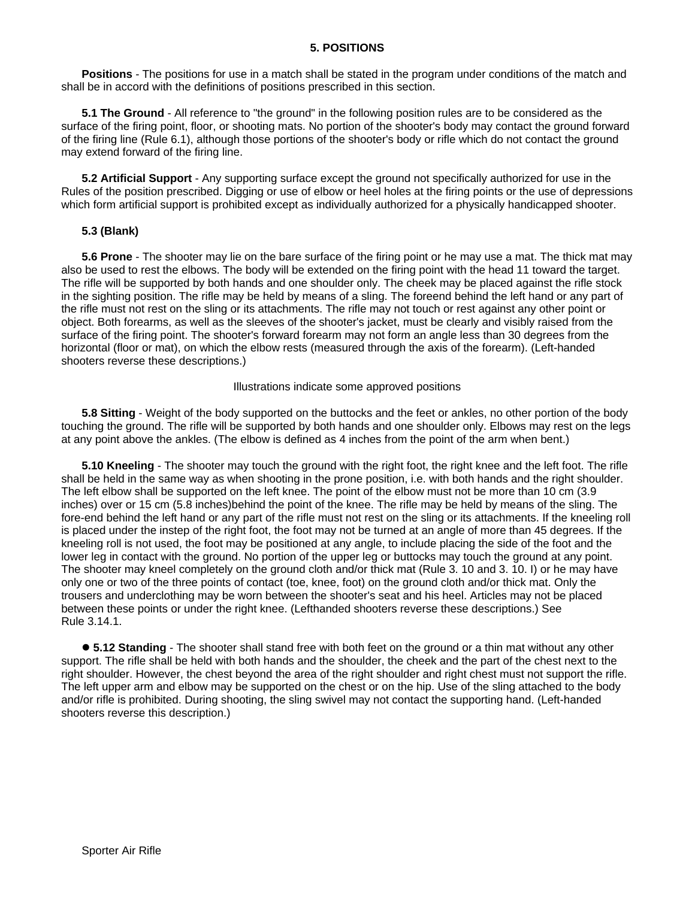## 5. POSITIONS

**Positions** - The positions for use in a match shall be stated in the program under conditions of the match and shall be in accord with the definitions of positions prescribed in this section.

**5.1 The Ground** - All reference to "the ground" in the following position rules are to be considered as the surface of the firing point, floor, or shooting mats. No portion of the shooter's body may contact the ground forward of the firing line (Rule 6.1), although those portions of the shooter's body or rifle which do not contact the ground may extend forward of the firing line.

**5.2 Artificial Support** - Any supporting surface except the ground not specifically authorized for use in the Rules of the position prescribed. Digging or use of elbow or heel holes at the firing points or the use of depressions which form artificial support is prohibited except as individually authorized for a physically handicapped shooter.

**5.3 (Blank)**

**5.6 Prone** - The shooter may lie on the bare surface of the firing point or he may use a mat. The thick mat may also be used to rest the elbows. The body will be extended on the firing point with the head 11 toward the target. The rifle will be supported by both hands and one shoulder only. The cheek may be placed against the rifle stock in the sighting position. The rifle may be held by means of a sling. The foreend behind the left hand or any part of the rifle must not rest on the sling or its attachments. The rifle may not touch or rest against any other point or object. Both forearms, as well as the sleeves of the shooter's jacket, must be clearly and visibly raised from the surface of the firing point. The shooter's forward forearm may not form an angle less than 30 degrees from the horizontal (floor or mat), on which the elbow rests (measured through the axis of the forearm). (Left-handed shooters reverse these descriptions.)

Illustrations indicate some approved positions

**5.8 Sitting** - Weight of the body supported on the buttocks and the feet or ankles, no other portion of the body touching the ground. The rifle will be supported by both hands and one shoulder only. Elbows may rest on the legs at any point above the ankles. (The elbow is defined as 4 inches from the point of the arm when bent.)

**5.10 Kneeling** - The shooter may touch the ground with the right foot, the right knee and the left foot. The rifle shall be held in the same way as when shooting in the prone position, i.e. with both hands and the right shoulder. The left elbow shall be supported on the left knee. The point of the elbow must not be more than 10 cm (3.9 inches) over or 15 cm (5.8 inches)behind the point of the knee. The rifle may be held by means of the sling. The fore-end behind the left hand or any part of the rifle must not rest on the sling or its attachments. If the kneeling roll is placed under the instep of the right foot, the foot may not be turned at an angle of more than 45 degrees. If the kneeling roll is not used, the foot may be positioned at any angle, to include placing the side of the foot and the lower leg in contact with the ground. No portion of the upper leg or buttocks may touch the ground at any point. The shooter may kneel completely on the ground cloth and/or thick mat (Rule 3. 10 and 3. 10. I) or he may have only one or two of the three points of contact (toe, knee, foot) on the ground cloth and/or thick mat. Only the trousers and underclothing may be worn between the shooter's seat and his heel. Articles may not be placed between these points or under the right knee. (Lefthanded shooters reverse these descriptions.) See Rule 3.14.1.

● **5.12 Standing** - The shooter shall stand free with both feet on the ground or a thin mat without any other support. The rifle shall be held with both hands and the shoulder, the cheek and the part of the chest next to the right shoulder. However, the chest beyond the area of the right shoulder and right chest must not support the rifle. The left upper arm and elbow may be supported on the chest or on the hip. Use of the sling attached to the body and/or rifle is prohibited. During shooting, the sling swivel may not contact the supporting hand. (Left-handed shooters reverse this description.)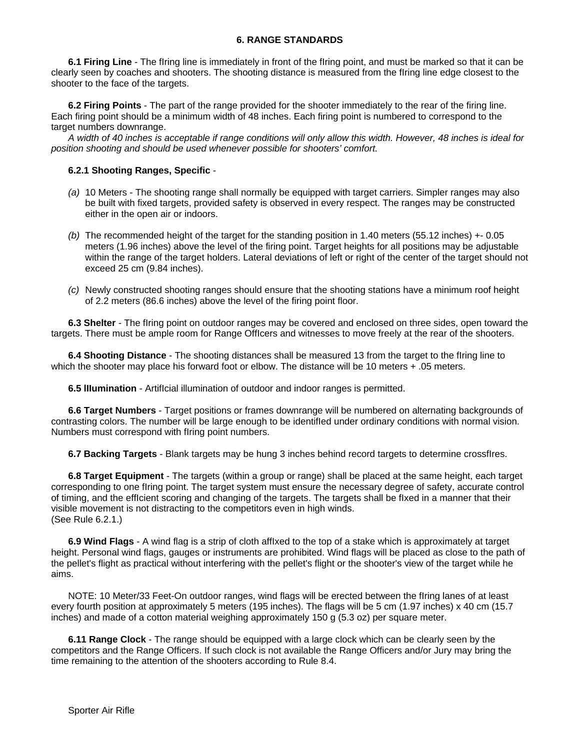## 6. RANGE STANDARDS

**6.1 Firing Line** - The fIring line is immediately in front of the fIring point, and must be marked so that it can be clearly seen by coaches and shooters. The shooting distance is measured from the fIring line edge closest to the shooter to the face of the targets.

**6.2 Firing Points** - The part of the range provided for the shooter immediately to the rear of the firing line. Each firing point should be a minimum width of 48 inches. Each firing point is numbered to correspond to the target numbers downrange.

*A width of 40 inches is acceptable if range conditions will only allow this width. However, 48 inches is ideal for position shooting and should be used whenever possible for shooters' comfort.*

**6.2.1 Shooting Ranges, Specific** -

*(a)* 10 Meters - The shooting range shall normally be equipped with target carriers. Simpler ranges may also be built with fixed targets, provided safety is observed in every respect. The ranges may be constructed either in the open air or indoors.

*(b)* The recommended height of the target for the standing position in 1.40 meters (55.12 inches) +- 0.05 meters (1.96 inches) above the level of the firing point. Target heights for all positions may be adjustable within the range of the target holders. Lateral deviations of left or right of the center of the target should not exceed 25 cm (9.84 inches).

*(c)* Newly constructed shooting ranges should ensure that the shooting stations have a minimum roof height of 2.2 meters (86.6 inches) above the level of the firing point floor.

**6.3 Shelter** - The fIring point on outdoor ranges may be covered and enclosed on three sides, open toward the targets. There must be ample room for Range OffIcers and witnesses to move freely at the rear of the shooters.

**6.4 Shooting Distance** - The shooting distances shall be measured 13 from the target to the fIring line to which the shooter may place his forward foot or elbow. The distance will be 10 meters + .05 meters.

**6.5 lIlumination** - ArtifIcial illumination of outdoor and indoor ranges is permitted.

**6.6 Target Numbers** - Target positions or frames downrange will be numbered on alternating backgrounds of contrasting colors. The number will be large enough to be identifIed under ordinary conditions with normal vision. Numbers must correspond with fIring point numbers.

**6.7 Backing Targets** - Blank targets may be hung 3 inches behind record targets to determine crossfIres.

**6.8 Target Equipment** - The targets (within a group or range) shall be placed at the same height, each target corresponding to one fIring point. The target system must ensure the necessary degree of safety, accurate control of timing, and the effIcient scoring and changing of the targets. The targets shall be fIxed in a manner that their visible movement is not distracting to the competitors even in high winds.
(See Rule 6.2.1.)

**6.9 Wind Flags** - A wind flag is a strip of cloth affIxed to the top of a stake which is approximately at target height. Personal wind flags, gauges or instruments are prohibited. Wind flags will be placed as close to the path of the pellet's flight as practical without interfering with the pellet's flight or the shooter's view of the target while he aims.

NOTE: 10 Meter/33 Feet-On outdoor ranges, wind flags will be erected between the fIring lanes of at least every fourth position at approximately 5 meters (195 inches). The flags will be 5 cm (1.97 inches) x 40 cm (15.7 inches) and made of a cotton material weighing approximately 150 g (5.3 oz) per square meter.

**6.11 Range Clock** - The range should be equipped with a large clock which can be clearly seen by the competitors and the Range Officers. If such clock is not available the Range Officers and/or Jury may bring the time remaining to the attention of the shooters according to Rule 8.4.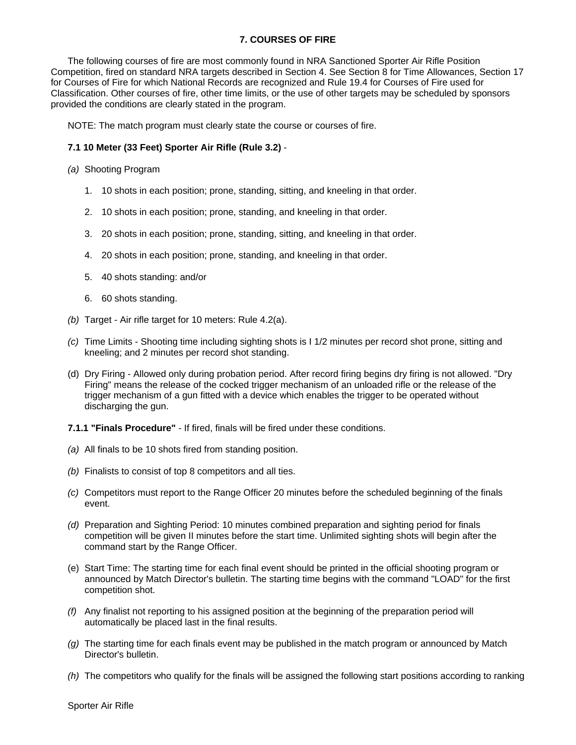## 7. COURSES OF FIRE

The following courses of fire are most commonly found in NRA Sanctioned Sporter Air Rifle Position Competition, fired on standard NRA targets described in Section 4. See Section 8 for Time Allowances, Section 17 for Courses of Fire for which National Records are recognized and Rule 19.4 for Courses of Fire used for Classification. Other courses of fire, other time limits, or the use of other targets may be scheduled by sponsors provided the conditions are clearly stated in the program.

NOTE: The match program must clearly state the course or courses of fire.

**7.1 10 Meter (33 Feet) Sporter Air Rifle (Rule 3.2)** -

*(a)* Shooting Program

1. 10 shots in each position; prone, standing, sitting, and kneeling in that order.
2. 10 shots in each position; prone, standing, and kneeling in that order.
3. 20 shots in each position; prone, standing, sitting, and kneeling in that order.
4. 20 shots in each position; prone, standing, and kneeling in that order.
5. 40 shots standing: and/or
6. 60 shots standing.

*(b)* Target - Air rifle target for 10 meters: Rule 4.2(a).

*(c)* Time Limits - Shooting time including sighting shots is I 1/2 minutes per record shot prone, sitting and kneeling; and 2 minutes per record shot standing.

(d) Dry Firing - Allowed only during probation period. After record firing begins dry firing is not allowed. "Dry Firing" means the release of the cocked trigger mechanism of an unloaded rifle or the release of the trigger mechanism of a gun fitted with a device which enables the trigger to be operated without discharging the gun.

**7.1.1 "Finals Procedure"** - If fired, finals will be fired under these conditions.

*(a)* All finals to be 10 shots fired from standing position.

*(b)* Finalists to consist of top 8 competitors and all ties.

*(c)* Competitors must report to the Range Officer 20 minutes before the scheduled beginning of the finals event.

*(d)* Preparation and Sighting Period: 10 minutes combined preparation and sighting period for finals competition will be given II minutes before the start time. Unlimited sighting shots will begin after the command start by the Range Officer.

(e) Start Time: The starting time for each final event should be printed in the official shooting program or announced by Match Director's bulletin. The starting time begins with the command "LOAD" for the first competition shot.

*(f)* Any finalist not reporting to his assigned position at the beginning of the preparation period will automatically be placed last in the final results.

*(g)* The starting time for each finals event may be published in the match program or announced by Match Director's bulletin.

*(h)* The competitors who qualify for the finals will be assigned the following start positions according to ranking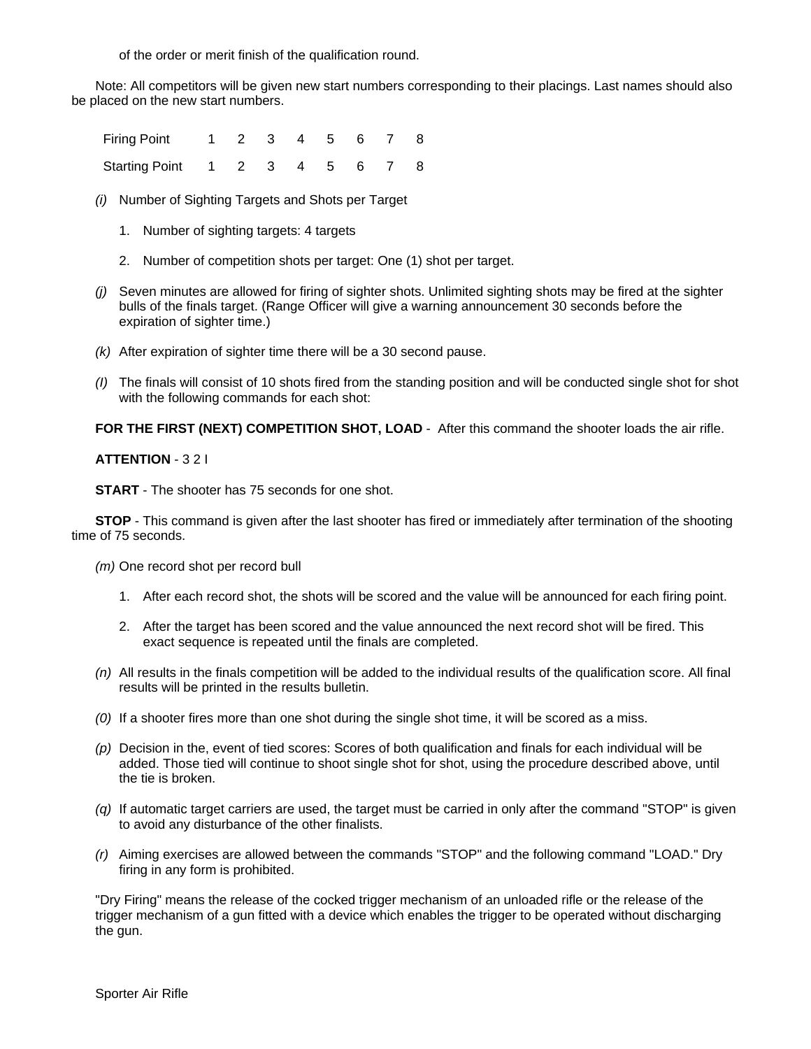of the order or merit finish of the qualification round.

Note: All competitors will be given new start numbers corresponding to their placings. Last names should also be placed on the new start numbers.

| Firing Point | 1 | 2 | 3 | 4 | 5 | 6 | 7 | 8 |
|---|---|---|---|---|---|---|---|---|
| Starting Point | 1 | 2 | 3 | 4 | 5 | 6 | 7 | 8 |

*(i)* Number of Sighting Targets and Shots per Target

1. Number of sighting targets: 4 targets
2. Number of competition shots per target: One (1) shot per target.

*(j)* Seven minutes are allowed for firing of sighter shots. Unlimited sighting shots may be fired at the sighter bulls of the finals target. (Range Officer will give a warning announcement 30 seconds before the expiration of sighter time.)

*(k)* After expiration of sighter time there will be a 30 second pause.

*(I)* The finals will consist of 10 shots fired from the standing position and will be conducted single shot for shot with the following commands for each shot:

**FOR THE FIRST (NEXT) COMPETITION SHOT, LOAD** - After this command the shooter loads the air rifle.

**ATTENTION** - 3 2 I

**START** - The shooter has 75 seconds for one shot.

**STOP** - This command is given after the last shooter has fired or immediately after termination of the shooting time of 75 seconds.

*(m)* One record shot per record bull

1. After each record shot, the shots will be scored and the value will be announced for each firing point.
2. After the target has been scored and the value announced the next record shot will be fired. This exact sequence is repeated until the finals are completed.

*(n)* All results in the finals competition will be added to the individual results of the qualification score. All final results will be printed in the results bulletin.

*(0)* If a shooter fires more than one shot during the single shot time, it will be scored as a miss.

*(p)* Decision in the, event of tied scores: Scores of both qualification and finals for each individual will be added. Those tied will continue to shoot single shot for shot, using the procedure described above, until the tie is broken.

*(q)* If automatic target carriers are used, the target must be carried in only after the command "STOP" is given to avoid any disturbance of the other finalists.

*(r)* Aiming exercises are allowed between the commands "STOP" and the following command "LOAD." Dry firing in any form is prohibited.

"Dry Firing" means the release of the cocked trigger mechanism of an unloaded rifle or the release of the trigger mechanism of a gun fitted with a device which enables the trigger to be operated without discharging the gun.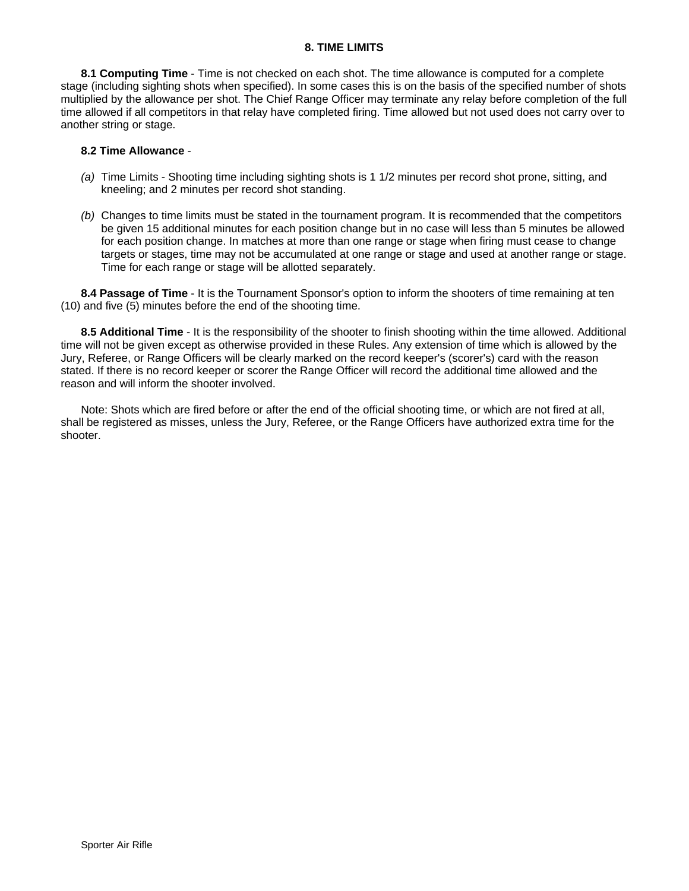## 8. TIME LIMITS

**8.1 Computing Time** - Time is not checked on each shot. The time allowance is computed for a complete stage (including sighting shots when specified). In some cases this is on the basis of the specified number of shots multiplied by the allowance per shot. The Chief Range Officer may terminate any relay before completion of the full time allowed if all competitors in that relay have completed firing. Time allowed but not used does not carry over to another string or stage.

**8.2 Time Allowance** -

*(a)* Time Limits - Shooting time including sighting shots is 1 1/2 minutes per record shot prone, sitting, and kneeling; and 2 minutes per record shot standing.

*(b)* Changes to time limits must be stated in the tournament program. It is recommended that the competitors be given 15 additional minutes for each position change but in no case will less than 5 minutes be allowed for each position change. In matches at more than one range or stage when firing must cease to change targets or stages, time may not be accumulated at one range or stage and used at another range or stage. Time for each range or stage will be allotted separately.

**8.4 Passage of Time** - It is the Tournament Sponsor's option to inform the shooters of time remaining at ten (10) and five (5) minutes before the end of the shooting time.

**8.5 Additional Time** - It is the responsibility of the shooter to finish shooting within the time allowed. Additional time will not be given except as otherwise provided in these Rules. Any extension of time which is allowed by the Jury, Referee, or Range Officers will be clearly marked on the record keeper's (scorer's) card with the reason stated. If there is no record keeper or scorer the Range Officer will record the additional time allowed and the reason and will inform the shooter involved.

Note: Shots which are fired before or after the end of the official shooting time, or which are not fired at all, shall be registered as misses, unless the Jury, Referee, or the Range Officers have authorized extra time for the shooter.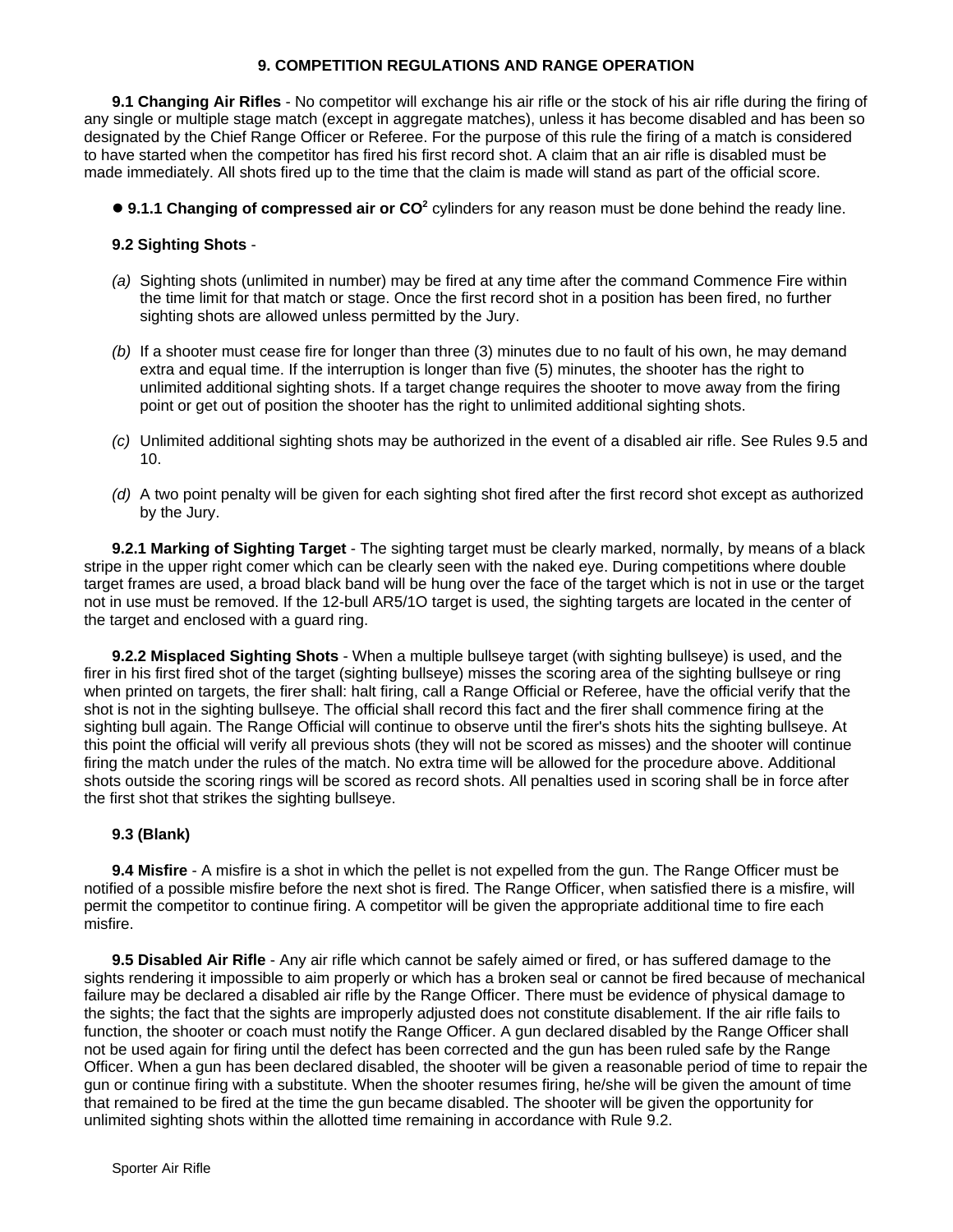## 9. COMPETITION REGULATIONS AND RANGE OPERATION

**9.1 Changing Air Rifles** - No competitor will exchange his air rifle or the stock of his air rifle during the firing of any single or multiple stage match (except in aggregate matches), unless it has become disabled and has been so designated by the Chief Range Officer or Referee. For the purpose of this rule the firing of a match is considered to have started when the competitor has fired his first record shot. A claim that an air rifle is disabled must be made immediately. All shots fired up to the time that the claim is made will stand as part of the official score.

- **9.1.1 Changing of compressed air or $CO^2$** cylinders for any reason must be done behind the ready line.

**9.2 Sighting Shots** -

*(a)* Sighting shots (unlimited in number) may be fired at any time after the command Commence Fire within the time limit for that match or stage. Once the first record shot in a position has been fired, no further sighting shots are allowed unless permitted by the Jury.

*(b)* If a shooter must cease fire for longer than three (3) minutes due to no fault of his own, he may demand extra and equal time. If the interruption is longer than five (5) minutes, the shooter has the right to unlimited additional sighting shots. If a target change requires the shooter to move away from the firing point or get out of position the shooter has the right to unlimited additional sighting shots.

*(c)* Unlimited additional sighting shots may be authorized in the event of a disabled air rifle. See Rules 9.5 and 10.

*(d)* A two point penalty will be given for each sighting shot fired after the first record shot except as authorized by the Jury.

**9.2.1 Marking of Sighting Target** - The sighting target must be clearly marked, normally, by means of a black stripe in the upper right comer which can be clearly seen with the naked eye. During competitions where double target frames are used, a broad black band will be hung over the face of the target which is not in use or the target not in use must be removed. If the 12-bull AR5/1O target is used, the sighting targets are located in the center of the target and enclosed with a guard ring.

**9.2.2 Misplaced Sighting Shots** - When a multiple bullseye target (with sighting bullseye) is used, and the firer in his first fired shot of the target (sighting bullseye) misses the scoring area of the sighting bullseye or ring when printed on targets, the firer shall: halt firing, call a Range Official or Referee, have the official verify that the shot is not in the sighting bullseye. The official shall record this fact and the firer shall commence firing at the sighting bull again. The Range Official will continue to observe until the firer's shots hits the sighting bullseye. At this point the official will verify all previous shots (they will not be scored as misses) and the shooter will continue firing the match under the rules of the match. No extra time will be allowed for the procedure above. Additional shots outside the scoring rings will be scored as record shots. All penalties used in scoring shall be in force after the first shot that strikes the sighting bullseye.

**9.3 (Blank)**

**9.4 Misfire** - A misfire is a shot in which the pellet is not expelled from the gun. The Range Officer must be notified of a possible misfire before the next shot is fired. The Range Officer, when satisfied there is a misfire, will permit the competitor to continue firing. A competitor will be given the appropriate additional time to fire each misfire.

**9.5 Disabled Air Rifle** - Any air rifle which cannot be safely aimed or fired, or has suffered damage to the sights rendering it impossible to aim properly or which has a broken seal or cannot be fired because of mechanical failure may be declared a disabled air rifle by the Range Officer. There must be evidence of physical damage to the sights; the fact that the sights are improperly adjusted does not constitute disablement. If the air rifle fails to function, the shooter or coach must notify the Range Officer. A gun declared disabled by the Range Officer shall not be used again for firing until the defect has been corrected and the gun has been ruled safe by the Range Officer. When a gun has been declared disabled, the shooter will be given a reasonable period of time to repair the gun or continue firing with a substitute. When the shooter resumes firing, he/she will be given the amount of time that remained to be fired at the time the gun became disabled. The shooter will be given the opportunity for unlimited sighting shots within the allotted time remaining in accordance with Rule 9.2.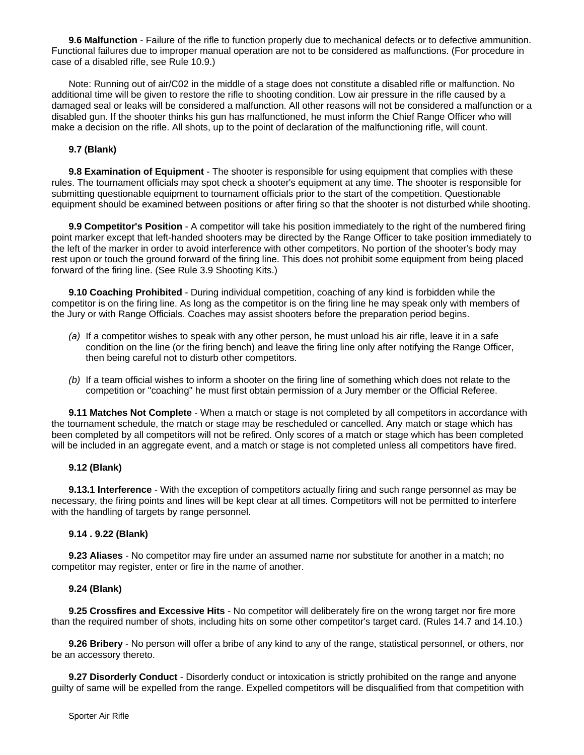**9.6 Malfunction** - Failure of the rifle to function properly due to mechanical defects or to defective ammunition. Functional failures due to improper manual operation are not to be considered as malfunctions. (For procedure in case of a disabled rifle, see Rule 10.9.)

Note: Running out of air/C02 in the middle of a stage does not constitute a disabled rifle or malfunction. No additional time will be given to restore the rifle to shooting condition. Low air pressure in the rifle caused by a damaged seal or leaks will be considered a malfunction. All other reasons will not be considered a malfunction or a disabled gun. If the shooter thinks his gun has malfunctioned, he must inform the Chief Range Officer who will make a decision on the rifle. All shots, up to the point of declaration of the malfunctioning rifle, will count.

**9.7 (Blank)**

**9.8 Examination of Equipment** - The shooter is responsible for using equipment that complies with these rules. The tournament officials may spot check a shooter's equipment at any time. The shooter is responsible for submitting questionable equipment to tournament officials prior to the start of the competition. Questionable equipment should be examined between positions or after firing so that the shooter is not disturbed while shooting.

**9.9 Competitor's Position** - A competitor will take his position immediately to the right of the numbered firing point marker except that left-handed shooters may be directed by the Range Officer to take position immediately to the left of the marker in order to avoid interference with other competitors. No portion of the shooter's body may rest upon or touch the ground forward of the firing line. This does not prohibit some equipment from being placed forward of the firing line. (See Rule 3.9 Shooting Kits.)

**9.10 Coaching Prohibited** - During individual competition, coaching of any kind is forbidden while the competitor is on the firing line. As long as the competitor is on the firing line he may speak only with members of the Jury or with Range Officials. Coaches may assist shooters before the preparation period begins.

- *(a)* If a competitor wishes to speak with any other person, he must unload his air rifle, leave it in a safe condition on the line (or the firing bench) and leave the firing line only after notifying the Range Officer, then being careful not to disturb other competitors.
- *(b)* If a team official wishes to inform a shooter on the firing line of something which does not relate to the competition or "coaching" he must first obtain permission of a Jury member or the Official Referee.

**9.11 Matches Not Complete** - When a match or stage is not completed by all competitors in accordance with the tournament schedule, the match or stage may be rescheduled or cancelled. Any match or stage which has been completed by all competitors will not be refired. Only scores of a match or stage which has been completed will be included in an aggregate event, and a match or stage is not completed unless all competitors have fired.

**9.12 (Blank)**

**9.13.1 Interference** - With the exception of competitors actually firing and such range personnel as may be necessary, the firing points and lines will be kept clear at all times. Competitors will not be permitted to interfere with the handling of targets by range personnel.

**9.14 . 9.22 (Blank)**

**9.23 Aliases** - No competitor may fire under an assumed name nor substitute for another in a match; no competitor may register, enter or fire in the name of another.

**9.24 (Blank)**

**9.25 Crossfires and Excessive Hits** - No competitor will deliberately fire on the wrong target nor fire more than the required number of shots, including hits on some other competitor's target card. (Rules 14.7 and 14.10.)

**9.26 Bribery** - No person will offer a bribe of any kind to any of the range, statistical personnel, or others, nor be an accessory thereto.

**9.27 Disorderly Conduct** - Disorderly conduct or intoxication is strictly prohibited on the range and anyone guilty of same will be expelled from the range. Expelled competitors will be disqualified from that competition with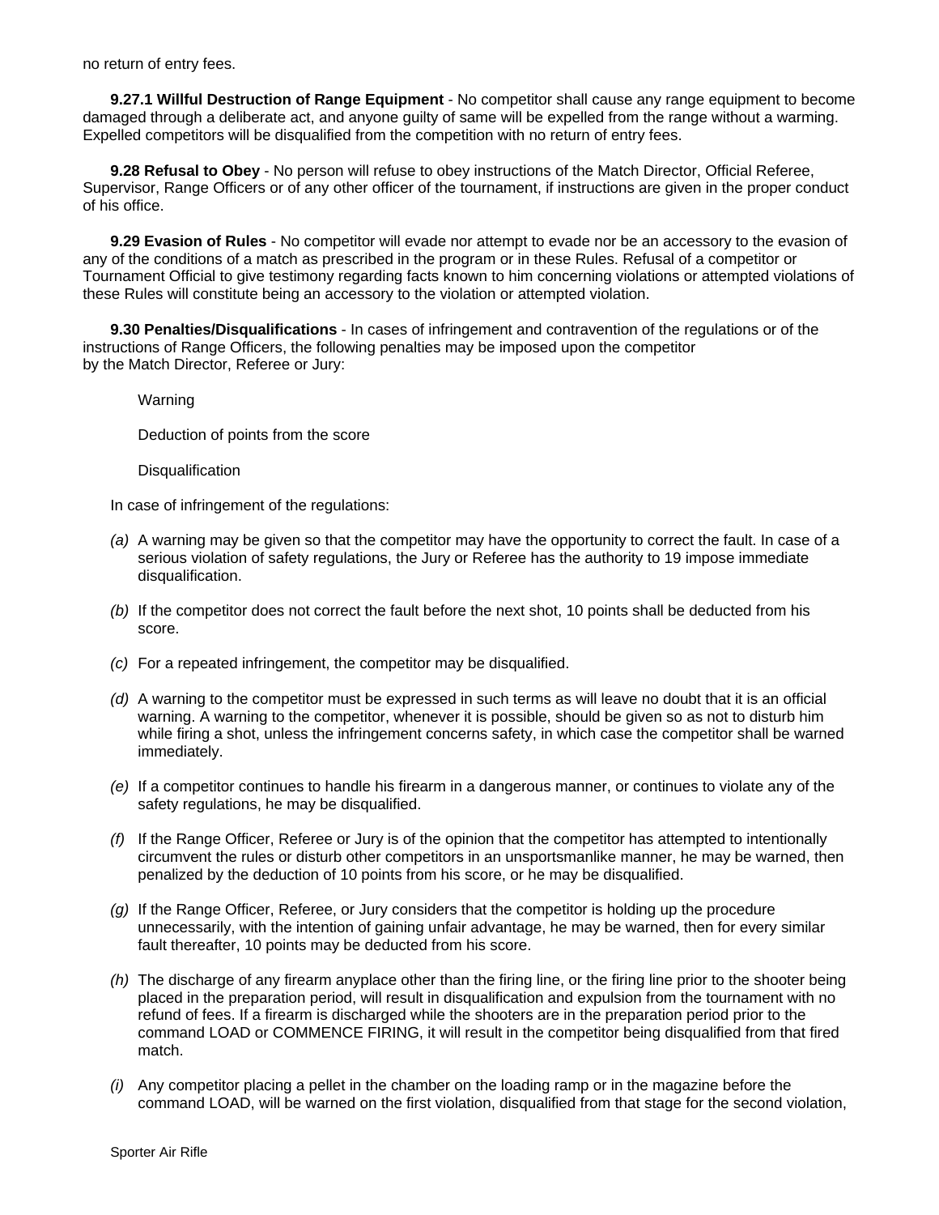no return of entry fees.

**9.27.1 Willful Destruction of Range Equipment** - No competitor shall cause any range equipment to become damaged through a deliberate act, and anyone guilty of same will be expelled from the range without a warming. Expelled competitors will be disqualified from the competition with no return of entry fees.

**9.28 Refusal to Obey** - No person will refuse to obey instructions of the Match Director, Official Referee, Supervisor, Range Officers or of any other officer of the tournament, if instructions are given in the proper conduct of his office.

**9.29 Evasion of Rules** - No competitor will evade nor attempt to evade nor be an accessory to the evasion of any of the conditions of a match as prescribed in the program or in these Rules. Refusal of a competitor or Tournament Official to give testimony regarding facts known to him concerning violations or attempted violations of these Rules will constitute being an accessory to the violation or attempted violation.

**9.30 Penalties/Disqualifications** - In cases of infringement and contravention of the regulations or of the instructions of Range Officers, the following penalties may be imposed upon the competitor by the Match Director, Referee or Jury:

Warning

Deduction of points from the score

Disqualification

In case of infringement of the regulations:

*(a)* A warning may be given so that the competitor may have the opportunity to correct the fault. In case of a serious violation of safety regulations, the Jury or Referee has the authority to 19 impose immediate disqualification.

*(b)* If the competitor does not correct the fault before the next shot, 10 points shall be deducted from his score.

*(c)* For a repeated infringement, the competitor may be disqualified.

*(d)* A warning to the competitor must be expressed in such terms as will leave no doubt that it is an official warning. A warning to the competitor, whenever it is possible, should be given so as not to disturb him while firing a shot, unless the infringement concerns safety, in which case the competitor shall be warned immediately.

*(e)* If a competitor continues to handle his firearm in a dangerous manner, or continues to violate any of the safety regulations, he may be disqualified.

*(f)* If the Range Officer, Referee or Jury is of the opinion that the competitor has attempted to intentionally circumvent the rules or disturb other competitors in an unsportsmanlike manner, he may be warned, then penalized by the deduction of 10 points from his score, or he may be disqualified.

*(g)* If the Range Officer, Referee, or Jury considers that the competitor is holding up the procedure unnecessarily, with the intention of gaining unfair advantage, he may be warned, then for every similar fault thereafter, 10 points may be deducted from his score.

*(h)* The discharge of any firearm anyplace other than the firing line, or the firing line prior to the shooter being placed in the preparation period, will result in disqualification and expulsion from the tournament with no refund of fees. If a firearm is discharged while the shooters are in the preparation period prior to the command LOAD or COMMENCE FIRING, it will result in the competitor being disqualified from that fired match.

*(i)* Any competitor placing a pellet in the chamber on the loading ramp or in the magazine before the command LOAD, will be warned on the first violation, disqualified from that stage for the second violation,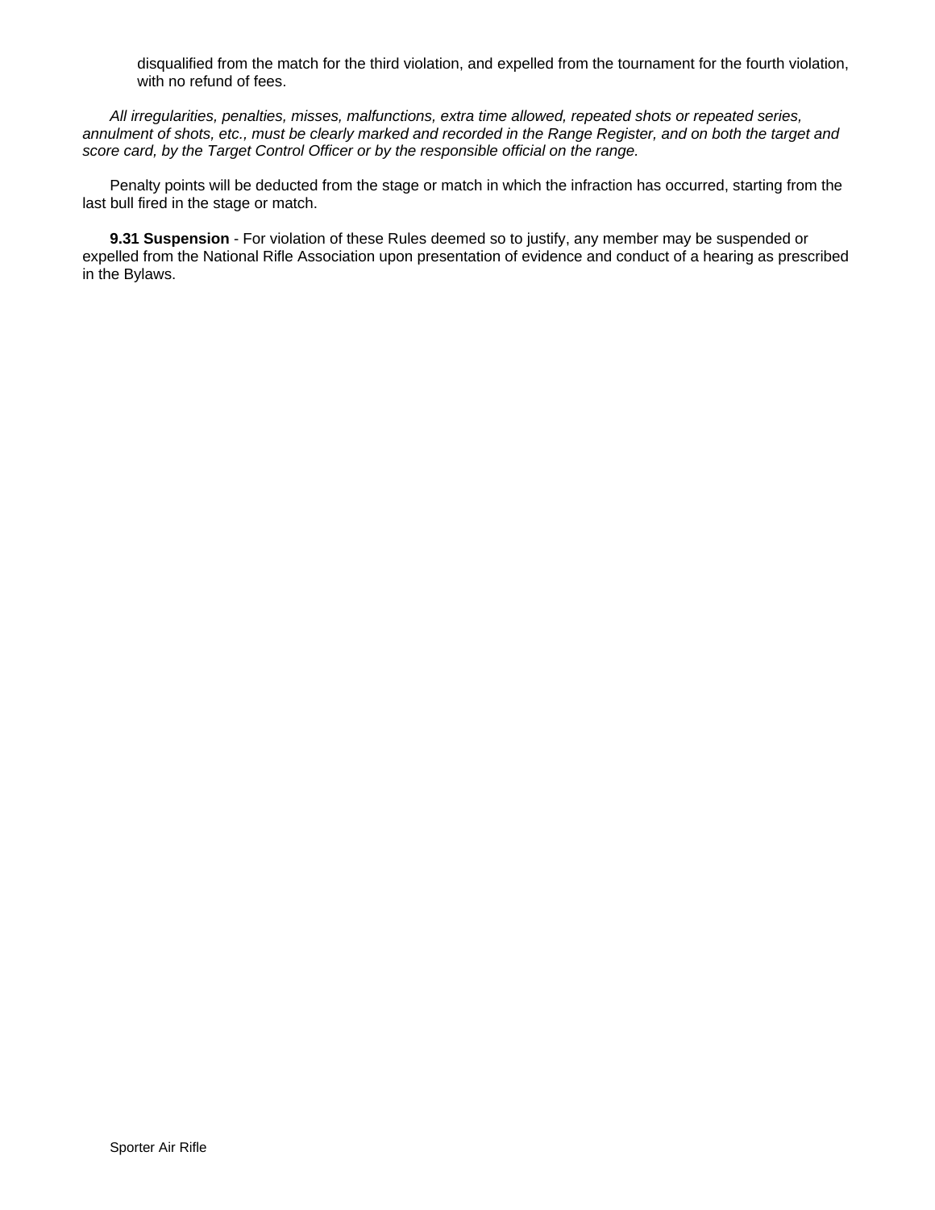disqualified from the match for the third violation, and expelled from the tournament for the fourth violation, with no refund of fees.

*All irregularities, penalties, misses, malfunctions, extra time allowed, repeated shots or repeated series, annulment of shots, etc., must be clearly marked and recorded in the Range Register, and on both the target and score card, by the Target Control Officer or by the responsible official on the range.*

Penalty points will be deducted from the stage or match in which the infraction has occurred, starting from the last bull fired in the stage or match.

**9.31 Suspension** - For violation of these Rules deemed so to justify, any member may be suspended or expelled from the National Rifle Association upon presentation of evidence and conduct of a hearing as prescribed in the Bylaws.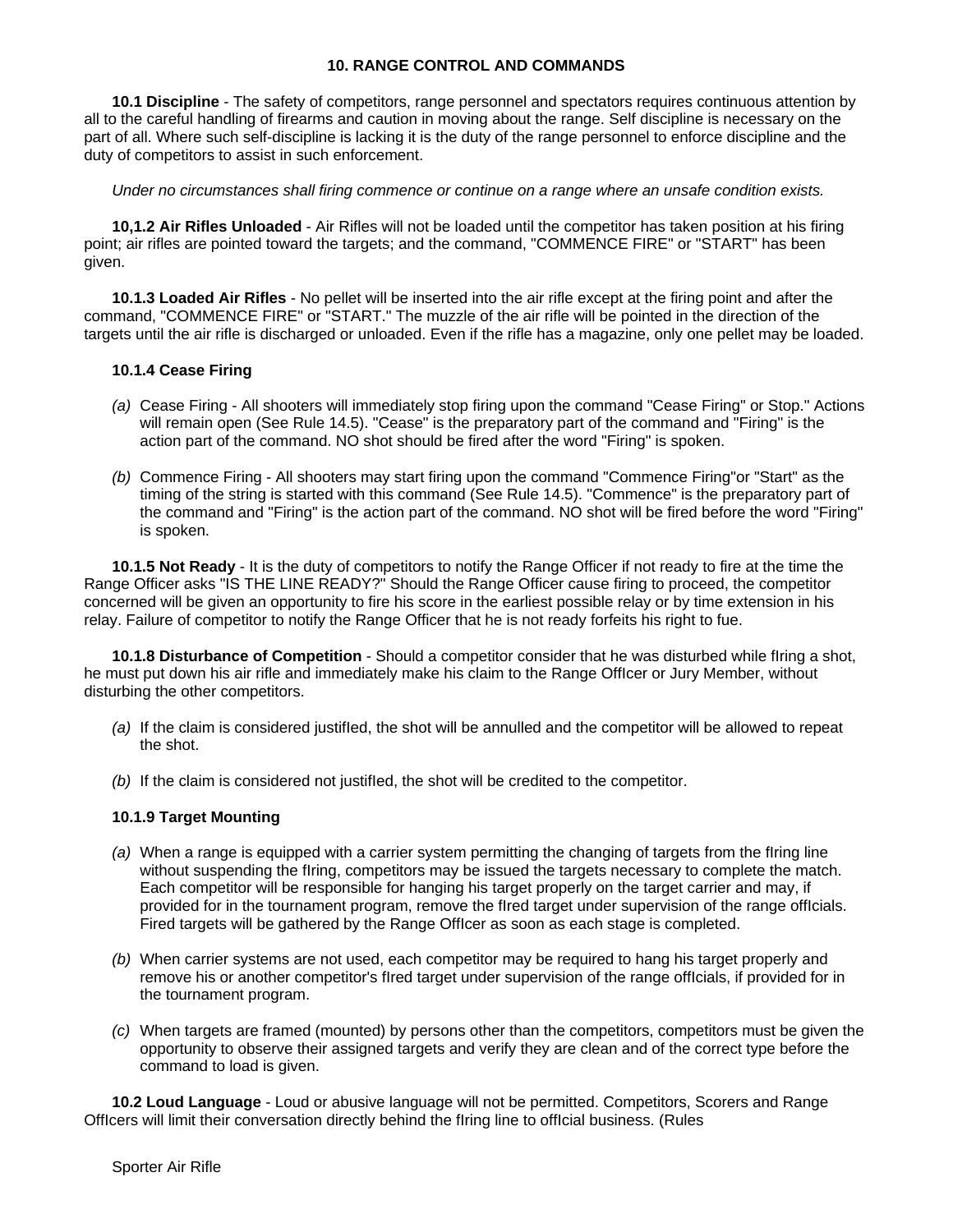## 10. RANGE CONTROL AND COMMANDS

**10.1 Discipline** - The safety of competitors, range personnel and spectators requires continuous attention by all to the careful handling of firearms and caution in moving about the range. Self discipline is necessary on the part of all. Where such self-discipline is lacking it is the duty of the range personnel to enforce discipline and the duty of competitors to assist in such enforcement.

*Under no circumstances shall firing commence or continue on a range where an unsafe condition exists.*

**10,1.2 Air Rifles Unloaded** - Air Rifles will not be loaded until the competitor has taken position at his firing point; air rifles are pointed toward the targets; and the command, "COMMENCE FIRE" or "START" has been given.

**10.1.3 Loaded Air Rifles** - No pellet will be inserted into the air rifle except at the firing point and after the command, "COMMENCE FIRE" or "START." The muzzle of the air rifle will be pointed in the direction of the targets until the air rifle is discharged or unloaded. Even if the rifle has a magazine, only one pellet may be loaded.

**10.1.4 Cease Firing**

- *(a)* Cease Firing - All shooters will immediately stop firing upon the command "Cease Firing" or Stop." Actions will remain open (See Rule 14.5). "Cease" is the preparatory part of the command and "Firing" is the action part of the command. NO shot should be fired after the word "Firing" is spoken.
- *(b)* Commence Firing - All shooters may start firing upon the command "Commence Firing"or "Start" as the timing of the string is started with this command (See Rule 14.5). "Commence" is the preparatory part of the command and "Firing" is the action part of the command. NO shot will be fired before the word "Firing" is spoken.

**10.1.5 Not Ready** - It is the duty of competitors to notify the Range Officer if not ready to fire at the time the Range Officer asks "IS THE LINE READY?" Should the Range Officer cause firing to proceed, the competitor concerned will be given an opportunity to fire his score in the earliest possible relay or by time extension in his relay. Failure of competitor to notify the Range Officer that he is not ready forfeits his right to fue.

**10.1.8 Disturbance of Competition** - Should a competitor consider that he was disturbed while fIring a shot, he must put down his air rifle and immediately make his claim to the Range OffIcer or Jury Member, without disturbing the other competitors.

- *(a)* If the claim is considered justifIed, the shot will be annulled and the competitor will be allowed to repeat the shot.
- *(b)* If the claim is considered not justifIed, the shot will be credited to the competitor.

**10.1.9 Target Mounting**

- *(a)* When a range is equipped with a carrier system permitting the changing of targets from the fIring line without suspending the fIring, competitors may be issued the targets necessary to complete the match. Each competitor will be responsible for hanging his target properly on the target carrier and may, if provided for in the tournament program, remove the fIred target under supervision of the range offIcials. Fired targets will be gathered by the Range OffIcer as soon as each stage is completed.
- *(b)* When carrier systems are not used, each competitor may be required to hang his target properly and remove his or another competitor's fIred target under supervision of the range offIcials, if provided for in the tournament program.
- *(c)* When targets are framed (mounted) by persons other than the competitors, competitors must be given the opportunity to observe their assigned targets and verify they are clean and of the correct type before the command to load is given.

**10.2 Loud Language** - Loud or abusive language will not be permitted. Competitors, Scorers and Range OffIcers will limit their conversation directly behind the fIring line to offIcial business. (Rules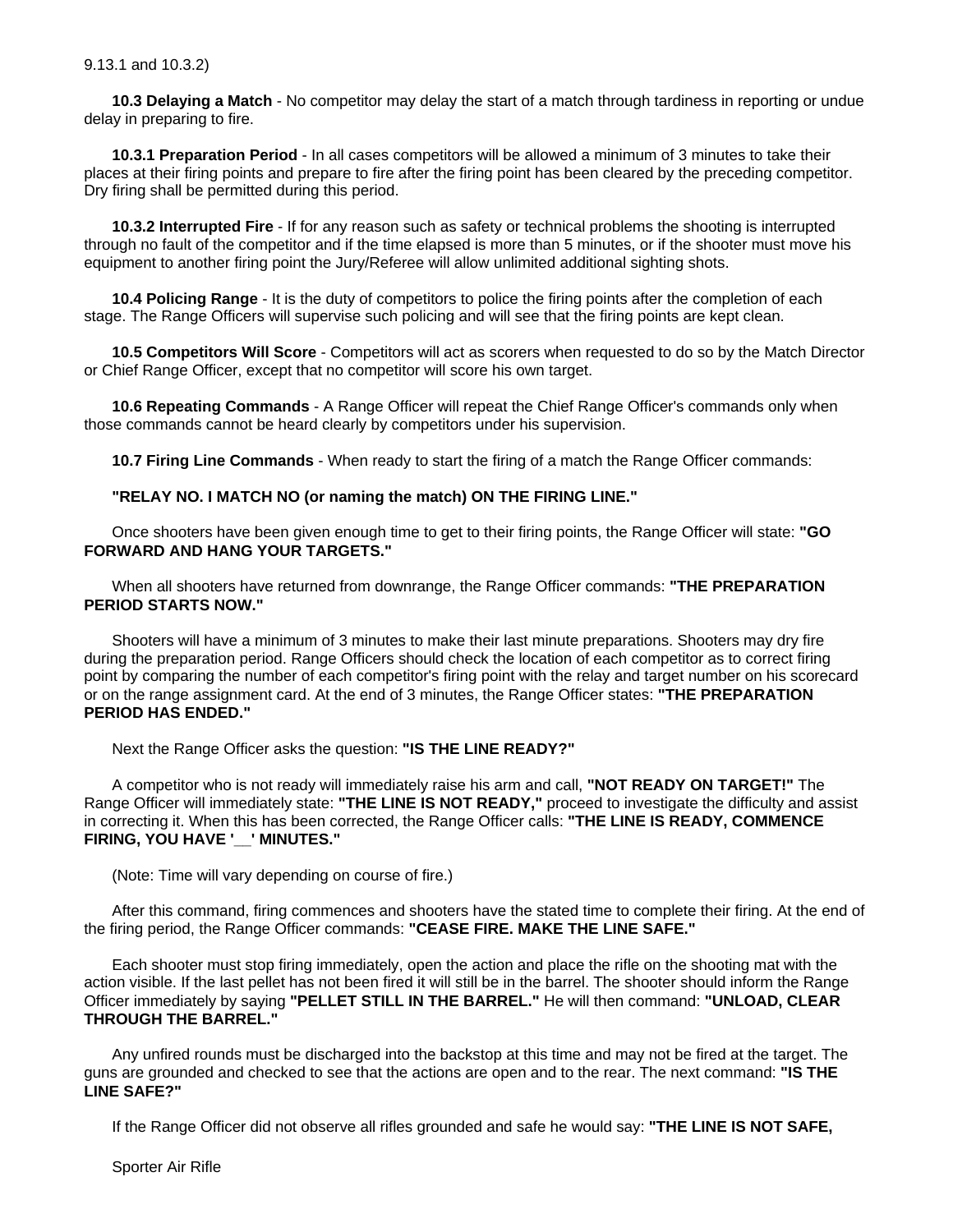9.13.1 and 10.3.2)

**10.3 Delaying a Match** - No competitor may delay the start of a match through tardiness in reporting or undue delay in preparing to fire.

**10.3.1 Preparation Period** - In all cases competitors will be allowed a minimum of 3 minutes to take their places at their firing points and prepare to fire after the firing point has been cleared by the preceding competitor. Dry firing shall be permitted during this period.

**10.3.2 Interrupted Fire** - If for any reason such as safety or technical problems the shooting is interrupted through no fault of the competitor and if the time elapsed is more than 5 minutes, or if the shooter must move his equipment to another firing point the Jury/Referee will allow unlimited additional sighting shots.

**10.4 Policing Range** - It is the duty of competitors to police the firing points after the completion of each stage. The Range Officers will supervise such policing and will see that the firing points are kept clean.

**10.5 Competitors Will Score** - Competitors will act as scorers when requested to do so by the Match Director or Chief Range Officer, except that no competitor will score his own target.

**10.6 Repeating Commands** - A Range Officer will repeat the Chief Range Officer's commands only when those commands cannot be heard clearly by competitors under his supervision.

**10.7 Firing Line Commands** - When ready to start the firing of a match the Range Officer commands:

**"RELAY NO. I MATCH NO (or naming the match) ON THE FIRING LINE."**

Once shooters have been given enough time to get to their firing points, the Range Officer will state: **"GO FORWARD AND HANG YOUR TARGETS."**

When all shooters have returned from downrange, the Range Officer commands: **"THE PREPARATION PERIOD STARTS NOW."**

Shooters will have a minimum of 3 minutes to make their last minute preparations. Shooters may dry fire during the preparation period. Range Officers should check the location of each competitor as to correct firing point by comparing the number of each competitor's firing point with the relay and target number on his scorecard or on the range assignment card. At the end of 3 minutes, the Range Officer states: **"THE PREPARATION PERIOD HAS ENDED."**

Next the Range Officer asks the question: **"IS THE LINE READY?"**

A competitor who is not ready will immediately raise his arm and call, **"NOT READY ON TARGET!"** The Range Officer will immediately state: **"THE LINE IS NOT READY,"** proceed to investigate the difficulty and assist in correcting it. When this has been corrected, the Range Officer calls: **"THE LINE IS READY, COMMENCE FIRING, YOU HAVE '__' MINUTES."**

(Note: Time will vary depending on course of fire.)

After this command, firing commences and shooters have the stated time to complete their firing. At the end of the firing period, the Range Officer commands: **"CEASE FIRE. MAKE THE LINE SAFE."**

Each shooter must stop firing immediately, open the action and place the rifle on the shooting mat with the action visible. If the last pellet has not been fired it will still be in the barrel. The shooter should inform the Range Officer immediately by saying **"PELLET STILL IN THE BARREL."** He will then command: **"UNLOAD, CLEAR THROUGH THE BARREL."**

Any unfired rounds must be discharged into the backstop at this time and may not be fired at the target. The guns are grounded and checked to see that the actions are open and to the rear. The next command: **"IS THE LINE SAFE?"**

If the Range Officer did not observe all rifles grounded and safe he would say: **"THE LINE IS NOT SAFE,**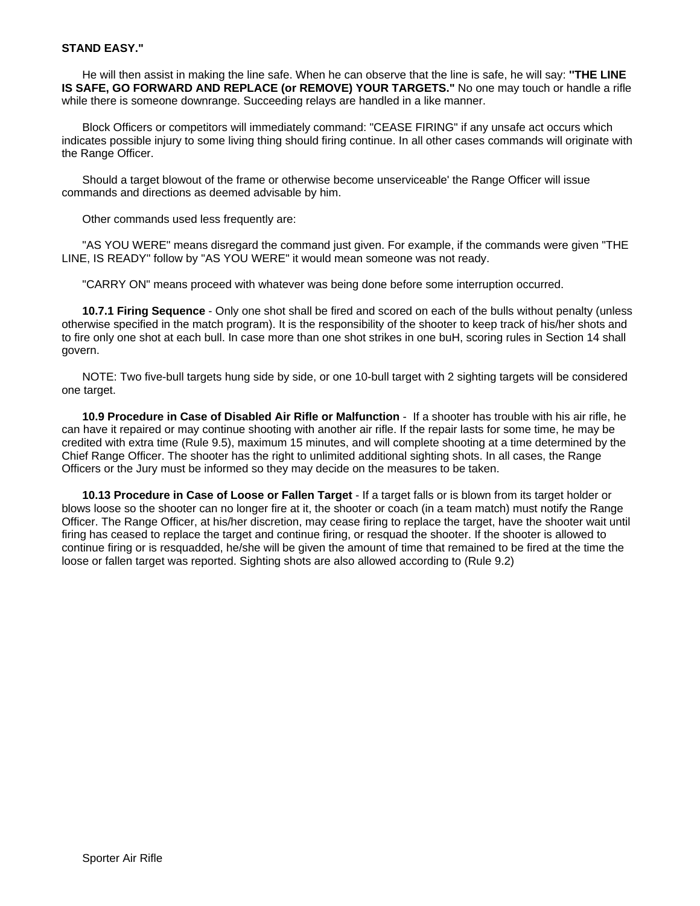**STAND EASY."**

He will then assist in making the line safe. When he can observe that the line is safe, he will say: **"THE LINE IS SAFE, GO FORWARD AND REPLACE (or REMOVE) YOUR TARGETS."** No one may touch or handle a rifle while there is someone downrange. Succeeding relays are handled in a like manner.

Block Officers or competitors will immediately command: "CEASE FIRING" if any unsafe act occurs which indicates possible injury to some living thing should firing continue. In all other cases commands will originate with the Range Officer.

Should a target blowout of the frame or otherwise become unserviceable' the Range Officer will issue commands and directions as deemed advisable by him.

Other commands used less frequently are:

"AS YOU WERE" means disregard the command just given. For example, if the commands were given "THE LINE, IS READY" follow by "AS YOU WERE" it would mean someone was not ready.

"CARRY ON" means proceed with whatever was being done before some interruption occurred.

**10.7.1 Firing Sequence** - Only one shot shall be fired and scored on each of the bulls without penalty (unless otherwise specified in the match program). It is the responsibility of the shooter to keep track of his/her shots and to fire only one shot at each bull. In case more than one shot strikes in one buH, scoring rules in Section 14 shall govern.

NOTE: Two five-bull targets hung side by side, or one 10-bull target with 2 sighting targets will be considered one target.

**10.9 Procedure in Case of Disabled Air Rifle or Malfunction** - If a shooter has trouble with his air rifle, he can have it repaired or may continue shooting with another air rifle. If the repair lasts for some time, he may be credited with extra time (Rule 9.5), maximum 15 minutes, and will complete shooting at a time determined by the Chief Range Officer. The shooter has the right to unlimited additional sighting shots. In all cases, the Range Officers or the Jury must be informed so they may decide on the measures to be taken.

**10.13 Procedure in Case of Loose or Fallen Target** - If a target falls or is blown from its target holder or blows loose so the shooter can no longer fire at it, the shooter or coach (in a team match) must notify the Range Officer. The Range Officer, at his/her discretion, may cease firing to replace the target, have the shooter wait until firing has ceased to replace the target and continue firing, or resquad the shooter. If the shooter is allowed to continue firing or is resquadded, he/she will be given the amount of time that remained to be fired at the time the loose or fallen target was reported. Sighting shots are also allowed according to (Rule 9.2)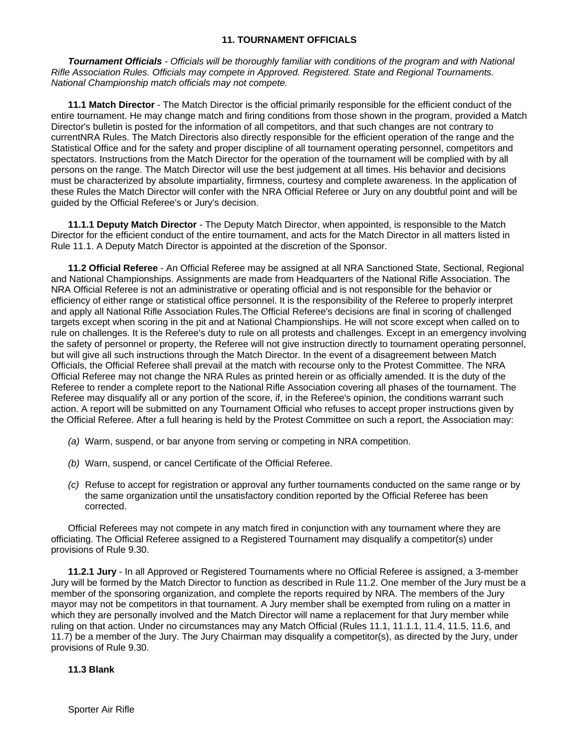## 11. TOURNAMENT OFFICIALS

***Tournament Officials*** *- Officials will be thoroughly familiar with conditions of the program and with National Rifle Association Rules. Officials may compete in Approved. Registered. State and Regional Tournaments. National Championship match officials may not compete.*

**11.1 Match Director** - The Match Director is the official primarily responsible for the efficient conduct of the entire tournament. He may change match and firing conditions from those shown in the program, provided a Match Director's bulletin is posted for the information of all competitors, and that such changes are not contrary to currentNRA Rules. The Match Directoris also directly responsible for the efficient operation of the range and the Statistical Office and for the safety and proper discipline of all tournament operating personnel, competitors and spectators. Instructions from the Match Director for the operation of the tournament will be complied with by all persons on the range. The Match Director will use the best judgement at all times. His behavior and decisions must be characterized by absolute impartiality, firmness, courtesy and complete awareness. In the application of these Rules the Match Director will confer with the NRA Official Referee or Jury on any doubtful point and will be guided by the Official Referee's or Jury's decision.

**11.1.1 Deputy Match Director** - The Deputy Match Director, when appointed, is responsible to the Match Director for the efficient conduct of the entire tournament, and acts for the Match Director in all matters listed in Rule 11.1. A Deputy Match Director is appointed at the discretion of the Sponsor.

**11.2 Official Referee** - An Official Referee may be assigned at all NRA Sanctioned State, Sectional, Regional and National Championships. Assignments are made from Headquarters of the National Rifle Association. The NRA Official Referee is not an administrative or operating official and is not responsible for the behavior or efficiency of either range or statistical office personnel. It is the responsibility of the Referee to properly interpret and apply all National Rifle Association Rules.The Official Referee's decisions are final in scoring of challenged targets except when scoring in the pit and at National Championships. He will not score except when called on to rule on challenges. It is the Referee's duty to rule on all protests and challenges. Except in an emergency involving the safety of personnel or property, the Referee will not give instruction directly to tournament operating personnel, but will give all such instructions through the Match Director. In the event of a disagreement between Match Officials, the Official Referee shall prevail at the match with recourse only to the Protest Committee. The NRA Official Referee may not change the NRA Rules as printed herein or as officially amended. It is the duty of the Referee to render a complete report to the National Rifle Association covering all phases of the tournament. The Referee may disqualify all or any portion of the score, if, in the Referee's opinion, the conditions warrant such action. A report will be submitted on any Tournament Official who refuses to accept proper instructions given by the Official Referee. After a full hearing is held by the Protest Committee on such a report, the Association may:

*(a)* Warm, suspend, or bar anyone from serving or competing in NRA competition.

*(b)* Warn, suspend, or cancel Certificate of the Official Referee.

*(c)* Refuse to accept for registration or approval any further tournaments conducted on the same range or by the same organization until the unsatisfactory condition reported by the Official Referee has been corrected.

Official Referees may not compete in any match fired in conjunction with any tournament where they are officiating. The Official Referee assigned to a Registered Tournament may disqualify a competitor(s) under provisions of Rule 9.30.

**11.2.1 Jury** - In all Approved or Registered Tournaments where no Official Referee is assigned, a 3-member Jury will be formed by the Match Director to function as described in Rule 11.2. One member of the Jury must be a member of the sponsoring organization, and complete the reports required by NRA. The members of the Jury mayor may not be competitors in that tournament. A Jury member shall be exempted from ruling on a matter in which they are personally involved and the Match Director will name a replacement for that Jury member while ruling on that action. Under no circumstances may any Match Official (Rules 11.1, 11.1.1, 11.4, 11.5, 11.6, and 11.7) be a member of the Jury. The Jury Chairman may disqualify a competitor(s), as directed by the Jury, under provisions of Rule 9.30.

**11.3 Blank**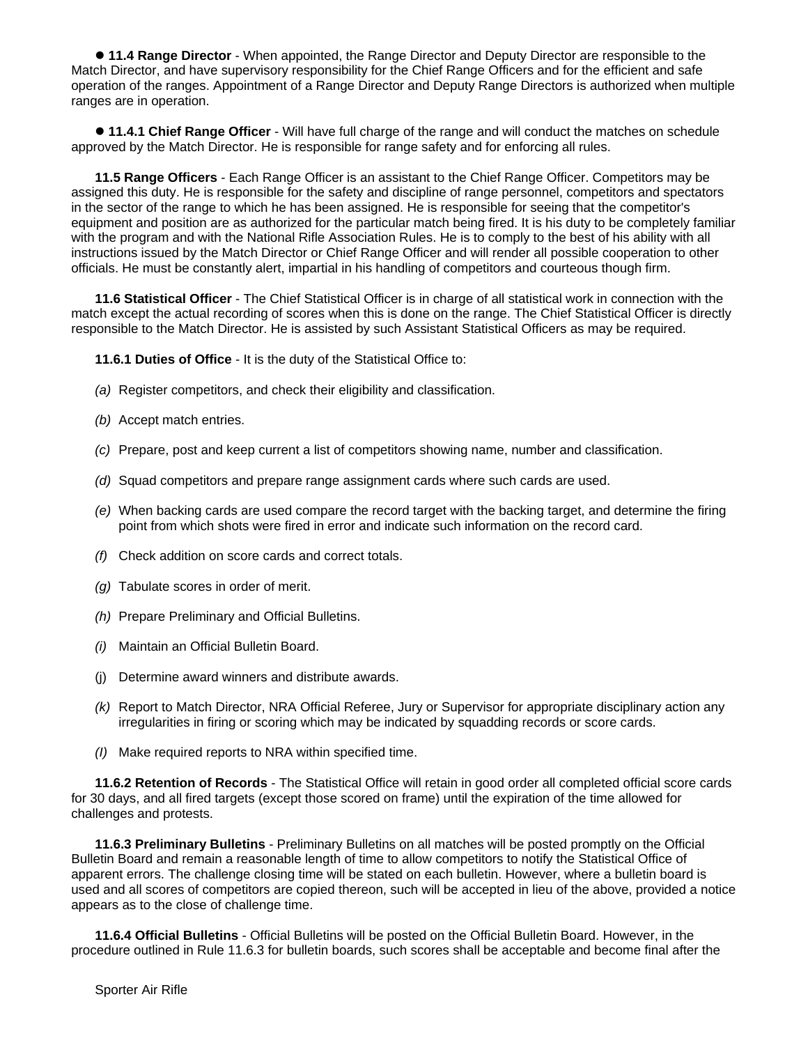● **11.4 Range Director** - When appointed, the Range Director and Deputy Director are responsible to the Match Director, and have supervisory responsibility for the Chief Range Officers and for the efficient and safe operation of the ranges. Appointment of a Range Director and Deputy Range Directors is authorized when multiple ranges are in operation.

● **11.4.1 Chief Range Officer** - Will have full charge of the range and will conduct the matches on schedule approved by the Match Director. He is responsible for range safety and for enforcing all rules.

**11.5 Range Officers** - Each Range Officer is an assistant to the Chief Range Officer. Competitors may be assigned this duty. He is responsible for the safety and discipline of range personnel, competitors and spectators in the sector of the range to which he has been assigned. He is responsible for seeing that the competitor's equipment and position are as authorized for the particular match being fired. It is his duty to be completely familiar with the program and with the National Rifle Association Rules. He is to comply to the best of his ability with all instructions issued by the Match Director or Chief Range Officer and will render all possible cooperation to other officials. He must be constantly alert, impartial in his handling of competitors and courteous though firm.

**11.6 Statistical Officer** - The Chief Statistical Officer is in charge of all statistical work in connection with the match except the actual recording of scores when this is done on the range. The Chief Statistical Officer is directly responsible to the Match Director. He is assisted by such Assistant Statistical Officers as may be required.

**11.6.1 Duties of Office** - It is the duty of the Statistical Office to:

*(a)* Register competitors, and check their eligibility and classification.

*(b)* Accept match entries.

*(c)* Prepare, post and keep current a list of competitors showing name, number and classification.

*(d)* Squad competitors and prepare range assignment cards where such cards are used.

*(e)* When backing cards are used compare the record target with the backing target, and determine the firing point from which shots were fired in error and indicate such information on the record card.

*(f)* Check addition on score cards and correct totals.

*(g)* Tabulate scores in order of merit.

*(h)* Prepare Preliminary and Official Bulletins.

*(i)* Maintain an Official Bulletin Board.

(j) Determine award winners and distribute awards.

*(k)* Report to Match Director, NRA Official Referee, Jury or Supervisor for appropriate disciplinary action any irregularities in firing or scoring which may be indicated by squadding records or score cards.

*(l)* Make required reports to NRA within specified time.

**11.6.2 Retention of Records** - The Statistical Office will retain in good order all completed official score cards for 30 days, and all fired targets (except those scored on frame) until the expiration of the time allowed for challenges and protests.

**11.6.3 Preliminary Bulletins** - Preliminary Bulletins on all matches will be posted promptly on the Official Bulletin Board and remain a reasonable length of time to allow competitors to notify the Statistical Office of apparent errors. The challenge closing time will be stated on each bulletin. However, where a bulletin board is used and all scores of competitors are copied thereon, such will be accepted in lieu of the above, provided a notice appears as to the close of challenge time.

**11.6.4 Official Bulletins** - Official Bulletins will be posted on the Official Bulletin Board. However, in the procedure outlined in Rule 11.6.3 for bulletin boards, such scores shall be acceptable and become final after the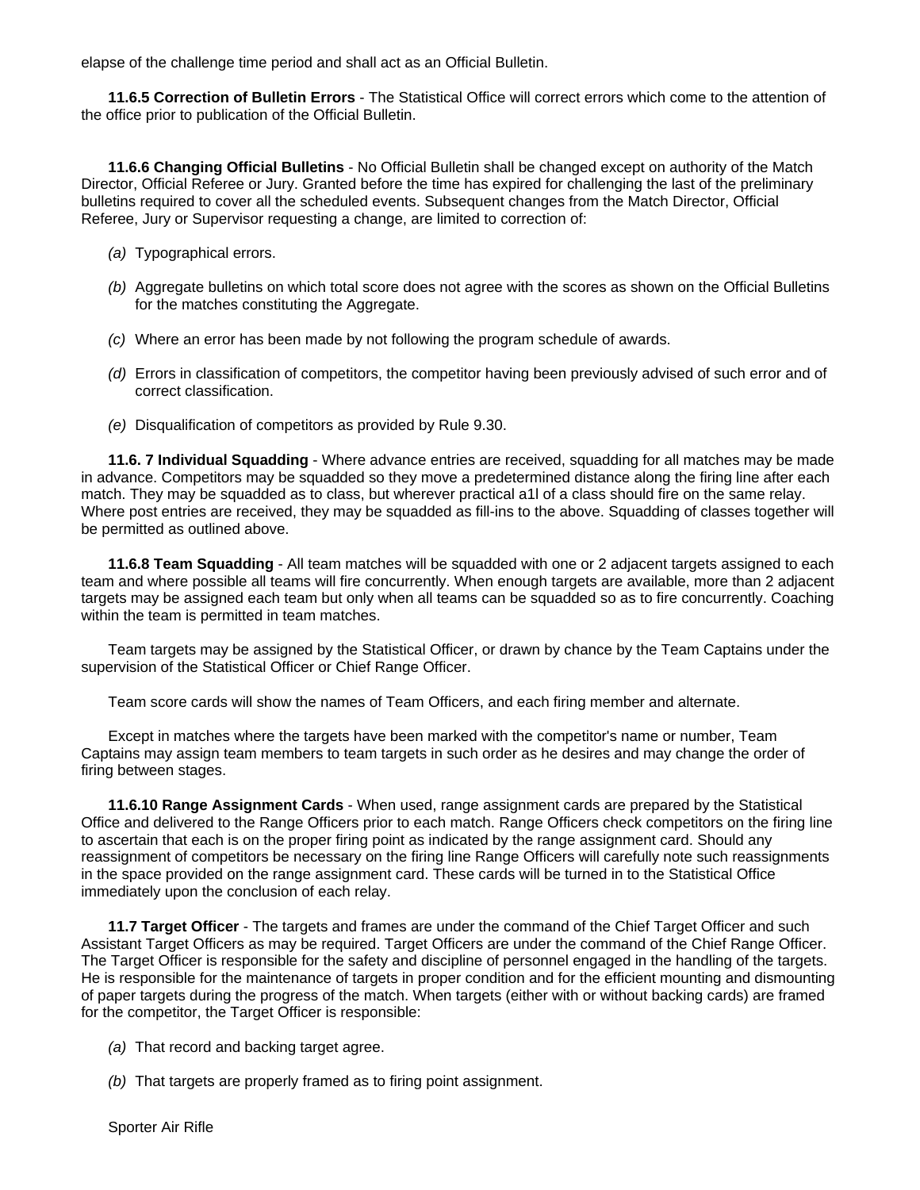elapse of the challenge time period and shall act as an Official Bulletin.

**11.6.5 Correction of Bulletin Errors** - The Statistical Office will correct errors which come to the attention of the office prior to publication of the Official Bulletin.

**11.6.6 Changing Official Bulletins** - No Official Bulletin shall be changed except on authority of the Match Director, Official Referee or Jury. Granted before the time has expired for challenging the last of the preliminary bulletins required to cover all the scheduled events. Subsequent changes from the Match Director, Official Referee, Jury or Supervisor requesting a change, are limited to correction of:

*(a)* Typographical errors.

*(b)* Aggregate bulletins on which total score does not agree with the scores as shown on the Official Bulletins for the matches constituting the Aggregate.

*(c)* Where an error has been made by not following the program schedule of awards.

*(d)* Errors in classification of competitors, the competitor having been previously advised of such error and of correct classification.

*(e)* Disqualification of competitors as provided by Rule 9.30.

**11.6. 7 Individual Squadding** - Where advance entries are received, squadding for all matches may be made in advance. Competitors may be squadded so they move a predetermined distance along the firing line after each match. They may be squadded as to class, but wherever practical a1l of a class should fire on the same relay. Where post entries are received, they may be squadded as fill-ins to the above. Squadding of classes together will be permitted as outlined above.

**11.6.8 Team Squadding** - All team matches will be squadded with one or 2 adjacent targets assigned to each team and where possible all teams will fire concurrently. When enough targets are available, more than 2 adjacent targets may be assigned each team but only when all teams can be squadded so as to fire concurrently. Coaching within the team is permitted in team matches.

Team targets may be assigned by the Statistical Officer, or drawn by chance by the Team Captains under the supervision of the Statistical Officer or Chief Range Officer.

Team score cards will show the names of Team Officers, and each firing member and alternate.

Except in matches where the targets have been marked with the competitor's name or number, Team Captains may assign team members to team targets in such order as he desires and may change the order of firing between stages.

**11.6.10 Range Assignment Cards** - When used, range assignment cards are prepared by the Statistical Office and delivered to the Range Officers prior to each match. Range Officers check competitors on the firing line to ascertain that each is on the proper firing point as indicated by the range assignment card. Should any reassignment of competitors be necessary on the firing line Range Officers will carefully note such reassignments in the space provided on the range assignment card. These cards will be turned in to the Statistical Office immediately upon the conclusion of each relay.

**11.7 Target Officer** - The targets and frames are under the command of the Chief Target Officer and such Assistant Target Officers as may be required. Target Officers are under the command of the Chief Range Officer. The Target Officer is responsible for the safety and discipline of personnel engaged in the handling of the targets. He is responsible for the maintenance of targets in proper condition and for the efficient mounting and dismounting of paper targets during the progress of the match. When targets (either with or without backing cards) are framed for the competitor, the Target Officer is responsible:

*(a)* That record and backing target agree.

*(b)* That targets are properly framed as to firing point assignment.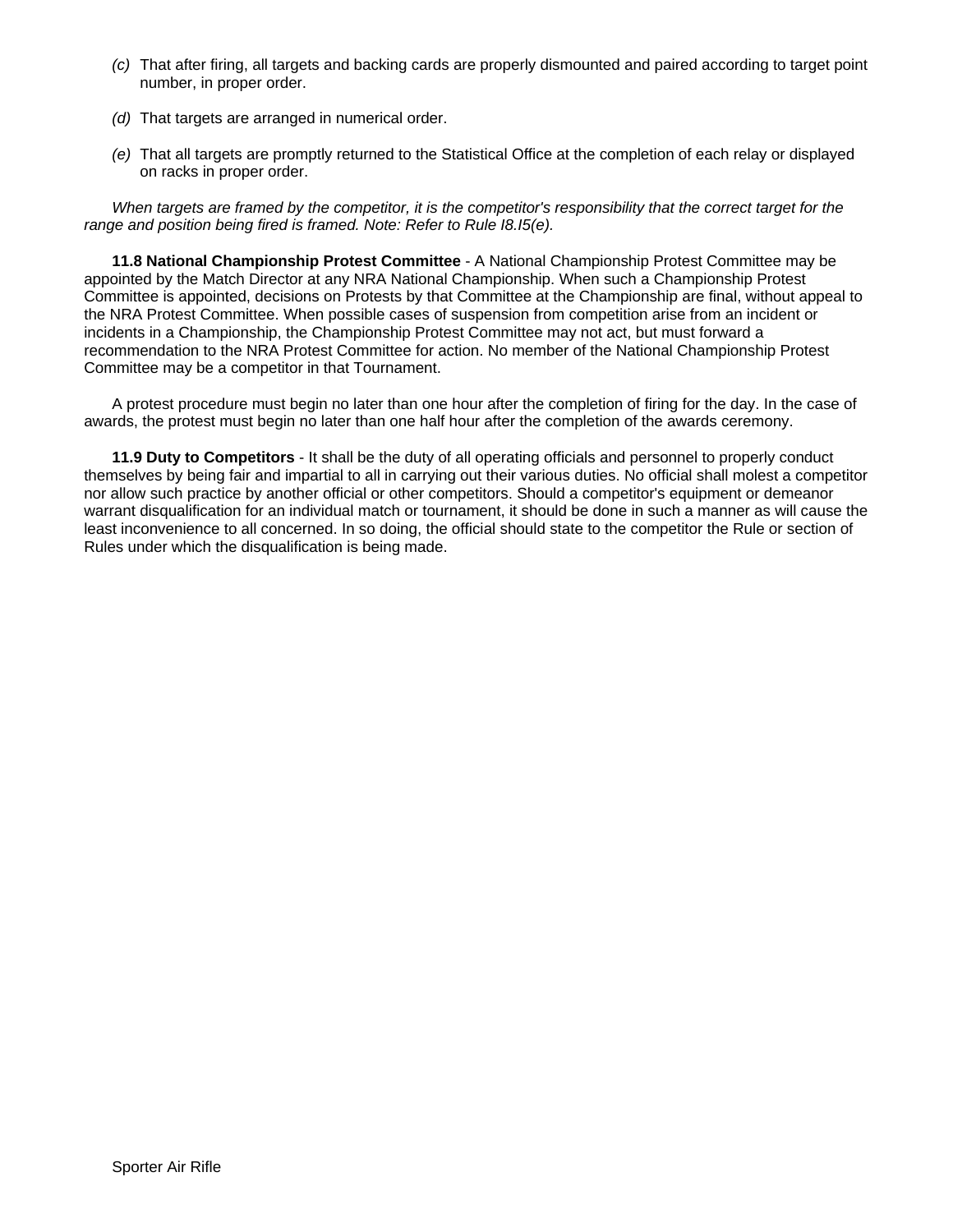*(c)* That after firing, all targets and backing cards are properly dismounted and paired according to target point number, in proper order.

*(d)* That targets are arranged in numerical order.

*(e)* That all targets are promptly returned to the Statistical Office at the completion of each relay or displayed on racks in proper order.

*When targets are framed by the competitor, it is the competitor's responsibility that the correct target for the range and position being fired is framed. Note: Refer to Rule I8.I5(e).*

**11.8 National Championship Protest Committee** - A National Championship Protest Committee may be appointed by the Match Director at any NRA National Championship. When such a Championship Protest Committee is appointed, decisions on Protests by that Committee at the Championship are final, without appeal to the NRA Protest Committee. When possible cases of suspension from competition arise from an incident or incidents in a Championship, the Championship Protest Committee may not act, but must forward a recommendation to the NRA Protest Committee for action. No member of the National Championship Protest Committee may be a competitor in that Tournament.

A protest procedure must begin no later than one hour after the completion of firing for the day. In the case of awards, the protest must begin no later than one half hour after the completion of the awards ceremony.

**11.9 Duty to Competitors** - It shall be the duty of all operating officials and personnel to properly conduct themselves by being fair and impartial to all in carrying out their various duties. No official shall molest a competitor nor allow such practice by another official or other competitors. Should a competitor's equipment or demeanor warrant disqualification for an individual match or tournament, it should be done in such a manner as will cause the least inconvenience to all concerned. In so doing, the official should state to the competitor the Rule or section of Rules under which the disqualification is being made.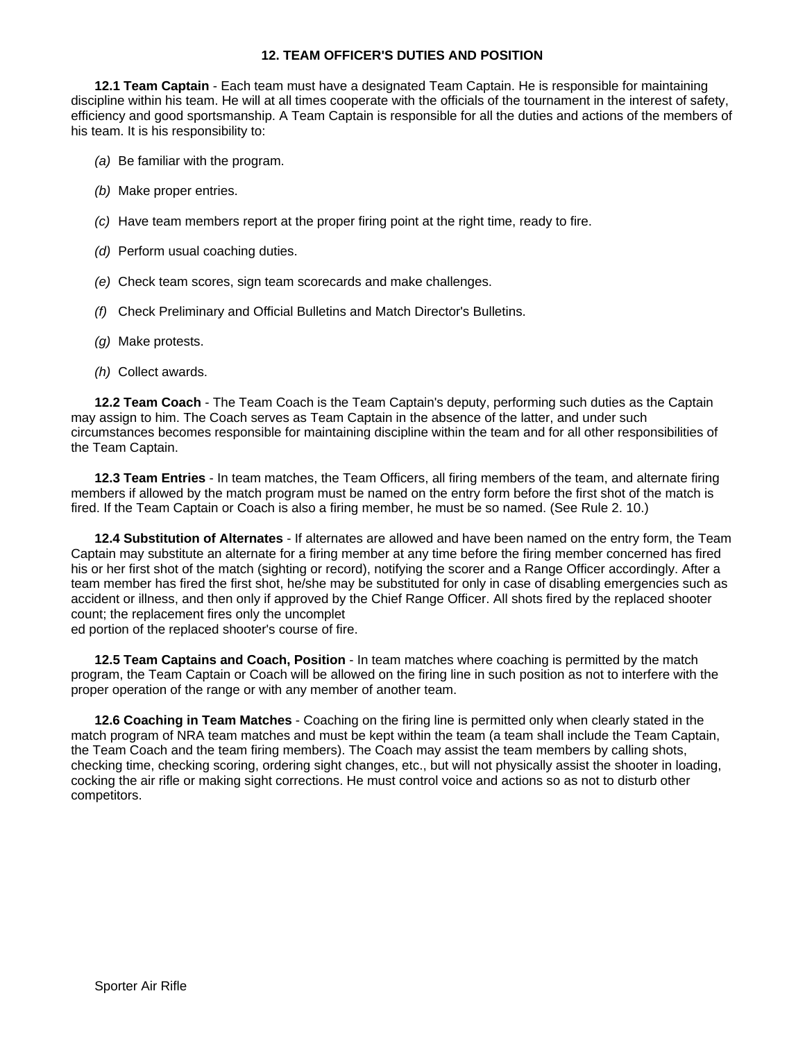## 12. TEAM OFFICER'S DUTIES AND POSITION

**12.1 Team Captain** - Each team must have a designated Team Captain. He is responsible for maintaining discipline within his team. He will at all times cooperate with the officials of the tournament in the interest of safety, efficiency and good sportsmanship. A Team Captain is responsible for all the duties and actions of the members of his team. It is his responsibility to:

*(a)* Be familiar with the program.

*(b)* Make proper entries.

*(c)* Have team members report at the proper firing point at the right time, ready to fire.

*(d)* Perform usual coaching duties.

*(e)* Check team scores, sign team scorecards and make challenges.

*(f)* Check Preliminary and Official Bulletins and Match Director's Bulletins.

*(g)* Make protests.

*(h)* Collect awards.

**12.2 Team Coach** - The Team Coach is the Team Captain's deputy, performing such duties as the Captain may assign to him. The Coach serves as Team Captain in the absence of the latter, and under such circumstances becomes responsible for maintaining discipline within the team and for all other responsibilities of the Team Captain.

**12.3 Team Entries** - In team matches, the Team Officers, all firing members of the team, and alternate firing members if allowed by the match program must be named on the entry form before the first shot of the match is fired. If the Team Captain or Coach is also a firing member, he must be so named. (See Rule 2. 10.)

**12.4 Substitution of Alternates** - If alternates are allowed and have been named on the entry form, the Team Captain may substitute an alternate for a firing member at any time before the firing member concerned has fired his or her first shot of the match (sighting or record), notifying the scorer and a Range Officer accordingly. After a team member has fired the first shot, he/she may be substituted for only in case of disabling emergencies such as accident or illness, and then only if approved by the Chief Range Officer. All shots fired by the replaced shooter count; the replacement fires only the uncompleted portion of the replaced shooter's course of fire.

**12.5 Team Captains and Coach, Position** - In team matches where coaching is permitted by the match program, the Team Captain or Coach will be allowed on the firing line in such position as not to interfere with the proper operation of the range or with any member of another team.

**12.6 Coaching in Team Matches** - Coaching on the firing line is permitted only when clearly stated in the match program of NRA team matches and must be kept within the team (a team shall include the Team Captain, the Team Coach and the team firing members). The Coach may assist the team members by calling shots, checking time, checking scoring, ordering sight changes, etc., but will not physically assist the shooter in loading, cocking the air rifle or making sight corrections. He must control voice and actions so as not to disturb other competitors.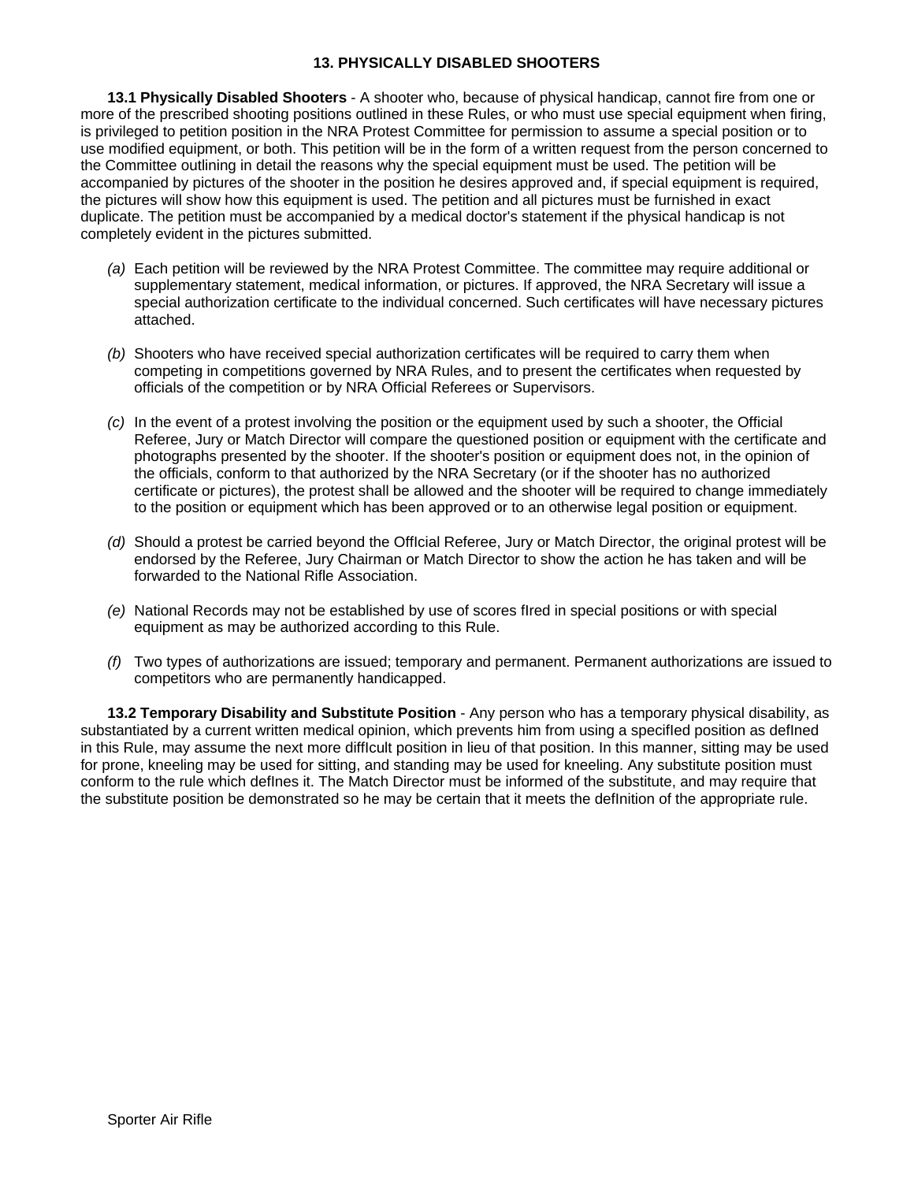## 13. PHYSICALLY DISABLED SHOOTERS

**13.1 Physically Disabled Shooters** - A shooter who, because of physical handicap, cannot fire from one or more of the prescribed shooting positions outlined in these Rules, or who must use special equipment when firing, is privileged to petition position in the NRA Protest Committee for permission to assume a special position or to use modified equipment, or both. This petition will be in the form of a written request from the person concerned to the Committee outlining in detail the reasons why the special equipment must be used. The petition will be accompanied by pictures of the shooter in the position he desires approved and, if special equipment is required, the pictures will show how this equipment is used. The petition and all pictures must be furnished in exact duplicate. The petition must be accompanied by a medical doctor's statement if the physical handicap is not completely evident in the pictures submitted.

*(a)* Each petition will be reviewed by the NRA Protest Committee. The committee may require additional or supplementary statement, medical information, or pictures. If approved, the NRA Secretary will issue a special authorization certificate to the individual concerned. Such certificates will have necessary pictures attached.

*(b)* Shooters who have received special authorization certificates will be required to carry them when competing in competitions governed by NRA Rules, and to present the certificates when requested by officials of the competition or by NRA Official Referees or Supervisors.

*(c)* In the event of a protest involving the position or the equipment used by such a shooter, the Official Referee, Jury or Match Director will compare the questioned position or equipment with the certificate and photographs presented by the shooter. If the shooter's position or equipment does not, in the opinion of the officials, conform to that authorized by the NRA Secretary (or if the shooter has no authorized certificate or pictures), the protest shall be allowed and the shooter will be required to change immediately to the position or equipment which has been approved or to an otherwise legal position or equipment.

*(d)* Should a protest be carried beyond the OffIcial Referee, Jury or Match Director, the original protest will be endorsed by the Referee, Jury Chairman or Match Director to show the action he has taken and will be forwarded to the National Rifle Association.

*(e)* National Records may not be established by use of scores fIred in special positions or with special equipment as may be authorized according to this Rule.

*(f)* Two types of authorizations are issued; temporary and permanent. Permanent authorizations are issued to competitors who are permanently handicapped.

**13.2 Temporary Disability and Substitute Position** - Any person who has a temporary physical disability, as substantiated by a current written medical opinion, which prevents him from using a specifIed position as defIned in this Rule, may assume the next more diffIcult position in lieu of that position. In this manner, sitting may be used for prone, kneeling may be used for sitting, and standing may be used for kneeling. Any substitute position must conform to the rule which defInes it. The Match Director must be informed of the substitute, and may require that the substitute position be demonstrated so he may be certain that it meets the defInition of the appropriate rule.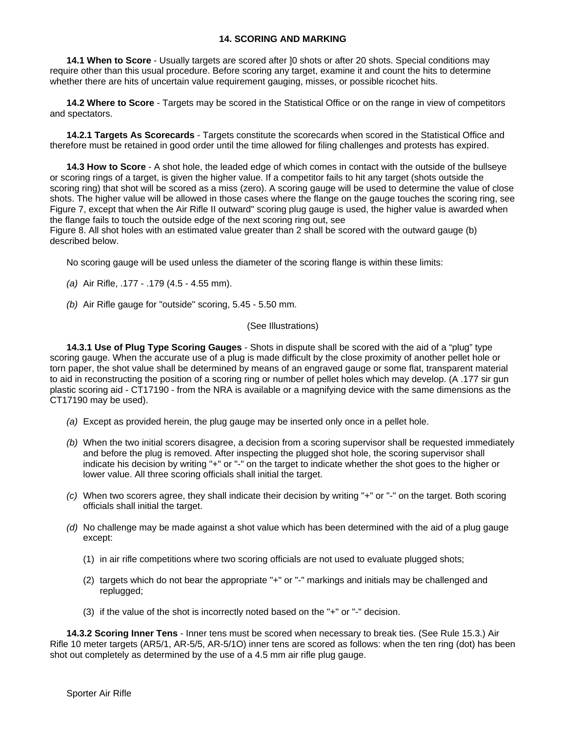## 14. SCORING AND MARKING

**14.1 When to Score** - Usually targets are scored after ]0 shots or after 20 shots. Special conditions may require other than this usual procedure. Before scoring any target, examine it and count the hits to determine whether there are hits of uncertain value requirement gauging, misses, or possible ricochet hits.

**14.2 Where to Score** - Targets may be scored in the Statistical Office or on the range in view of competitors and spectators.

**14.2.1 Targets As Scorecards** - Targets constitute the scorecards when scored in the Statistical Office and therefore must be retained in good order until the time allowed for filing challenges and protests has expired.

**14.3 How to Score** - A shot hole, the leaded edge of which comes in contact with the outside of the bullseye or scoring rings of a target, is given the higher value. If a competitor fails to hit any target (shots outside the scoring ring) that shot will be scored as a miss (zero). A scoring gauge will be used to determine the value of close shots. The higher value will be allowed in those cases where the flange on the gauge touches the scoring ring, see Figure 7, except that when the Air Rifle II outward" scoring plug gauge is used, the higher value is awarded when the flange fails to touch the outside edge of the next scoring ring out, see
Figure 8. All shot holes with an estimated value greater than 2 shall be scored with the outward gauge (b) described below.

No scoring gauge will be used unless the diameter of the scoring flange is within these limits:

*(a)* Air Rifle, .177 - .179 (4.5 - 4.55 mm).

*(b)* Air Rifle gauge for "outside" scoring, 5.45 - 5.50 mm.

(See Illustrations)

**14.3.1 Use of Plug Type Scoring Gauges** - Shots in dispute shall be scored with the aid of a "plug" type scoring gauge. When the accurate use of a plug is made difficult by the close proximity of another pellet hole or torn paper, the shot value shall be determined by means of an engraved gauge or some flat, transparent material to aid in reconstructing the position of a scoring ring or number of pellet holes which may develop. (A .177 sir gun plastic scoring aid - CT17190 - from the NRA is available or a magnifying device with the same dimensions as the CT17190 may be used).

*(a)* Except as provided herein, the plug gauge may be inserted only once in a pellet hole.

*(b)* When the two initial scorers disagree, a decision from a scoring supervisor shall be requested immediately and before the plug is removed. After inspecting the plugged shot hole, the scoring supervisor shall indicate his decision by writing "+" or "-" on the target to indicate whether the shot goes to the higher or lower value. All three scoring officials shall initial the target.

*(c)* When two scorers agree, they shall indicate their decision by writing "+" or "-" on the target. Both scoring officials shall initial the target.

*(d)* No challenge may be made against a shot value which has been determined with the aid of a plug gauge except:

   (1) in air rifle competitions where two scoring officials are not used to evaluate plugged shots;

   (2) targets which do not bear the appropriate "+" or "-" markings and initials may be challenged and replugged;

   (3) if the value of the shot is incorrectly noted based on the "+" or "-" decision.

**14.3.2 Scoring Inner Tens** - Inner tens must be scored when necessary to break ties. (See Rule 15.3.) Air Rifle 10 meter targets (AR5/1, AR-5/5, AR-5/1O) inner tens are scored as follows: when the ten ring (dot) has been shot out completely as determined by the use of a 4.5 mm air rifle plug gauge.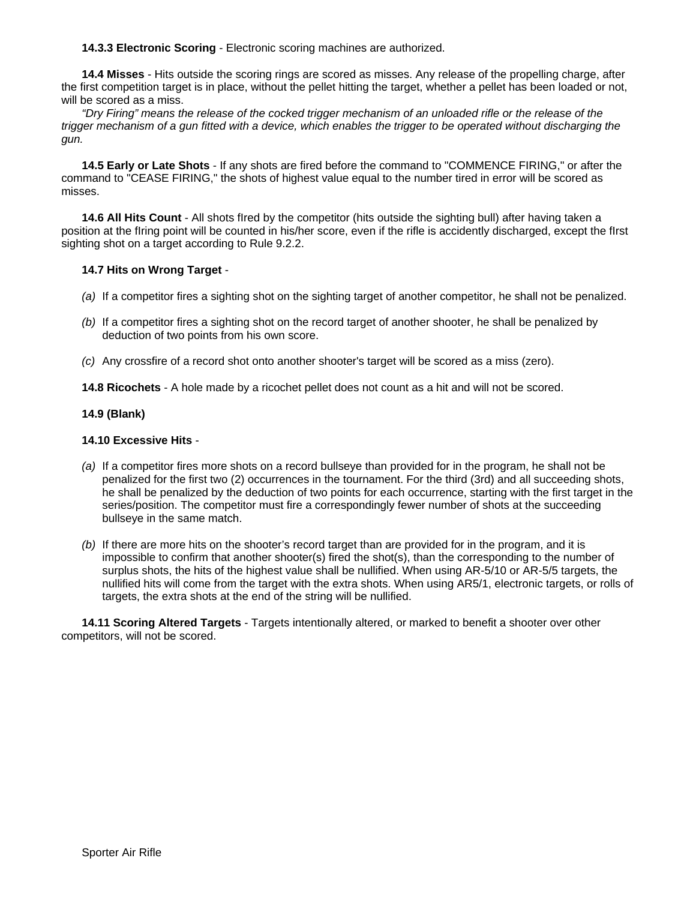**14.3.3 Electronic Scoring** - Electronic scoring machines are authorized.

**14.4 Misses** - Hits outside the scoring rings are scored as misses. Any release of the propelling charge, after the first competition target is in place, without the pellet hitting the target, whether a pellet has been loaded or not, will be scored as a miss.

*"Dry Firing" means the release of the cocked trigger mechanism of an unloaded rifle or the release of the trigger mechanism of a gun fitted with a device, which enables the trigger to be operated without discharging the gun.*

**14.5 Early or Late Shots** - If any shots are fired before the command to "COMMENCE FIRING," or after the command to "CEASE FIRING," the shots of highest value equal to the number tired in error will be scored as misses.

**14.6 All Hits Count** - All shots fIred by the competitor (hits outside the sighting bull) after having taken a position at the fIring point will be counted in his/her score, even if the rifle is accidently discharged, except the fIrst sighting shot on a target according to Rule 9.2.2.

**14.7 Hits on Wrong Target** -

*(a)* If a competitor fires a sighting shot on the sighting target of another competitor, he shall not be penalized.

*(b)* If a competitor fires a sighting shot on the record target of another shooter, he shall be penalized by deduction of two points from his own score.

*(c)* Any crossfire of a record shot onto another shooter's target will be scored as a miss (zero).

**14.8 Ricochets** - A hole made by a ricochet pellet does not count as a hit and will not be scored.

**14.9 (Blank)**

**14.10 Excessive Hits** -

*(a)* If a competitor fires more shots on a record bullseye than provided for in the program, he shall not be penalized for the first two (2) occurrences in the tournament. For the third (3rd) and all succeeding shots, he shall be penalized by the deduction of two points for each occurrence, starting with the first target in the series/position. The competitor must fire a correspondingly fewer number of shots at the succeeding bullseye in the same match.

*(b)* If there are more hits on the shooter's record target than are provided for in the program, and it is impossible to confirm that another shooter(s) fired the shot(s), than the corresponding to the number of surplus shots, the hits of the highest value shall be nullified. When using AR-5/10 or AR-5/5 targets, the nullified hits will come from the target with the extra shots. When using AR5/1, electronic targets, or rolls of targets, the extra shots at the end of the string will be nullified.

**14.11 Scoring Altered Targets** - Targets intentionally altered, or marked to benefit a shooter over other competitors, will not be scored.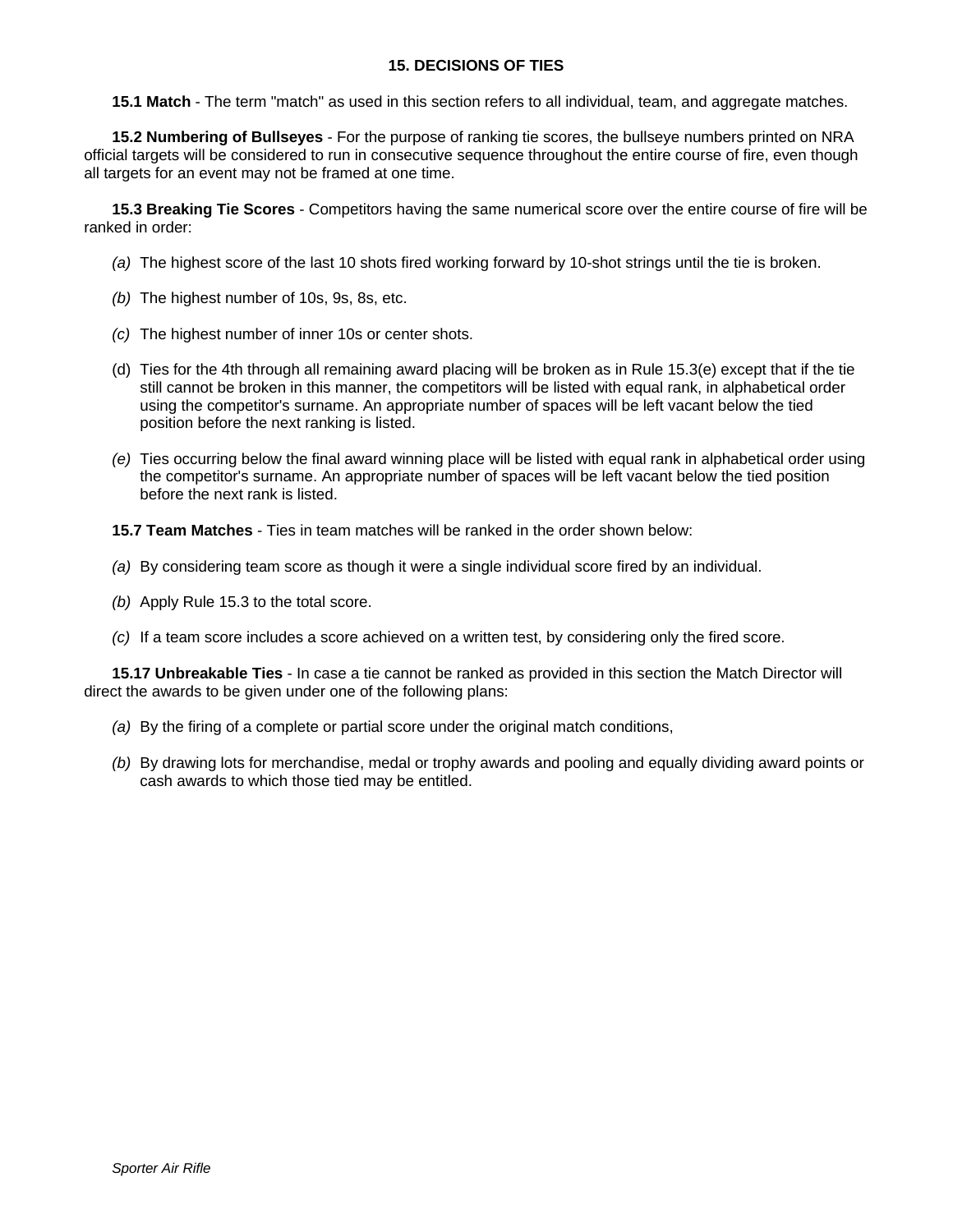## 15. DECISIONS OF TIES

**15.1 Match** - The term "match" as used in this section refers to all individual, team, and aggregate matches.

**15.2 Numbering of Bullseyes** - For the purpose of ranking tie scores, the bullseye numbers printed on NRA official targets will be considered to run in consecutive sequence throughout the entire course of fire, even though all targets for an event may not be framed at one time.

**15.3 Breaking Tie Scores** - Competitors having the same numerical score over the entire course of fire will be ranked in order:

*(a)* The highest score of the last 10 shots fired working forward by 10-shot strings until the tie is broken.

*(b)* The highest number of 10s, 9s, 8s, etc.

*(c)* The highest number of inner 10s or center shots.

(d) Ties for the 4th through all remaining award placing will be broken as in Rule 15.3(e) except that if the tie still cannot be broken in this manner, the competitors will be listed with equal rank, in alphabetical order using the competitor's surname. An appropriate number of spaces will be left vacant below the tied position before the next ranking is listed.

*(e)* Ties occurring below the final award winning place will be listed with equal rank in alphabetical order using the competitor's surname. An appropriate number of spaces will be left vacant below the tied position before the next rank is listed.

**15.7 Team Matches** - Ties in team matches will be ranked in the order shown below:

*(a)* By considering team score as though it were a single individual score fired by an individual.

*(b)* Apply Rule 15.3 to the total score.

*(c)* If a team score includes a score achieved on a written test, by considering only the fired score.

**15.17 Unbreakable Ties** - In case a tie cannot be ranked as provided in this section the Match Director will direct the awards to be given under one of the following plans:

*(a)* By the firing of a complete or partial score under the original match conditions,

*(b)* By drawing lots for merchandise, medal or trophy awards and pooling and equally dividing award points or cash awards to which those tied may be entitled.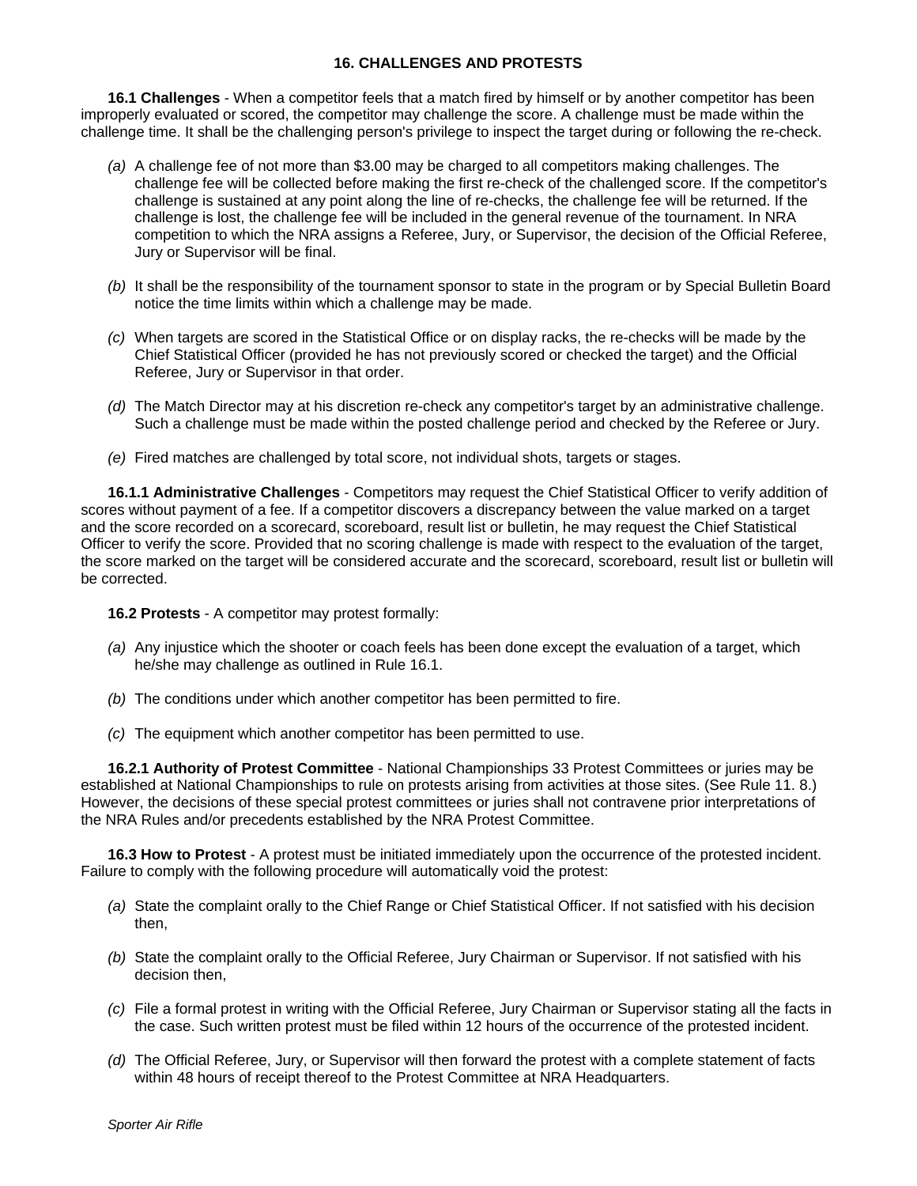# 16. CHALLENGES AND PROTESTS

**16.1 Challenges** - When a competitor feels that a match fired by himself or by another competitor has been improperly evaluated or scored, the competitor may challenge the score. A challenge must be made within the challenge time. It shall be the challenging person's privilege to inspect the target during or following the re-check.

*(a)* A challenge fee of not more than $3.00 may be charged to all competitors making challenges. The challenge fee will be collected before making the first re-check of the challenged score. If the competitor's challenge is sustained at any point along the line of re-checks, the challenge fee will be returned. If the challenge is lost, the challenge fee will be included in the general revenue of the tournament. In NRA competition to which the NRA assigns a Referee, Jury, or Supervisor, the decision of the Official Referee, Jury or Supervisor will be final.

*(b)* It shall be the responsibility of the tournament sponsor to state in the program or by Special Bulletin Board notice the time limits within which a challenge may be made.

*(c)* When targets are scored in the Statistical Office or on display racks, the re-checks will be made by the Chief Statistical Officer (provided he has not previously scored or checked the target) and the Official Referee, Jury or Supervisor in that order.

*(d)* The Match Director may at his discretion re-check any competitor's target by an administrative challenge. Such a challenge must be made within the posted challenge period and checked by the Referee or Jury.

*(e)* Fired matches are challenged by total score, not individual shots, targets or stages.

**16.1.1 Administrative Challenges** - Competitors may request the Chief Statistical Officer to verify addition of scores without payment of a fee. If a competitor discovers a discrepancy between the value marked on a target and the score recorded on a scorecard, scoreboard, result list or bulletin, he may request the Chief Statistical Officer to verify the score. Provided that no scoring challenge is made with respect to the evaluation of the target, the score marked on the target will be considered accurate and the scorecard, scoreboard, result list or bulletin will be corrected.

**16.2 Protests** - A competitor may protest formally:

*(a)* Any injustice which the shooter or coach feels has been done except the evaluation of a target, which he/she may challenge as outlined in Rule 16.1.

*(b)* The conditions under which another competitor has been permitted to fire.

*(c)* The equipment which another competitor has been permitted to use.

**16.2.1 Authority of Protest Committee** - National Championships 33 Protest Committees or juries may be established at National Championships to rule on protests arising from activities at those sites. (See Rule 11. 8.) However, the decisions of these special protest committees or juries shall not contravene prior interpretations of the NRA Rules and/or precedents established by the NRA Protest Committee.

**16.3 How to Protest** - A protest must be initiated immediately upon the occurrence of the protested incident. Failure to comply with the following procedure will automatically void the protest:

*(a)* State the complaint orally to the Chief Range or Chief Statistical Officer. If not satisfied with his decision then,

*(b)* State the complaint orally to the Official Referee, Jury Chairman or Supervisor. If not satisfied with his decision then,

*(c)* File a formal protest in writing with the Official Referee, Jury Chairman or Supervisor stating all the facts in the case. Such written protest must be filed within 12 hours of the occurrence of the protested incident.

*(d)* The Official Referee, Jury, or Supervisor will then forward the protest with a complete statement of facts within 48 hours of receipt thereof to the Protest Committee at NRA Headquarters.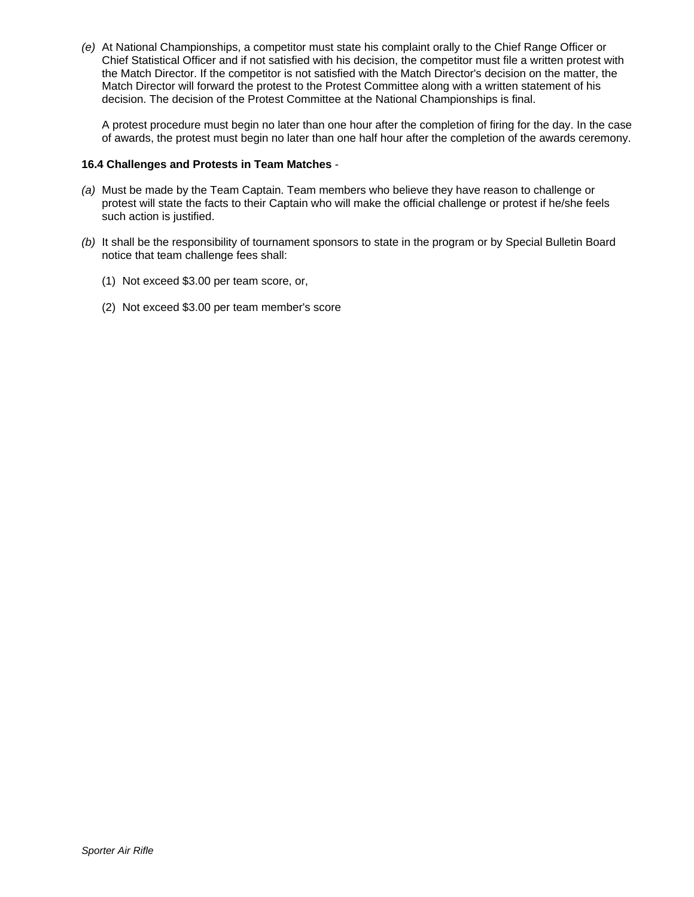*(e)* At National Championships, a competitor must state his complaint orally to the Chief Range Officer or Chief Statistical Officer and if not satisfied with his decision, the competitor must file a written protest with the Match Director. If the competitor is not satisfied with the Match Director's decision on the matter, the Match Director will forward the protest to the Protest Committee along with a written statement of his decision. The decision of the Protest Committee at the National Championships is final.

A protest procedure must begin no later than one hour after the completion of firing for the day. In the case of awards, the protest must begin no later than one half hour after the completion of the awards ceremony.

**16.4 Challenges and Protests in Team Matches** -

*(a)* Must be made by the Team Captain. Team members who believe they have reason to challenge or protest will state the facts to their Captain who will make the official challenge or protest if he/she feels such action is justified.

*(b)* It shall be the responsibility of tournament sponsors to state in the program or by Special Bulletin Board notice that team challenge fees shall:

(1) Not exceed $3.00 per team score, or,

(2) Not exceed $3.00 per team member's score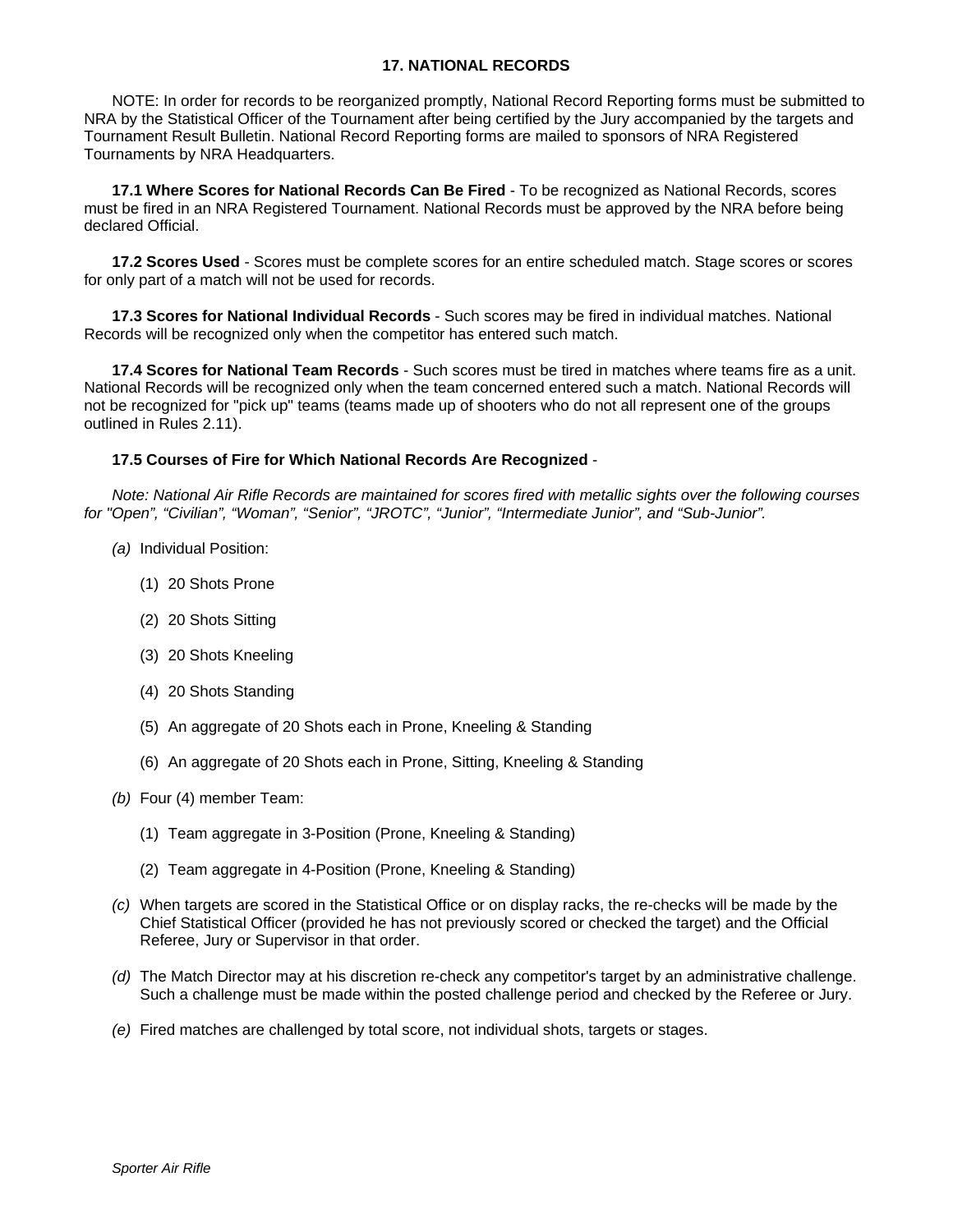## 17. NATIONAL RECORDS

NOTE: In order for records to be reorganized promptly, National Record Reporting forms must be submitted to NRA by the Statistical Officer of the Tournament after being certified by the Jury accompanied by the targets and Tournament Result Bulletin. National Record Reporting forms are mailed to sponsors of NRA Registered Tournaments by NRA Headquarters.

**17.1 Where Scores for National Records Can Be Fired** - To be recognized as National Records, scores must be fired in an NRA Registered Tournament. National Records must be approved by the NRA before being declared Official.

**17.2 Scores Used** - Scores must be complete scores for an entire scheduled match. Stage scores or scores for only part of a match will not be used for records.

**17.3 Scores for National Individual Records** - Such scores may be fired in individual matches. National Records will be recognized only when the competitor has entered such match.

**17.4 Scores for National Team Records** - Such scores must be tired in matches where teams fire as a unit. National Records will be recognized only when the team concerned entered such a match. National Records will not be recognized for "pick up" teams (teams made up of shooters who do not all represent one of the groups outlined in Rules 2.11).

**17.5 Courses of Fire for Which National Records Are Recognized** -

*Note: National Air Rifle Records are maintained for scores fired with metallic sights over the following courses for "Open", "Civilian", "Woman", "Senior", "JROTC", "Junior", "Intermediate Junior", and "Sub-Junior".*

*(a)* Individual Position:

(1) 20 Shots Prone

(2) 20 Shots Sitting

(3) 20 Shots Kneeling

(4) 20 Shots Standing

(5) An aggregate of 20 Shots each in Prone, Kneeling & Standing

(6) An aggregate of 20 Shots each in Prone, Sitting, Kneeling & Standing

*(b)* Four (4) member Team:

(1) Team aggregate in 3-Position (Prone, Kneeling & Standing)

(2) Team aggregate in 4-Position (Prone, Kneeling & Standing)

*(c)* When targets are scored in the Statistical Office or on display racks, the re-checks will be made by the Chief Statistical Officer (provided he has not previously scored or checked the target) and the Official Referee, Jury or Supervisor in that order.

*(d)* The Match Director may at his discretion re-check any competitor's target by an administrative challenge. Such a challenge must be made within the posted challenge period and checked by the Referee or Jury.

*(e)* Fired matches are challenged by total score, not individual shots, targets or stages.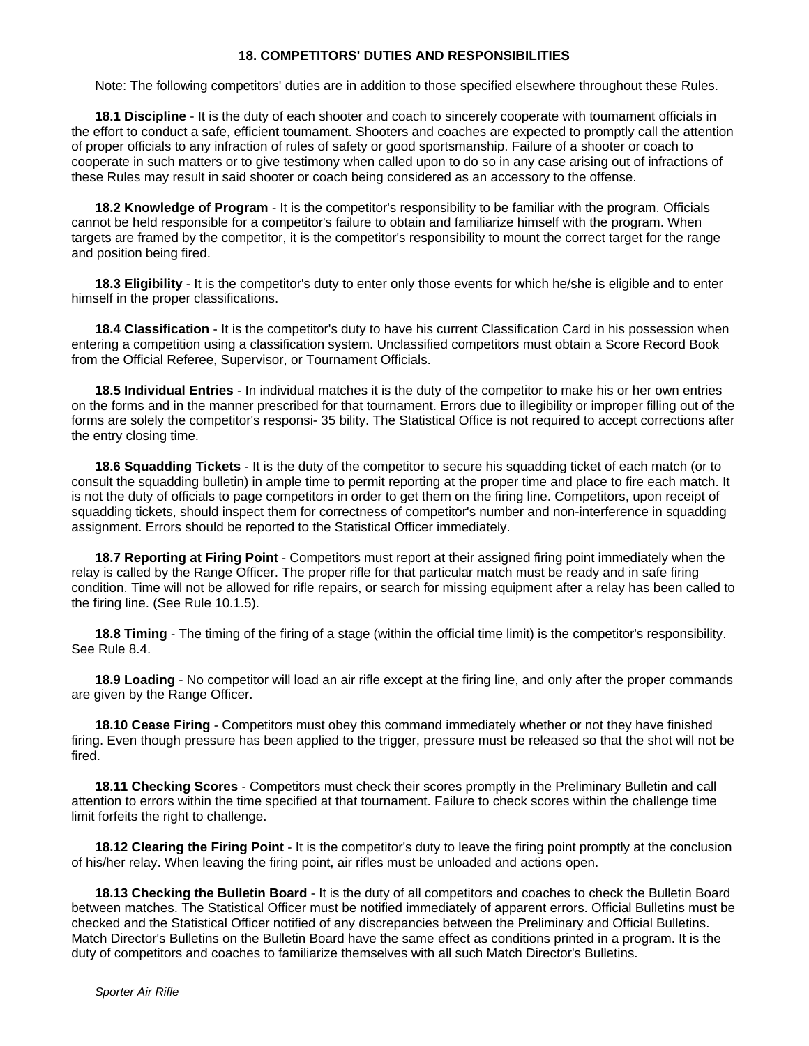## 18. COMPETITORS' DUTIES AND RESPONSIBILITIES

Note: The following competitors' duties are in addition to those specified elsewhere throughout these Rules.

**18.1 Discipline** - It is the duty of each shooter and coach to sincerely cooperate with toumament officials in the effort to conduct a safe, efficient toumament. Shooters and coaches are expected to promptly call the attention of proper officials to any infraction of rules of safety or good sportsmanship. Failure of a shooter or coach to cooperate in such matters or to give testimony when called upon to do so in any case arising out of infractions of these Rules may result in said shooter or coach being considered as an accessory to the offense.

**18.2 Knowledge of Program** - It is the competitor's responsibility to be familiar with the program. Officials cannot be held responsible for a competitor's failure to obtain and familiarize himself with the program. When targets are framed by the competitor, it is the competitor's responsibility to mount the correct target for the range and position being fired.

**18.3 Eligibility** - It is the competitor's duty to enter only those events for which he/she is eligible and to enter himself in the proper classifications.

**18.4 Classification** - It is the competitor's duty to have his current Classification Card in his possession when entering a competition using a classification system. Unclassified competitors must obtain a Score Record Book from the Official Referee, Supervisor, or Tournament Officials.

**18.5 Individual Entries** - In individual matches it is the duty of the competitor to make his or her own entries on the forms and in the manner prescribed for that tournament. Errors due to illegibility or improper filling out of the forms are solely the competitor's responsi- 35 bility. The Statistical Office is not required to accept corrections after the entry closing time.

**18.6 Squadding Tickets** - It is the duty of the competitor to secure his squadding ticket of each match (or to consult the squadding bulletin) in ample time to permit reporting at the proper time and place to fire each match. It is not the duty of officials to page competitors in order to get them on the firing line. Competitors, upon receipt of squadding tickets, should inspect them for correctness of competitor's number and non-interference in squadding assignment. Errors should be reported to the Statistical Officer immediately.

**18.7 Reporting at Firing Point** - Competitors must report at their assigned firing point immediately when the relay is called by the Range Officer. The proper rifle for that particular match must be ready and in safe firing condition. Time will not be allowed for rifle repairs, or search for missing equipment after a relay has been called to the firing line. (See Rule 10.1.5).

**18.8 Timing** - The timing of the firing of a stage (within the official time limit) is the competitor's responsibility. See Rule 8.4.

**18.9 Loading** - No competitor will load an air rifle except at the firing line, and only after the proper commands are given by the Range Officer.

**18.10 Cease Firing** - Competitors must obey this command immediately whether or not they have finished firing. Even though pressure has been applied to the trigger, pressure must be released so that the shot will not be fired.

**18.11 Checking Scores** - Competitors must check their scores promptly in the Preliminary Bulletin and call attention to errors within the time specified at that tournament. Failure to check scores within the challenge time limit forfeits the right to challenge.

**18.12 Clearing the Firing Point** - It is the competitor's duty to leave the firing point promptly at the conclusion of his/her relay. When leaving the firing point, air rifles must be unloaded and actions open.

**18.13 Checking the Bulletin Board** - It is the duty of all competitors and coaches to check the Bulletin Board between matches. The Statistical Officer must be notified immediately of apparent errors. Official Bulletins must be checked and the Statistical Officer notified of any discrepancies between the Preliminary and Official Bulletins. Match Director's Bulletins on the Bulletin Board have the same effect as conditions printed in a program. It is the duty of competitors and coaches to familiarize themselves with all such Match Director's Bulletins.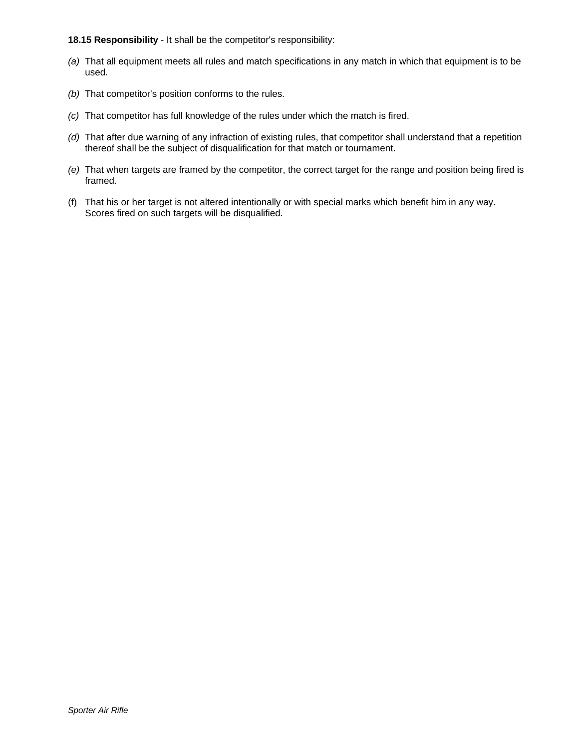**18.15 Responsibility** - It shall be the competitor's responsibility:

*(a)* That all equipment meets all rules and match specifications in any match in which that equipment is to be used.

*(b)* That competitor's position conforms to the rules.

*(c)* That competitor has full knowledge of the rules under which the match is fired.

*(d)* That after due warning of any infraction of existing rules, that competitor shall understand that a repetition thereof shall be the subject of disqualification for that match or tournament.

*(e)* That when targets are framed by the competitor, the correct target for the range and position being fired is framed.

(f) That his or her target is not altered intentionally or with special marks which benefit him in any way. Scores fired on such targets will be disqualified.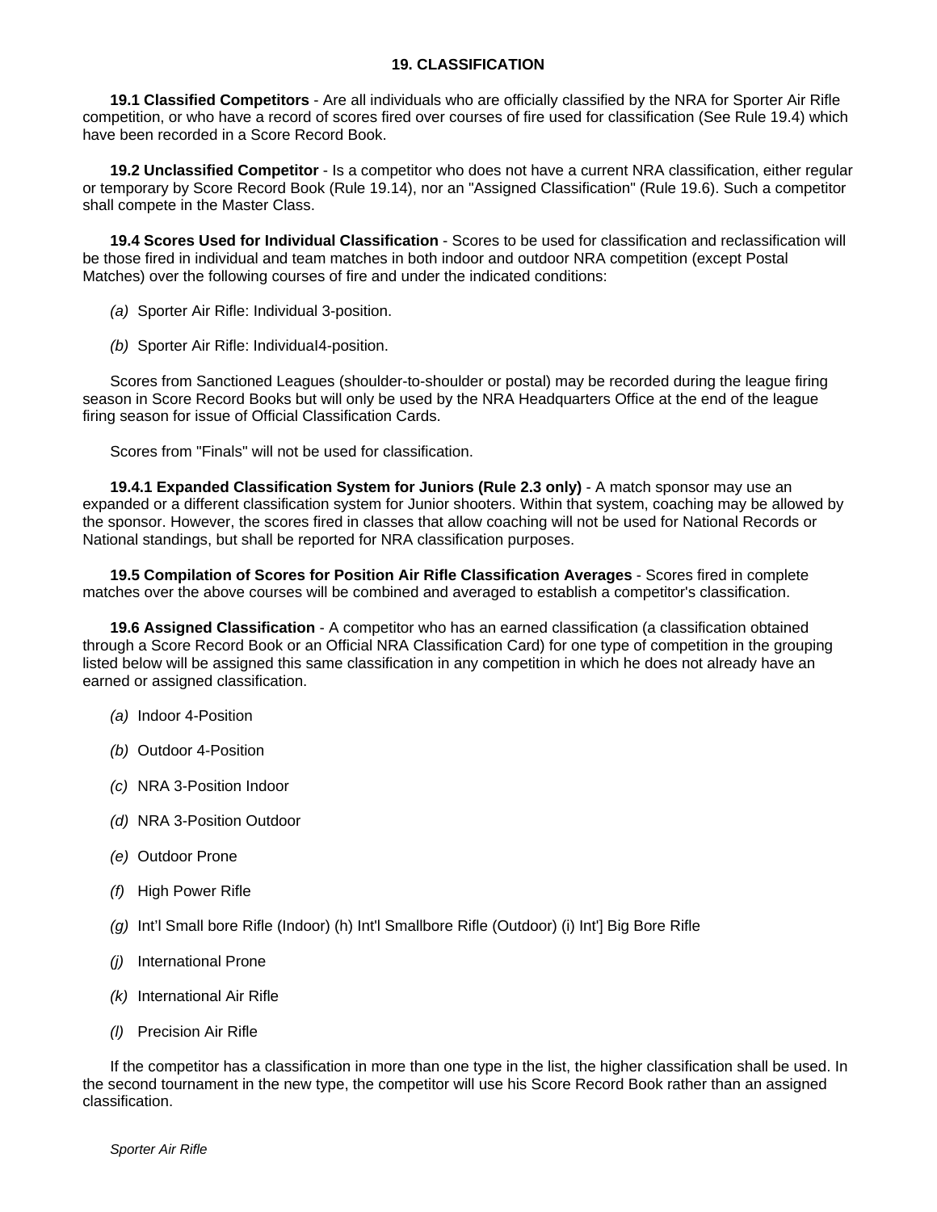## 19. CLASSIFICATION

**19.1 Classified Competitors** - Are all individuals who are officially classified by the NRA for Sporter Air Rifle competition, or who have a record of scores fired over courses of fire used for classification (See Rule 19.4) which have been recorded in a Score Record Book.

**19.2 Unclassified Competitor** - Is a competitor who does not have a current NRA classification, either regular or temporary by Score Record Book (Rule 19.14), nor an "Assigned Classification" (Rule 19.6). Such a competitor shall compete in the Master Class.

**19.4 Scores Used for Individual Classification** - Scores to be used for classification and reclassification will be those fired in individual and team matches in both indoor and outdoor NRA competition (except Postal Matches) over the following courses of fire and under the indicated conditions:

*(a)* Sporter Air Rifle: Individual 3-position.

*(b)* Sporter Air Rifle: IndividuaI4-position.

Scores from Sanctioned Leagues (shoulder-to-shoulder or postal) may be recorded during the league firing season in Score Record Books but will only be used by the NRA Headquarters Office at the end of the league firing season for issue of Official Classification Cards.

Scores from "Finals" will not be used for classification.

**19.4.1 Expanded Classification System for Juniors (Rule 2.3 only)** - A match sponsor may use an expanded or a different classification system for Junior shooters. Within that system, coaching may be allowed by the sponsor. However, the scores fired in classes that allow coaching will not be used for National Records or National standings, but shall be reported for NRA classification purposes.

**19.5 Compilation of Scores for Position Air Rifle Classification Averages** - Scores fired in complete matches over the above courses will be combined and averaged to establish a competitor's classification.

**19.6 Assigned Classification** - A competitor who has an earned classification (a classification obtained through a Score Record Book or an Official NRA Classification Card) for one type of competition in the grouping listed below will be assigned this same classification in any competition in which he does not already have an earned or assigned classification.

*(a)* Indoor 4-Position

*(b)* Outdoor 4-Position

*(c)* NRA 3-Position Indoor

*(d)* NRA 3-Position Outdoor

*(e)* Outdoor Prone

*(f)* High Power Rifle

*(g)* Int'l Small bore Rifle (Indoor) (h) Int'l Smallbore Rifle (Outdoor) (i) Int'] Big Bore Rifle

*(j)* International Prone

*(k)* International Air Rifle

*(l)* Precision Air Rifle

If the competitor has a classification in more than one type in the list, the higher classification shall be used. In the second tournament in the new type, the competitor will use his Score Record Book rather than an assigned classification.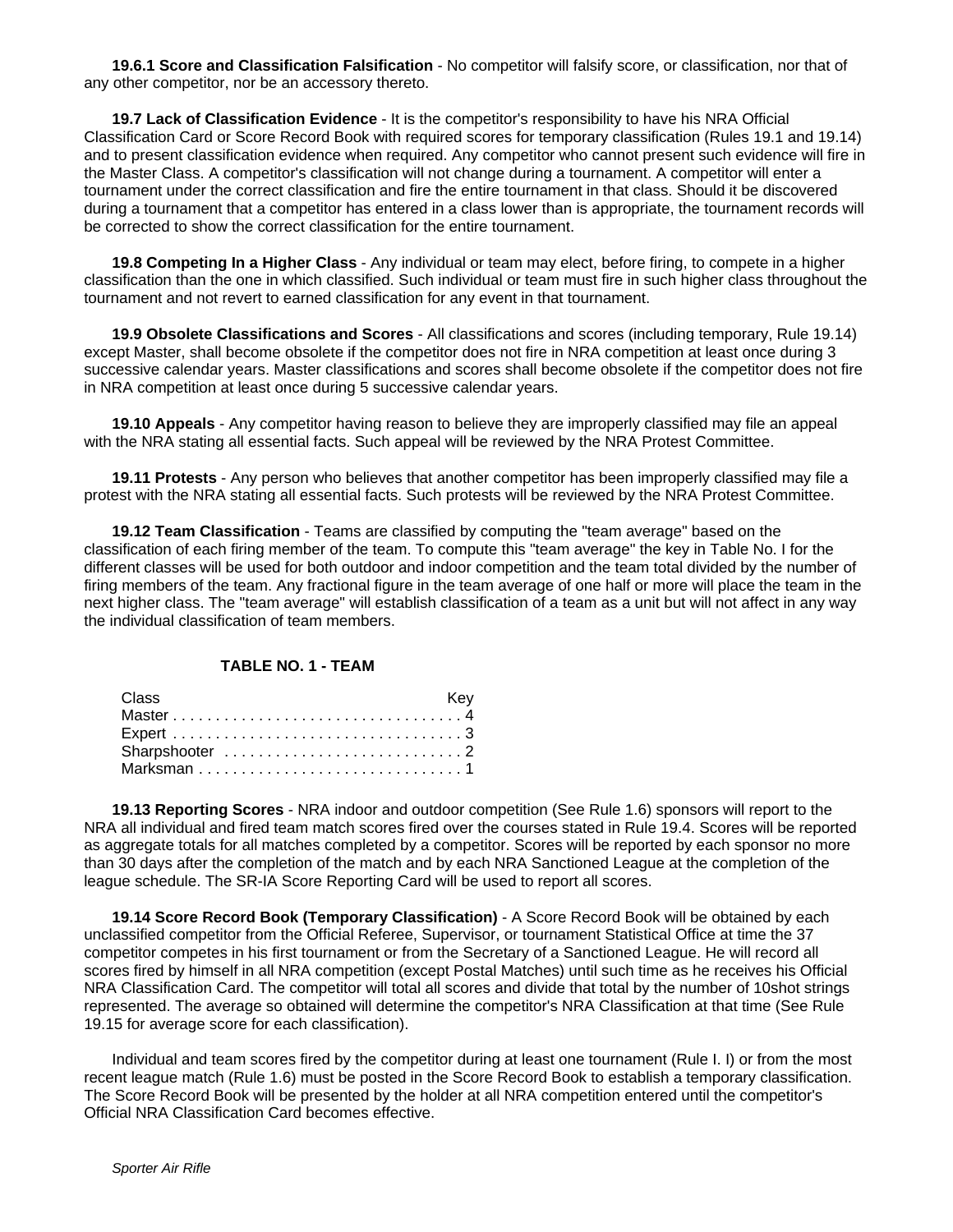**19.6.1 Score and Classification Falsification** - No competitor will falsify score, or classification, nor that of any other competitor, nor be an accessory thereto.

**19.7 Lack of Classification Evidence** - It is the competitor's responsibility to have his NRA Official Classification Card or Score Record Book with required scores for temporary classification (Rules 19.1 and 19.14) and to present classification evidence when required. Any competitor who cannot present such evidence will fire in the Master Class. A competitor's classification will not change during a tournament. A competitor will enter a tournament under the correct classification and fire the entire tournament in that class. Should it be discovered during a tournament that a competitor has entered in a class lower than is appropriate, the tournament records will be corrected to show the correct classification for the entire tournament.

**19.8 Competing In a Higher Class** - Any individual or team may elect, before firing, to compete in a higher classification than the one in which classified. Such individual or team must fire in such higher class throughout the tournament and not revert to earned classification for any event in that tournament.

**19.9 Obsolete Classifications and Scores** - All classifications and scores (including temporary, Rule 19.14) except Master, shall become obsolete if the competitor does not fire in NRA competition at least once during 3 successive calendar years. Master classifications and scores shall become obsolete if the competitor does not fire in NRA competition at least once during 5 successive calendar years.

**19.10 Appeals** - Any competitor having reason to believe they are improperly classified may file an appeal with the NRA stating all essential facts. Such appeal will be reviewed by the NRA Protest Committee.

**19.11 Protests** - Any person who believes that another competitor has been improperly classified may file a protest with the NRA stating all essential facts. Such protests will be reviewed by the NRA Protest Committee.

**19.12 Team Classification** - Teams are classified by computing the "team average" based on the classification of each firing member of the team. To compute this "team average" the key in Table No. I for the different classes will be used for both outdoor and indoor competition and the team total divided by the number of firing members of the team. Any fractional figure in the team average of one half or more will place the team in the next higher class. The "team average" will establish classification of a team as a unit but will not affect in any way the individual classification of team members.

**TABLE NO. 1 - TEAM**

| Class | Key |
|---|---|
| Master | 4 |
| Expert | 3 |
| Sharpshooter | 2 |
| Marksman | 1 |

**19.13 Reporting Scores** - NRA indoor and outdoor competition (See Rule 1.6) sponsors will report to the NRA all individual and fired team match scores fired over the courses stated in Rule 19.4. Scores will be reported as aggregate totals for all matches completed by a competitor. Scores will be reported by each sponsor no more than 30 days after the completion of the match and by each NRA Sanctioned League at the completion of the league schedule. The SR-IA Score Reporting Card will be used to report all scores.

**19.14 Score Record Book (Temporary Classification)** - A Score Record Book will be obtained by each unclassified competitor from the Official Referee, Supervisor, or tournament Statistical Office at time the 37 competitor competes in his first tournament or from the Secretary of a Sanctioned League. He will record all scores fired by himself in all NRA competition (except Postal Matches) until such time as he receives his Official NRA Classification Card. The competitor will total all scores and divide that total by the number of 10shot strings represented. The average so obtained will determine the competitor's NRA Classification at that time (See Rule 19.15 for average score for each classification).

Individual and team scores fired by the competitor during at least one tournament (Rule I. I) or from the most recent league match (Rule 1.6) must be posted in the Score Record Book to establish a temporary classification. The Score Record Book will be presented by the holder at all NRA competition entered until the competitor's Official NRA Classification Card becomes effective.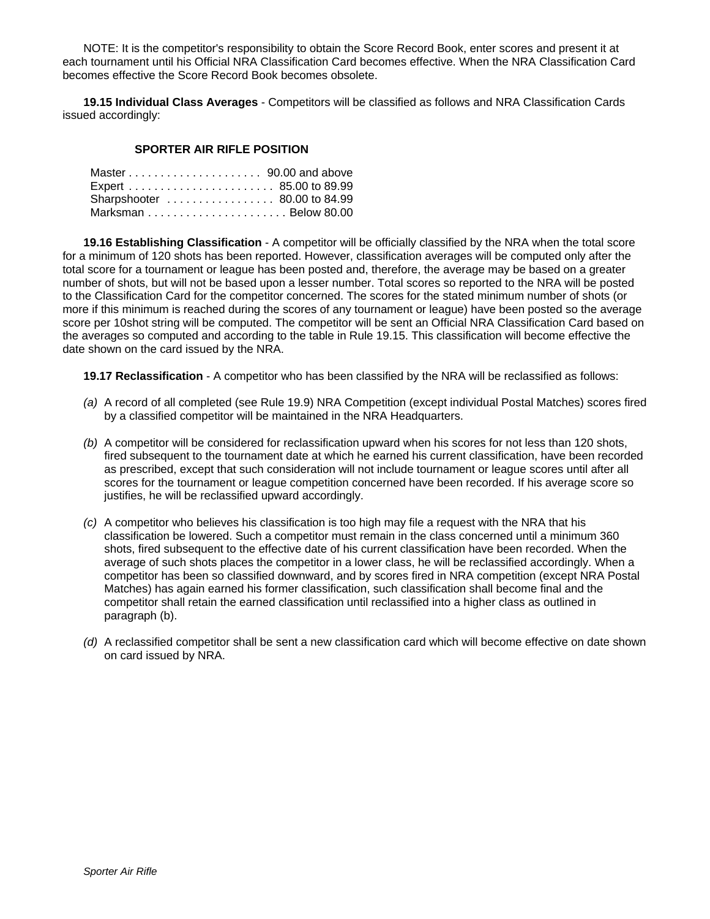NOTE: It is the competitor's responsibility to obtain the Score Record Book, enter scores and present it at each tournament until his Official NRA Classification Card becomes effective. When the NRA Classification Card becomes effective the Score Record Book becomes obsolete.

**19.15 Individual Class Averages** - Competitors will be classified as follows and NRA Classification Cards issued accordingly:

**SPORTER AIR RIFLE POSITION**

| Class | Average |
|---|---|
| Master | 90.00 and above |
| Expert | 85.00 to 89.99 |
| Sharpshooter | 80.00 to 84.99 |
| Marksman | Below 80.00 |

**19.16 Establishing Classification** - A competitor will be officially classified by the NRA when the total score for a minimum of 120 shots has been reported. However, classification averages will be computed only after the total score for a tournament or league has been posted and, therefore, the average may be based on a greater number of shots, but will not be based upon a lesser number. Total scores so reported to the NRA will be posted to the Classification Card for the competitor concerned. The scores for the stated minimum number of shots (or more if this minimum is reached during the scores of any tournament or league) have been posted so the average score per 10shot string will be computed. The competitor will be sent an Official NRA Classification Card based on the averages so computed and according to the table in Rule 19.15. This classification will become effective the date shown on the card issued by the NRA.

**19.17 Reclassification** - A competitor who has been classified by the NRA will be reclassified as follows:

*(a)* A record of all completed (see Rule 19.9) NRA Competition (except individual Postal Matches) scores fired by a classified competitor will be maintained in the NRA Headquarters.

*(b)* A competitor will be considered for reclassification upward when his scores for not less than 120 shots, fired subsequent to the tournament date at which he earned his current classification, have been recorded as prescribed, except that such consideration will not include tournament or league scores until after all scores for the tournament or league competition concerned have been recorded. If his average score so justifies, he will be reclassified upward accordingly.

*(c)* A competitor who believes his classification is too high may file a request with the NRA that his classification be lowered. Such a competitor must remain in the class concerned until a minimum 360 shots, fired subsequent to the effective date of his current classification have been recorded. When the average of such shots places the competitor in a lower class, he will be reclassified accordingly. When a competitor has been so classified downward, and by scores fired in NRA competition (except NRA Postal Matches) has again earned his former classification, such classification shall become final and the competitor shall retain the earned classification until reclassified into a higher class as outlined in paragraph (b).

*(d)* A reclassified competitor shall be sent a new classification card which will become effective on date shown on card issued by NRA.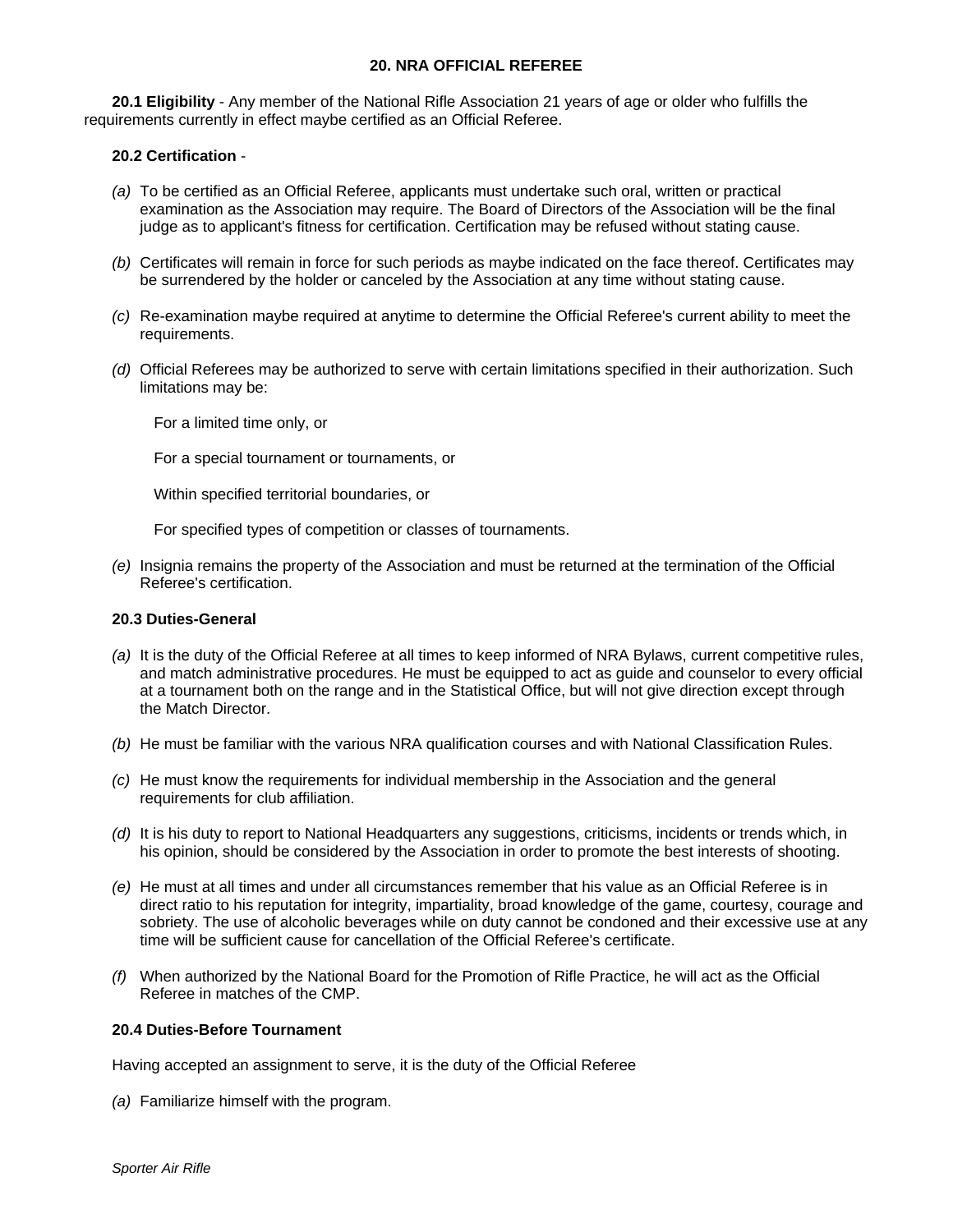## 20. NRA OFFICIAL REFEREE

**20.1 Eligibility** - Any member of the National Rifle Association 21 years of age or older who fulfills the requirements currently in effect maybe certified as an Official Referee.

**20.2 Certification** -

*(a)* To be certified as an Official Referee, applicants must undertake such oral, written or practical examination as the Association may require. The Board of Directors of the Association will be the final judge as to applicant's fitness for certification. Certification may be refused without stating cause.

*(b)* Certificates will remain in force for such periods as maybe indicated on the face thereof. Certificates may be surrendered by the holder or canceled by the Association at any time without stating cause.

*(c)* Re-examination maybe required at anytime to determine the Official Referee's current ability to meet the requirements.

*(d)* Official Referees may be authorized to serve with certain limitations specified in their authorization. Such limitations may be:

For a limited time only, or

For a special tournament or tournaments, or

Within specified territorial boundaries, or

For specified types of competition or classes of tournaments.

*(e)* Insignia remains the property of the Association and must be returned at the termination of the Official Referee's certification.

**20.3 Duties-General**

*(a)* It is the duty of the Official Referee at all times to keep informed of NRA Bylaws, current competitive rules, and match administrative procedures. He must be equipped to act as guide and counselor to every official at a tournament both on the range and in the Statistical Office, but will not give direction except through the Match Director.

*(b)* He must be familiar with the various NRA qualification courses and with National Classification Rules.

*(c)* He must know the requirements for individual membership in the Association and the general requirements for club affiliation.

*(d)* It is his duty to report to National Headquarters any suggestions, criticisms, incidents or trends which, in his opinion, should be considered by the Association in order to promote the best interests of shooting.

*(e)* He must at all times and under all circumstances remember that his value as an Official Referee is in direct ratio to his reputation for integrity, impartiality, broad knowledge of the game, courtesy, courage and sobriety. The use of alcoholic beverages while on duty cannot be condoned and their excessive use at any time will be sufficient cause for cancellation of the Official Referee's certificate.

*(f)* When authorized by the National Board for the Promotion of Rifle Practice, he will act as the Official Referee in matches of the CMP.

**20.4 Duties-Before Tournament**

Having accepted an assignment to serve, it is the duty of the Official Referee

*(a)* Familiarize himself with the program.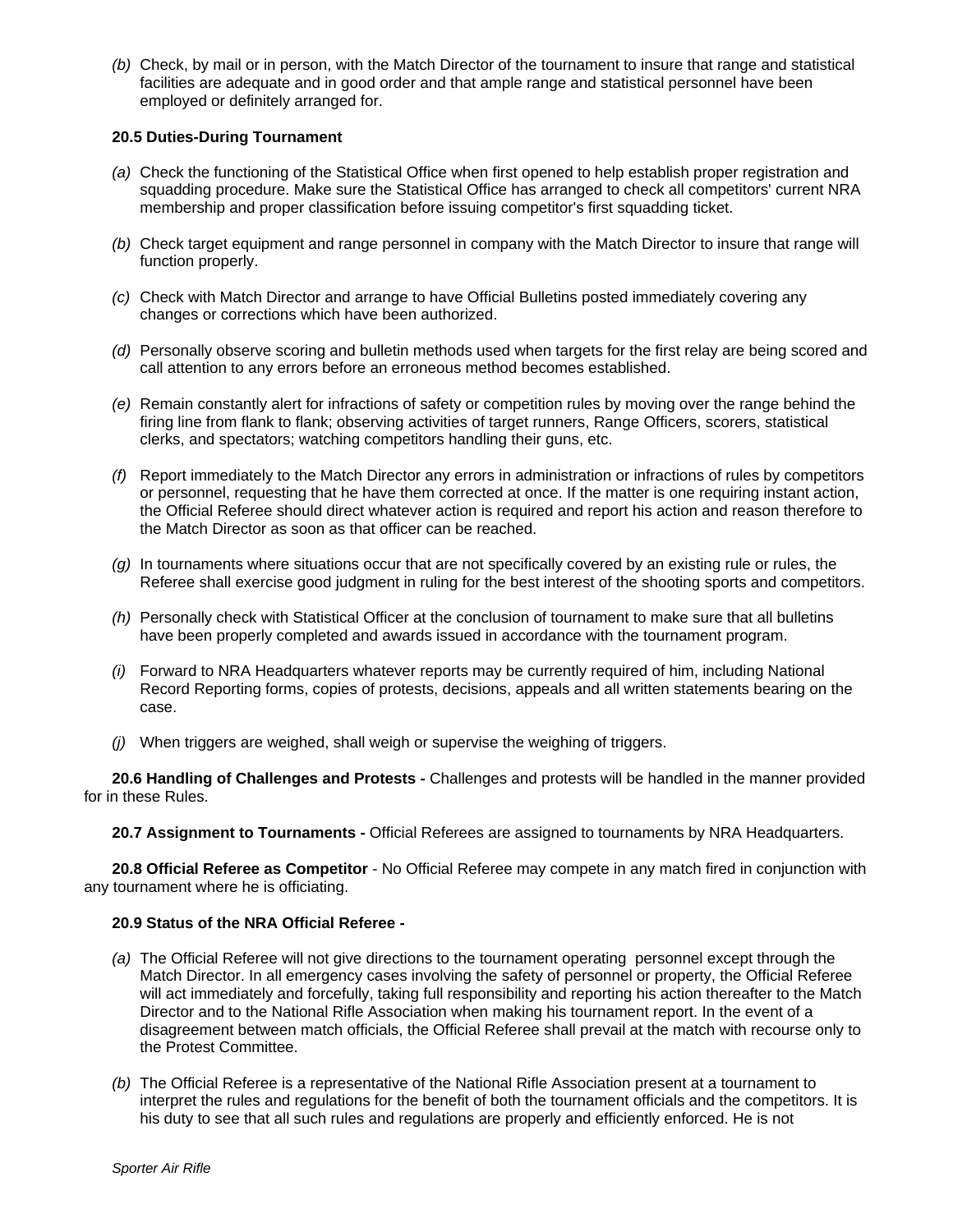*(b)* Check, by mail or in person, with the Match Director of the tournament to insure that range and statistical facilities are adequate and in good order and that ample range and statistical personnel have been employed or definitely arranged for.

**20.5 Duties-During Tournament**

*(a)* Check the functioning of the Statistical Office when first opened to help establish proper registration and squadding procedure. Make sure the Statistical Office has arranged to check all competitors' current NRA membership and proper classification before issuing competitor's first squadding ticket.

*(b)* Check target equipment and range personnel in company with the Match Director to insure that range will function properly.

*(c)* Check with Match Director and arrange to have Official Bulletins posted immediately covering any changes or corrections which have been authorized.

*(d)* Personally observe scoring and bulletin methods used when targets for the first relay are being scored and call attention to any errors before an erroneous method becomes established.

*(e)* Remain constantly alert for infractions of safety or competition rules by moving over the range behind the firing line from flank to flank; observing activities of target runners, Range Officers, scorers, statistical clerks, and spectators; watching competitors handling their guns, etc.

*(f)* Report immediately to the Match Director any errors in administration or infractions of rules by competitors or personnel, requesting that he have them corrected at once. If the matter is one requiring instant action, the Official Referee should direct whatever action is required and report his action and reason therefore to the Match Director as soon as that officer can be reached.

*(g)* In tournaments where situations occur that are not specifically covered by an existing rule or rules, the Referee shall exercise good judgment in ruling for the best interest of the shooting sports and competitors.

*(h)* Personally check with Statistical Officer at the conclusion of tournament to make sure that all bulletins have been properly completed and awards issued in accordance with the tournament program.

*(i)* Forward to NRA Headquarters whatever reports may be currently required of him, including National Record Reporting forms, copies of protests, decisions, appeals and all written statements bearing on the case.

*(j)* When triggers are weighed, shall weigh or supervise the weighing of triggers.

**20.6 Handling of Challenges and Protests -** Challenges and protests will be handled in the manner provided for in these Rules.

**20.7 Assignment to Tournaments -** Official Referees are assigned to tournaments by NRA Headquarters.

**20.8 Official Referee as Competitor** - No Official Referee may compete in any match fired in conjunction with any tournament where he is officiating.

**20.9 Status of the NRA Official Referee -**

*(a)* The Official Referee will not give directions to the tournament operating personnel except through the Match Director. In all emergency cases involving the safety of personnel or property, the Official Referee will act immediately and forcefully, taking full responsibility and reporting his action thereafter to the Match Director and to the National Rifle Association when making his tournament report. In the event of a disagreement between match officials, the Official Referee shall prevail at the match with recourse only to the Protest Committee.

*(b)* The Official Referee is a representative of the National Rifle Association present at a tournament to interpret the rules and regulations for the benefit of both the tournament officials and the competitors. It is his duty to see that all such rules and regulations are properly and efficiently enforced. He is not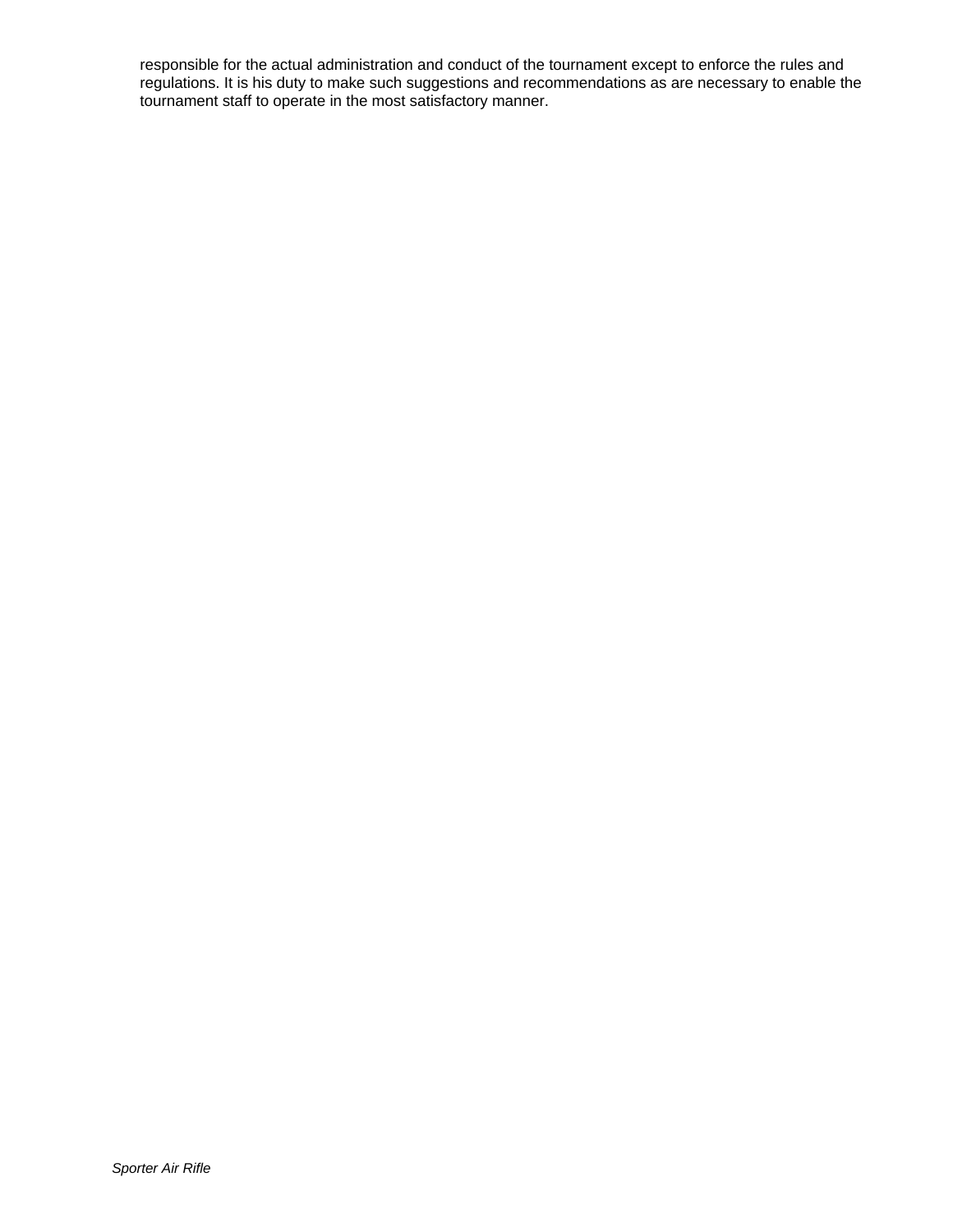responsible for the actual administration and conduct of the tournament except to enforce the rules and regulations. It is his duty to make such suggestions and recommendations as are necessary to enable the tournament staff to operate in the most satisfactory manner.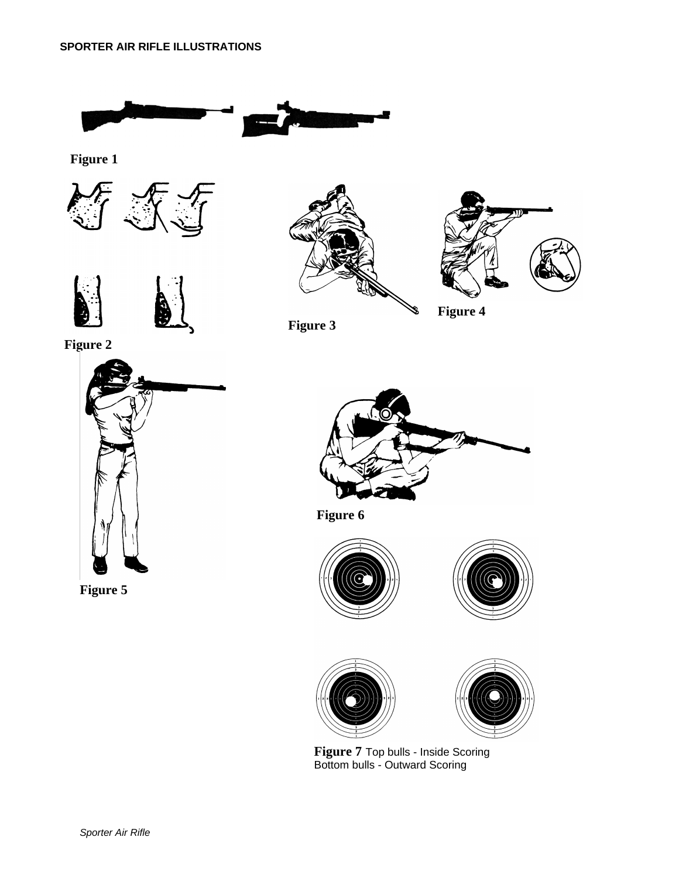**SPORTER AIR RIFLE ILLUSTRATIONS**

**Figure 1**

**Figure 2**

**Figure 3**

**Figure 4**

**Figure 5**

**Figure 6**

**Figure 7** Top bulls - Inside Scoring
Bottom bulls - Outward Scoring